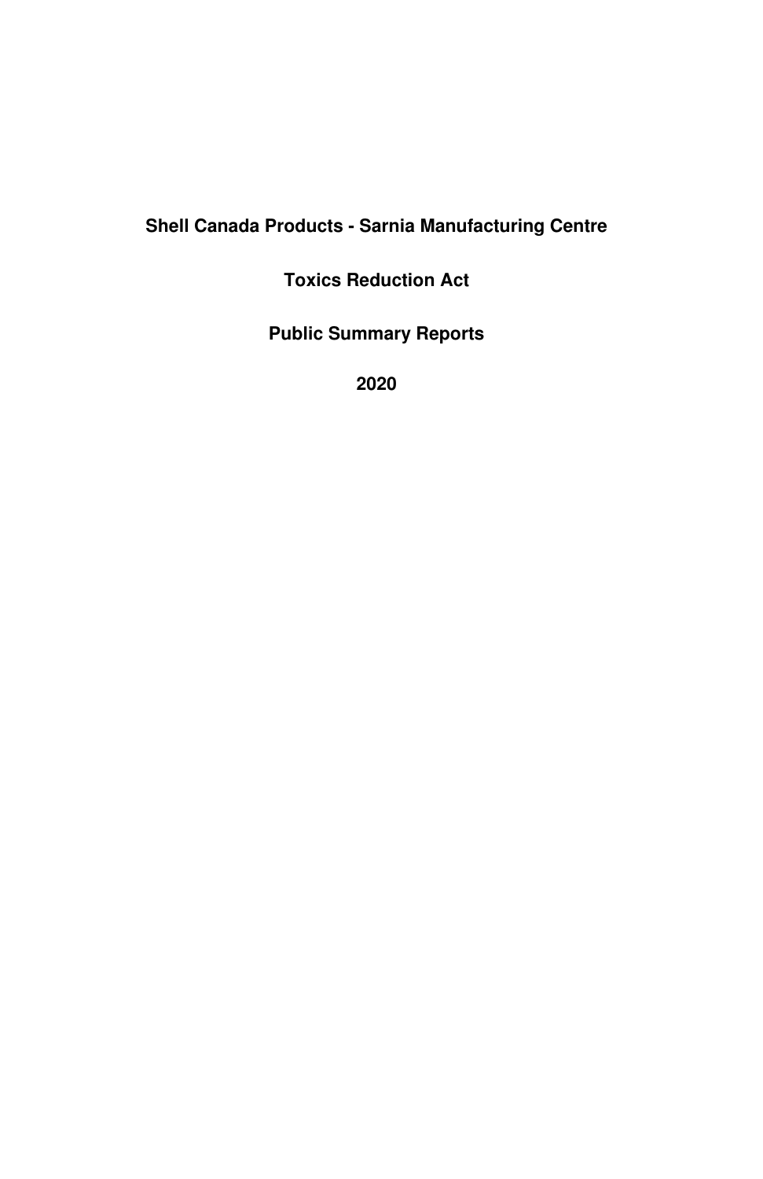# Shell Canada Products - Sarnia Manufacturing Centre

## Toxics Reduction Act

## Public Summary Reports

## 2020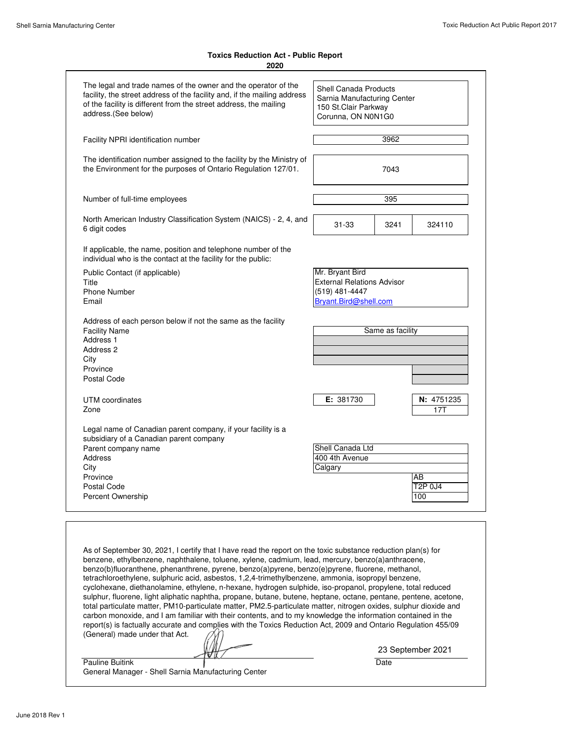**Toxics Reduction Act - Public Report**
**2020**

| | |
|---|---|
| The legal and trade names of the owner and the operator of the facility, the street address of the facility and, if the mailing address of the facility is different from the street address, the mailing address.(See below) | Shell Canada Products<br>Sarnia Manufacturing Center<br>150 St.Clair Parkway<br>Corunna, ON N0N1G0 |
| Facility NPRI identification number | 3962 |
| The identification number assigned to the facility by the Ministry of the Environment for the purposes of Ontario Regulation 127/01. | 7043 |
| Number of full-time employees | 395 |
| North American Industry Classification System (NAICS) - 2, 4, and 6 digit codes | 31-33 / 3241 / 324110 |

If applicable, the name, position and telephone number of the individual who is the contact at the facility for the public:

| | |
|---|---|
| Public Contact (if applicable) | Mr. Bryant Bird |
| Title | External Relations Advisor |
| Phone Number | (519) 481-4447 |
| Email | Bryant.Bird@shell.com |

Address of each person below if not the same as the facility

| | |
|---|---|
| Facility Name | Same as facility |
| Address 1 | |
| Address 2 | |
| City | |
| Province | |
| Postal Code | |

| | |
|---|---|
| UTM coordinates | E: 381730 / N: 4751235 |
| Zone | 17T |

Legal name of Canadian parent company, if your facility is a subsidiary of a Canadian parent company

| | |
|---|---|
| Parent company name | Shell Canada Ltd |
| Address | 400 4th Avenue |
| City | Calgary |
| Province | AB |
| Postal Code | T2P 0J4 |
| Percent Ownership | 100 |

As of September 30, 2021, I certify that I have read the report on the toxic substance reduction plan(s) for benzene, ethylbenzene, naphthalene, toluene, xylene, cadmium, lead, mercury, benzo(a)anthracene, benzo(b)fluoranthene, phenanthrene, pyrene, benzo(a)pyrene, benzo(e)pyrene, fluorene, methanol, tetrachloroethylene, sulphuric acid, asbestos, 1,2,4-trimethylbenzene, ammonia, isopropyl benzene, cyclohexane, diethanolamine, ethylene, n-hexane, hydrogen sulphide, iso-propanol, propylene, total reduced sulphur, fluorene, light aliphatic naphtha, propane, butane, butene, heptane, octane, pentane, pentene, acetone, total particulate matter, PM10-particulate matter, PM2.5-particulate matter, nitrogen oxides, sulphur dioxide and carbon monoxide, and I am familiar with their contents, and to my knowledge the information contained in the report(s) is factually accurate and complies with the Toxics Reduction Act, 2009 and Ontario Regulation 455/09 (General) made under that Act.

Pauline Buitink
General Manager - Shell Sarnia Manufacturing Center

Date: 23 September 2021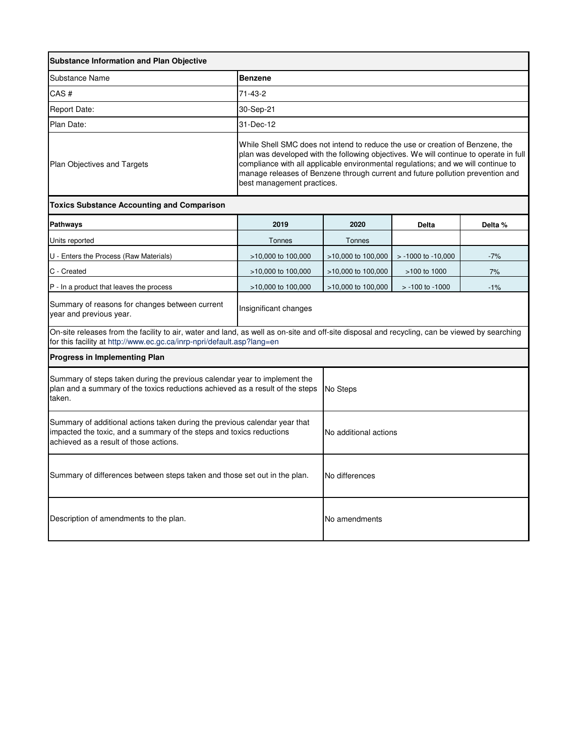| **Substance Information and Plan Objective** | |
|---|---|
| Substance Name | **Benzene** |
| CAS # | 71-43-2 |
| Report Date: | 30-Sep-21 |
| Plan Date: | 31-Dec-12 |
| Plan Objectives and Targets | While Shell SMC does not intend to reduce the use or creation of Benzene, the plan was developed with the following objectives. We will continue to operate in full compliance with all applicable environmental regulations; and we will continue to manage releases of Benzene through current and future pollution prevention and best management practices. |

**Toxics Substance Accounting and Comparison**

| **Pathways** | **2019** | **2020** | **Delta** | **Delta %** |
|---|---|---|---|---|
| Units reported | Tonnes | Tonnes | | |
| U - Enters the Process (Raw Materials) | >10,000 to 100,000 | >10,000 to 100,000 | > -1000 to -10,000 | -7% |
| C - Created | >10,000 to 100,000 | >10,000 to 100,000 | >100 to 1000 | 7% |
| P - In a product that leaves the process | >10,000 to 100,000 | >10,000 to 100,000 | > -100 to -1000 | -1% |
| Summary of reasons for changes between current year and previous year. | Insignificant changes | | | |

On-site releases from the facility to air, water and land, as well as on-site and off-site disposal and recycling, can be viewed by searching for this facility at http://www.ec.gc.ca/inrp-npri/default.asp?lang=en

**Progress in Implementing Plan**

| | |
|---|---|
| Summary of steps taken during the previous calendar year to implement the plan and a summary of the toxics reductions achieved as a result of the steps taken. | No Steps |
| Summary of additional actions taken during the previous calendar year that impacted the toxic, and a summary of the steps and toxics reductions achieved as a result of those actions. | No additional actions |
| Summary of differences between steps taken and those set out in the plan. | No differences |
| Description of amendments to the plan. | No amendments |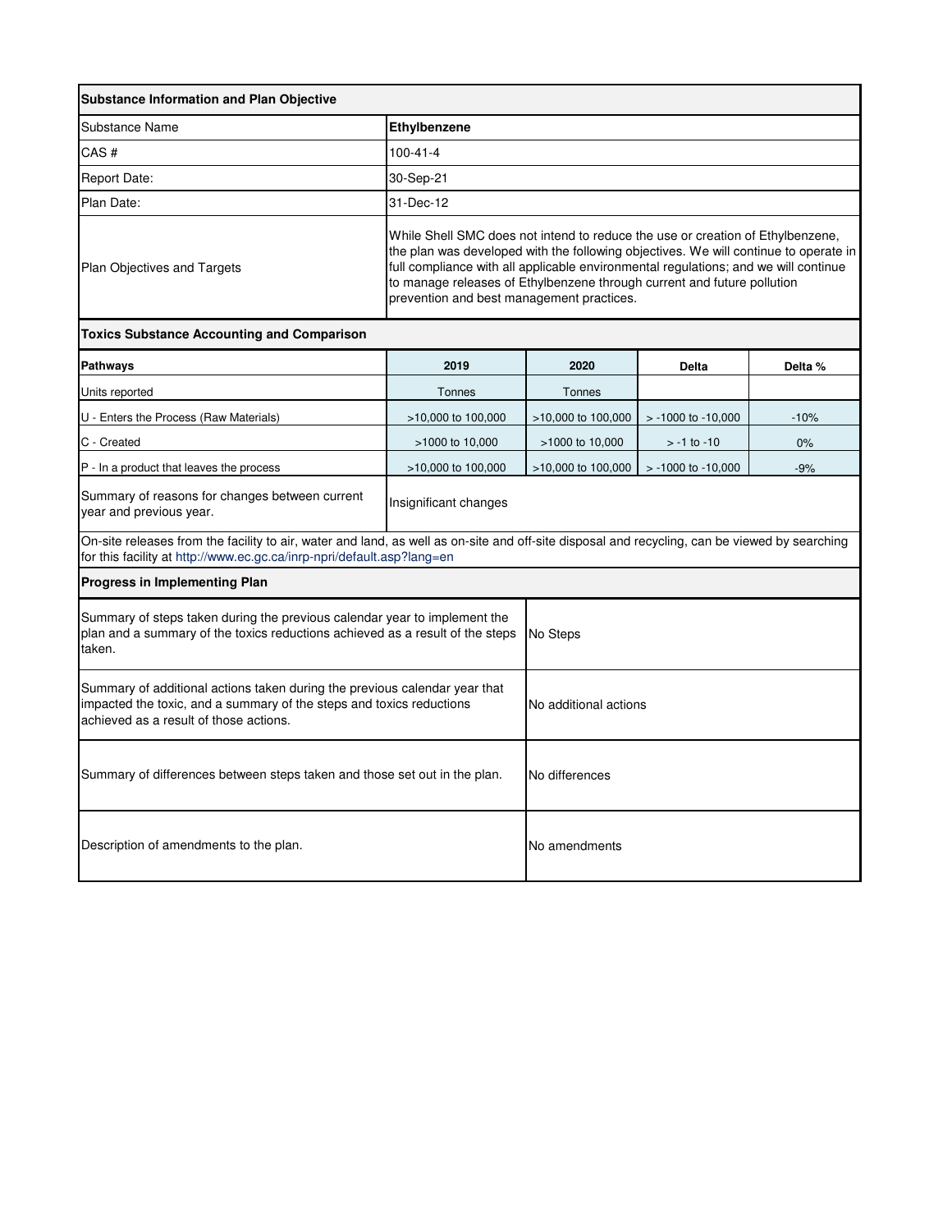| Substance Information and Plan Objective | |
|---|---|
| Substance Name | **Ethylbenzene** |
| CAS # | 100-41-4 |
| Report Date: | 30-Sep-21 |
| Plan Date: | 31-Dec-12 |
| Plan Objectives and Targets | While Shell SMC does not intend to reduce the use or creation of Ethylbenzene, the plan was developed with the following objectives. We will continue to operate in full compliance with all applicable environmental regulations; and we will continue to manage releases of Ethylbenzene through current and future pollution prevention and best management practices. |

**Toxics Substance Accounting and Comparison**

| Pathways | 2019 | 2020 | Delta | Delta % |
|---|---|---|---|---|
| Units reported | Tonnes | Tonnes | | |
| U - Enters the Process (Raw Materials) | >10,000 to 100,000 | >10,000 to 100,000 | > -1000 to -10,000 | -10% |
| C - Created | >1000 to 10,000 | >1000 to 10,000 | > -1 to -10 | 0% |
| P - In a product that leaves the process | >10,000 to 100,000 | >10,000 to 100,000 | > -1000 to -10,000 | -9% |
| Summary of reasons for changes between current year and previous year. | Insignificant changes | | | |

On-site releases from the facility to air, water and land, as well as on-site and off-site disposal and recycling, can be viewed by searching for this facility at http://www.ec.gc.ca/inrp-npri/default.asp?lang=en

**Progress in Implementing Plan**

| | |
|---|---|
| Summary of steps taken during the previous calendar year to implement the plan and a summary of the toxics reductions achieved as a result of the steps taken. | No Steps |
| Summary of additional actions taken during the previous calendar year that impacted the toxic, and a summary of the steps and toxics reductions achieved as a result of those actions. | No additional actions |
| Summary of differences between steps taken and those set out in the plan. | No differences |
| Description of amendments to the plan. | No amendments |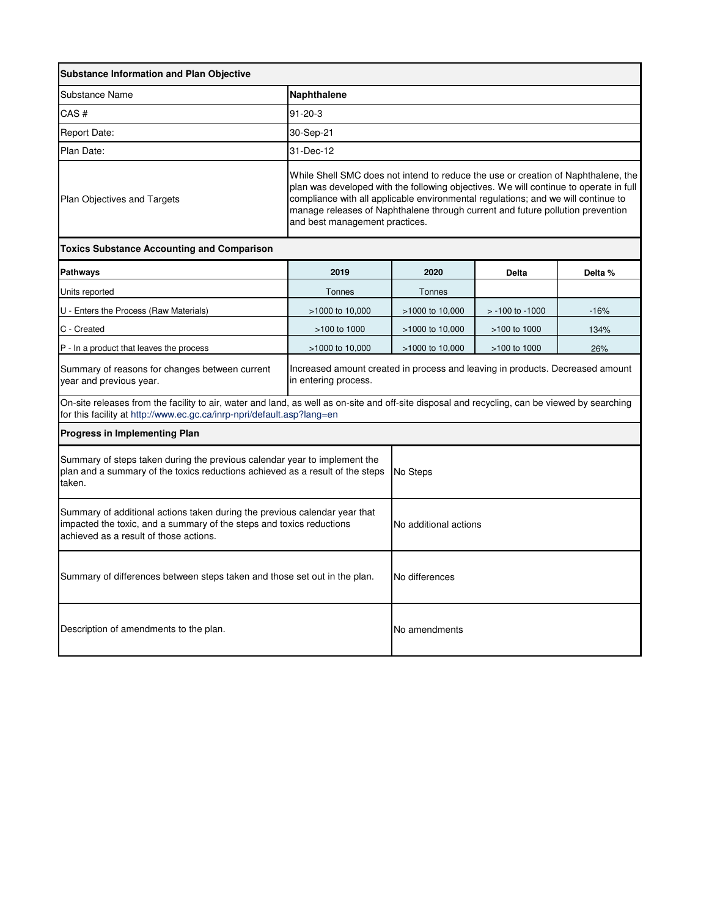| **Substance Information and Plan Objective** | | | | |
|---|---|---|---|---|
| Substance Name | **Naphthalene** | | | |
| CAS # | 91-20-3 | | | |
| Report Date: | 30-Sep-21 | | | |
| Plan Date: | 31-Dec-12 | | | |
| Plan Objectives and Targets | While Shell SMC does not intend to reduce the use or creation of Naphthalene, the plan was developed with the following objectives. We will continue to operate in full compliance with all applicable environmental regulations; and we will continue to manage releases of Naphthalene through current and future pollution prevention and best management practices. | | | |
| **Toxics Substance Accounting and Comparison** | | | | |
| **Pathways** | **2019** | **2020** | **Delta** | **Delta %** |
| Units reported | Tonnes | Tonnes | | |
| U - Enters the Process (Raw Materials) | >1000 to 10,000 | >1000 to 10,000 | > -100 to -1000 | -16% |
| C - Created | >100 to 1000 | >1000 to 10,000 | >100 to 1000 | 134% |
| P - In a product that leaves the process | >1000 to 10,000 | >1000 to 10,000 | >100 to 1000 | 26% |
| Summary of reasons for changes between current year and previous year. | Increased amount created in process and leaving in products. Decreased amount in entering process. | | | |

On-site releases from the facility to air, water and land, as well as on-site and off-site disposal and recycling, can be viewed by searching for this facility at http://www.ec.gc.ca/inrp-npri/default.asp?lang=en

| **Progress in Implementing Plan** | |
|---|---|
| Summary of steps taken during the previous calendar year to implement the plan and a summary of the toxics reductions achieved as a result of the steps taken. | No Steps |
| Summary of additional actions taken during the previous calendar year that impacted the toxic, and a summary of the steps and toxics reductions achieved as a result of those actions. | No additional actions |
| Summary of differences between steps taken and those set out in the plan. | No differences |
| Description of amendments to the plan. | No amendments |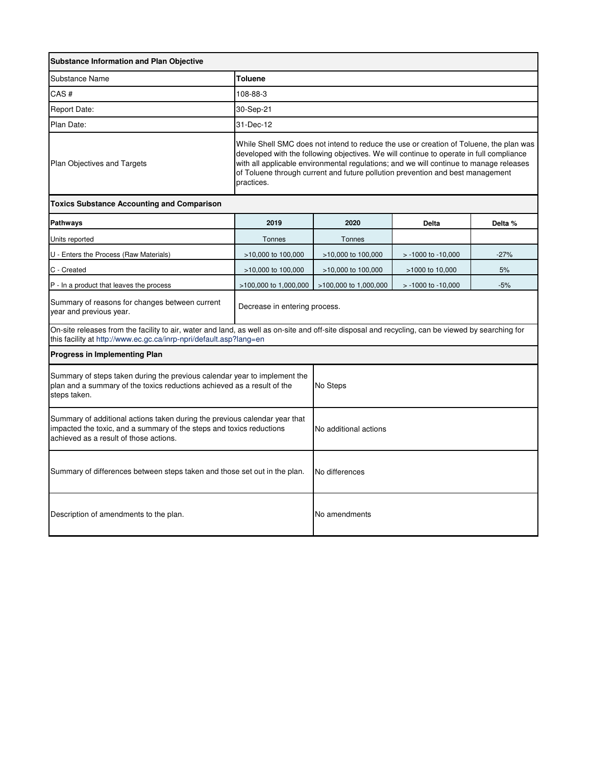| Substance Information and Plan Objective | |
|---|---|
| Substance Name | **Toluene** |
| CAS # | 108-88-3 |
| Report Date: | 30-Sep-21 |
| Plan Date: | 31-Dec-12 |
| Plan Objectives and Targets | While Shell SMC does not intend to reduce the use or creation of Toluene, the plan was developed with the following objectives. We will continue to operate in full compliance with all applicable environmental regulations; and we will continue to manage releases of Toluene through current and future pollution prevention and best management practices. |

**Toxics Substance Accounting and Comparison**

| Pathways | 2019 | 2020 | Delta | Delta % |
|---|---|---|---|---|
| Units reported | Tonnes | Tonnes | | |
| U - Enters the Process (Raw Materials) | >10,000 to 100,000 | >10,000 to 100,000 | > -1000 to -10,000 | -27% |
| C - Created | >10,000 to 100,000 | >10,000 to 100,000 | >1000 to 10,000 | 5% |
| P - In a product that leaves the process | >100,000 to 1,000,000 | >100,000 to 1,000,000 | > -1000 to -10,000 | -5% |
| Summary of reasons for changes between current year and previous year. | Decrease in entering process. | | | |

On-site releases from the facility to air, water and land, as well as on-site and off-site disposal and recycling, can be viewed by searching for this facility at http://www.ec.gc.ca/inrp-npri/default.asp?lang=en

**Progress in Implementing Plan**

| | |
|---|---|
| Summary of steps taken during the previous calendar year to implement the plan and a summary of the toxics reductions achieved as a result of the steps taken. | No Steps |
| Summary of additional actions taken during the previous calendar year that impacted the toxic, and a summary of the steps and toxics reductions achieved as a result of those actions. | No additional actions |
| Summary of differences between steps taken and those set out in the plan. | No differences |
| Description of amendments to the plan. | No amendments |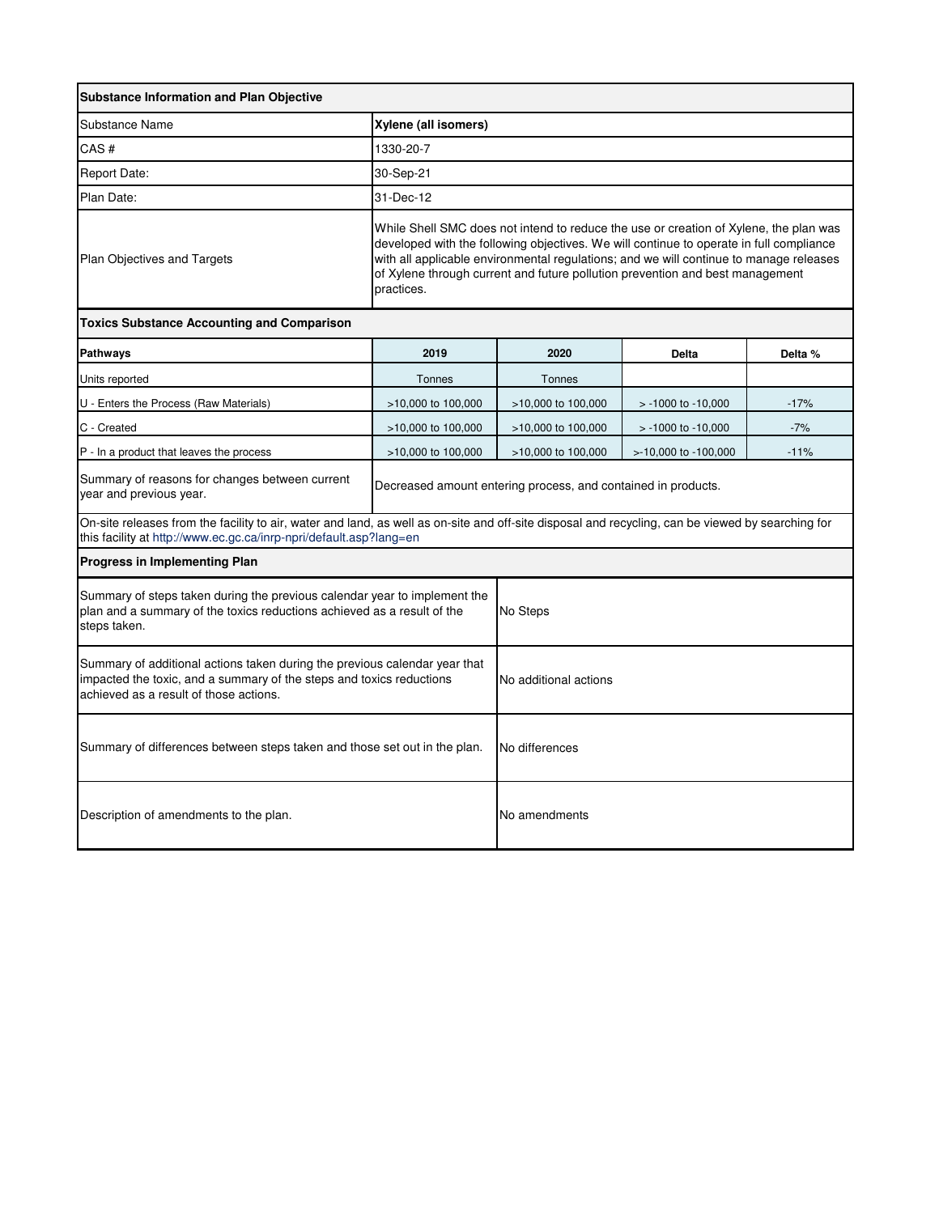| Substance Information and Plan Objective | |
|---|---|
| Substance Name | **Xylene (all isomers)** |
| CAS # | 1330-20-7 |
| Report Date: | 30-Sep-21 |
| Plan Date: | 31-Dec-12 |
| Plan Objectives and Targets | While Shell SMC does not intend to reduce the use or creation of Xylene, the plan was developed with the following objectives. We will continue to operate in full compliance with all applicable environmental regulations; and we will continue to manage releases of Xylene through current and future pollution prevention and best management practices. |

**Toxics Substance Accounting and Comparison**

| Pathways | 2019 | 2020 | Delta | Delta % |
|---|---|---|---|---|
| Units reported | Tonnes | Tonnes | | |
| U - Enters the Process (Raw Materials) | >10,000 to 100,000 | >10,000 to 100,000 | > -1000 to -10,000 | -17% |
| C - Created | >10,000 to 100,000 | >10,000 to 100,000 | > -1000 to -10,000 | -7% |
| P - In a product that leaves the process | >10,000 to 100,000 | >10,000 to 100,000 | >-10,000 to -100,000 | -11% |
| Summary of reasons for changes between current year and previous year. | Decreased amount entering process, and contained in products. | | | |

On-site releases from the facility to air, water and land, as well as on-site and off-site disposal and recycling, can be viewed by searching for this facility at http://www.ec.gc.ca/inrp-npri/default.asp?lang=en

**Progress in Implementing Plan**

| | |
|---|---|
| Summary of steps taken during the previous calendar year to implement the plan and a summary of the toxics reductions achieved as a result of the steps taken. | No Steps |
| Summary of additional actions taken during the previous calendar year that impacted the toxic, and a summary of the steps and toxics reductions achieved as a result of those actions. | No additional actions |
| Summary of differences between steps taken and those set out in the plan. | No differences |
| Description of amendments to the plan. | No amendments |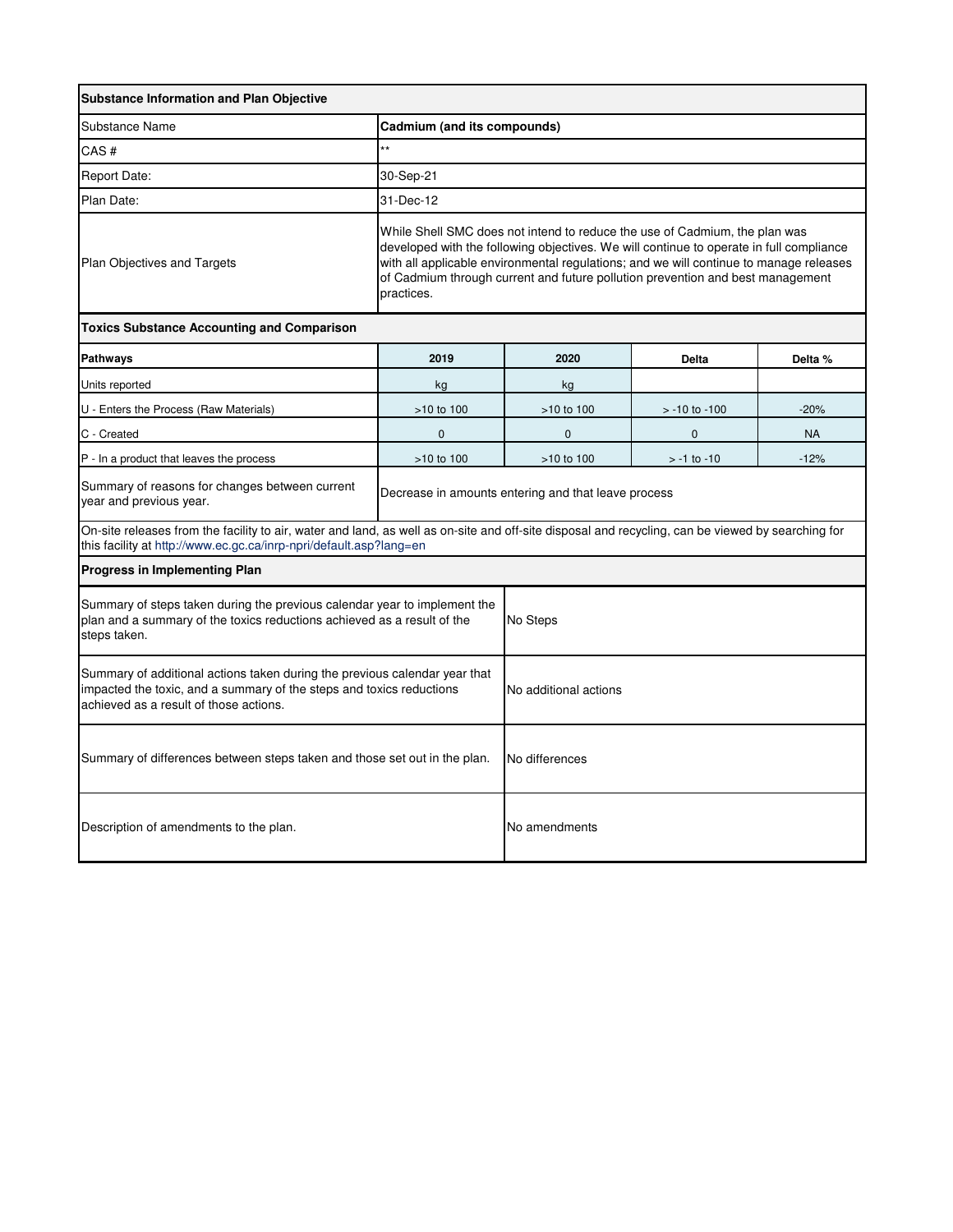| Substance Information and Plan Objective | | | | |
|---|---|---|---|---|
| Substance Name | **Cadmium (and its compounds)** | | | |
| CAS # | ** | | | |
| Report Date: | 30-Sep-21 | | | |
| Plan Date: | 31-Dec-12 | | | |
| Plan Objectives and Targets | While Shell SMC does not intend to reduce the use of Cadmium, the plan was developed with the following objectives. We will continue to operate in full compliance with all applicable environmental regulations; and we will continue to manage releases of Cadmium through current and future pollution prevention and best management practices. | | | |

| Toxics Substance Accounting and Comparison | | | | |
|---|---|---|---|---|
| **Pathways** | **2019** | **2020** | **Delta** | **Delta %** |
| Units reported | kg | kg | | |
| U - Enters the Process (Raw Materials) | >10 to 100 | >10 to 100 | > -10 to -100 | -20% |
| C - Created | 0 | 0 | 0 | NA |
| P - In a product that leaves the process | >10 to 100 | >10 to 100 | > -1 to -10 | -12% |
| Summary of reasons for changes between current year and previous year. | Decrease in amounts entering and that leave process | | | |

On-site releases from the facility to air, water and land, as well as on-site and off-site disposal and recycling, can be viewed by searching for this facility at http://www.ec.gc.ca/inrp-npri/default.asp?lang=en

| Progress in Implementing Plan | |
|---|---|
| Summary of steps taken during the previous calendar year to implement the plan and a summary of the toxics reductions achieved as a result of the steps taken. | No Steps |
| Summary of additional actions taken during the previous calendar year that impacted the toxic, and a summary of the steps and toxics reductions achieved as a result of those actions. | No additional actions |
| Summary of differences between steps taken and those set out in the plan. | No differences |
| Description of amendments to the plan. | No amendments |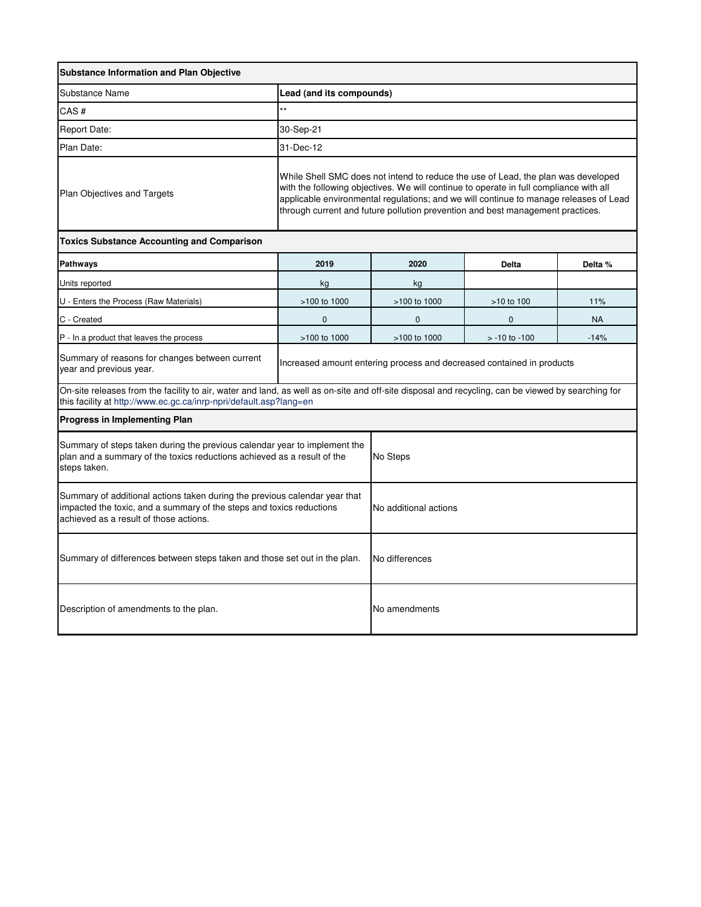| Substance Information and Plan Objective | |
|---|---|
| Substance Name | **Lead (and its compounds)** |
| CAS # | ** |
| Report Date: | 30-Sep-21 |
| Plan Date: | 31-Dec-12 |
| Plan Objectives and Targets | While Shell SMC does not intend to reduce the use of Lead, the plan was developed with the following objectives. We will continue to operate in full compliance with all applicable environmental regulations; and we will continue to manage releases of Lead through current and future pollution prevention and best management practices. |

**Toxics Substance Accounting and Comparison**

| Pathways | 2019 | 2020 | Delta | Delta % |
|---|---|---|---|---|
| Units reported | kg | kg | | |
| U - Enters the Process (Raw Materials) | >100 to 1000 | >100 to 1000 | >10 to 100 | 11% |
| C - Created | 0 | 0 | 0 | NA |
| P - In a product that leaves the process | >100 to 1000 | >100 to 1000 | > -10 to -100 | -14% |
| Summary of reasons for changes between current year and previous year. | Increased amount entering process and decreased contained in products | | | |

On-site releases from the facility to air, water and land, as well as on-site and off-site disposal and recycling, can be viewed by searching for this facility at http://www.ec.gc.ca/inrp-npri/default.asp?lang=en

**Progress in Implementing Plan**

| | |
|---|---|
| Summary of steps taken during the previous calendar year to implement the plan and a summary of the toxics reductions achieved as a result of the steps taken. | No Steps |
| Summary of additional actions taken during the previous calendar year that impacted the toxic, and a summary of the steps and toxics reductions achieved as a result of those actions. | No additional actions |
| Summary of differences between steps taken and those set out in the plan. | No differences |
| Description of amendments to the plan. | No amendments |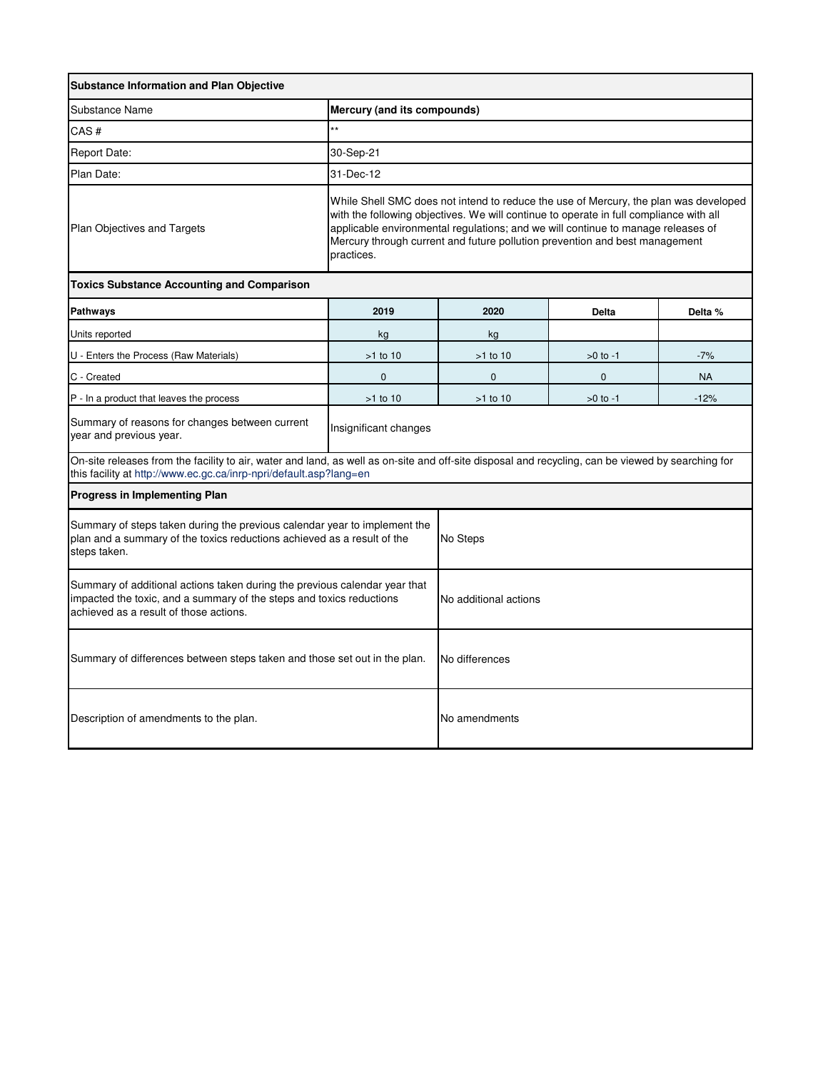| Substance Information and Plan Objective | |
|---|---|
| Substance Name | **Mercury (and its compounds)** |
| CAS # | ** |
| Report Date: | 30-Sep-21 |
| Plan Date: | 31-Dec-12 |
| Plan Objectives and Targets | While Shell SMC does not intend to reduce the use of Mercury, the plan was developed with the following objectives. We will continue to operate in full compliance with all applicable environmental regulations; and we will continue to manage releases of Mercury through current and future pollution prevention and best management practices. |

**Toxics Substance Accounting and Comparison**

| Pathways | 2019 | 2020 | Delta | Delta % |
|---|---|---|---|---|
| Units reported | kg | kg | | |
| U - Enters the Process (Raw Materials) | >1 to 10 | >1 to 10 | >0 to -1 | -7% |
| C - Created | 0 | 0 | 0 | NA |
| P - In a product that leaves the process | >1 to 10 | >1 to 10 | >0 to -1 | -12% |
| Summary of reasons for changes between current year and previous year. | Insignificant changes | | | |

On-site releases from the facility to air, water and land, as well as on-site and off-site disposal and recycling, can be viewed by searching for this facility at http://www.ec.gc.ca/inrp-npri/default.asp?lang=en

**Progress in Implementing Plan**

| | |
|---|---|
| Summary of steps taken during the previous calendar year to implement the plan and a summary of the toxics reductions achieved as a result of the steps taken. | No Steps |
| Summary of additional actions taken during the previous calendar year that impacted the toxic, and a summary of the steps and toxics reductions achieved as a result of those actions. | No additional actions |
| Summary of differences between steps taken and those set out in the plan. | No differences |
| Description of amendments to the plan. | No amendments |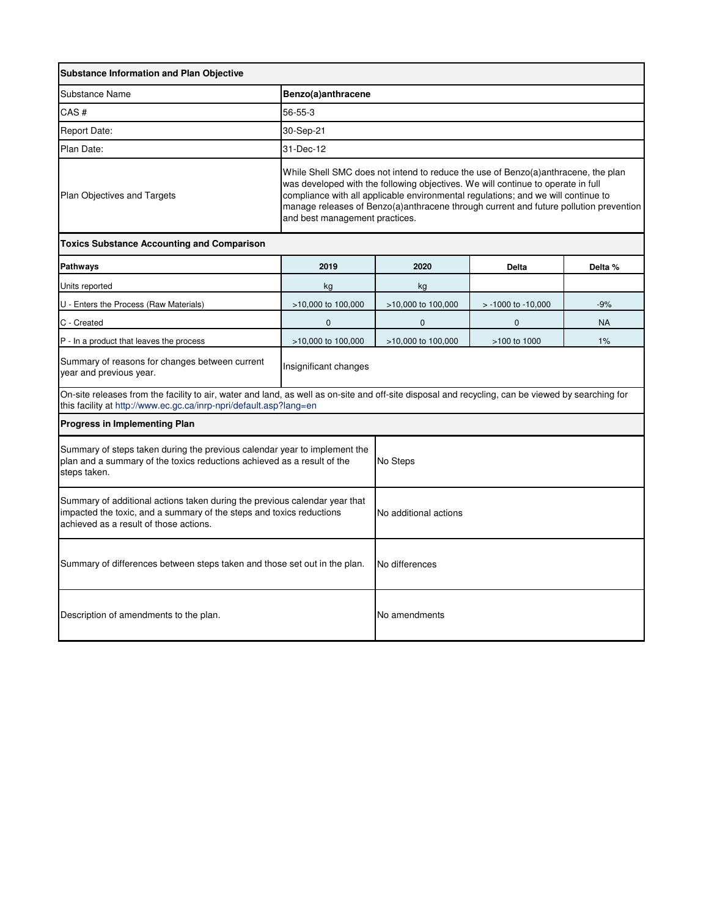| Substance Information and Plan Objective | |
|---|---|
| Substance Name | **Benzo(a)anthracene** |
| CAS # | 56-55-3 |
| Report Date: | 30-Sep-21 |
| Plan Date: | 31-Dec-12 |
| Plan Objectives and Targets | While Shell SMC does not intend to reduce the use of Benzo(a)anthracene, the plan was developed with the following objectives. We will continue to operate in full compliance with all applicable environmental regulations; and we will continue to manage releases of Benzo(a)anthracene through current and future pollution prevention and best management practices. |

**Toxics Substance Accounting and Comparison**

| Pathways | 2019 | 2020 | Delta | Delta % |
|---|---|---|---|---|
| Units reported | kg | kg | | |
| U - Enters the Process (Raw Materials) | >10,000 to 100,000 | >10,000 to 100,000 | > -1000 to -10,000 | -9% |
| C - Created | 0 | 0 | 0 | NA |
| P - In a product that leaves the process | >10,000 to 100,000 | >10,000 to 100,000 | >100 to 1000 | 1% |
| Summary of reasons for changes between current year and previous year. | Insignificant changes | | | |

On-site releases from the facility to air, water and land, as well as on-site and off-site disposal and recycling, can be viewed by searching for this facility at http://www.ec.gc.ca/inrp-npri/default.asp?lang=en

**Progress in Implementing Plan**

| | |
|---|---|
| Summary of steps taken during the previous calendar year to implement the plan and a summary of the toxics reductions achieved as a result of the steps taken. | No Steps |
| Summary of additional actions taken during the previous calendar year that impacted the toxic, and a summary of the steps and toxics reductions achieved as a result of those actions. | No additional actions |
| Summary of differences between steps taken and those set out in the plan. | No differences |
| Description of amendments to the plan. | No amendments |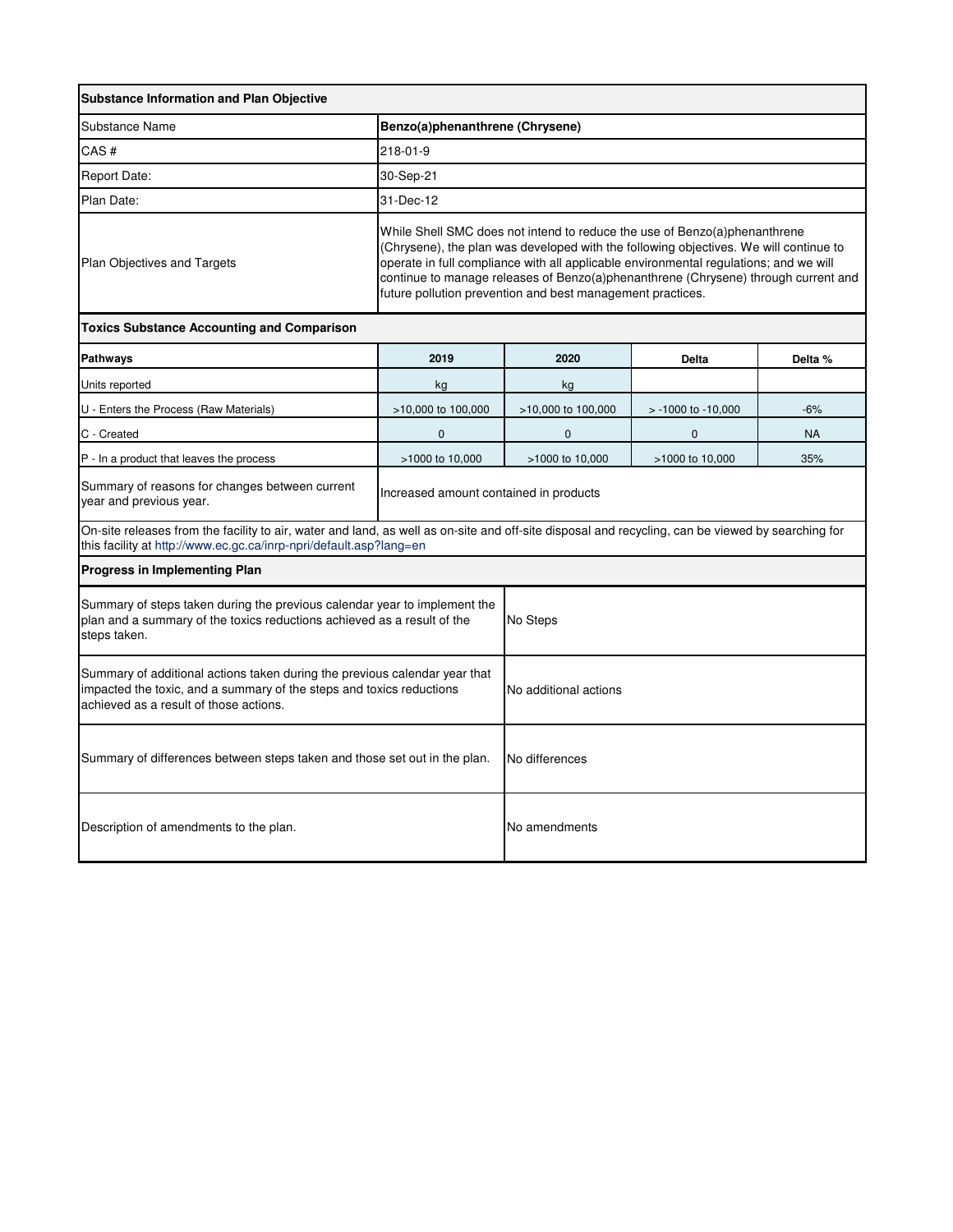| Substance Information and Plan Objective | |
|---|---|
| Substance Name | **Benzo(a)phenanthrene (Chrysene)** |
| CAS # | 218-01-9 |
| Report Date: | 30-Sep-21 |
| Plan Date: | 31-Dec-12 |
| Plan Objectives and Targets | While Shell SMC does not intend to reduce the use of Benzo(a)phenanthrene (Chrysene), the plan was developed with the following objectives. We will continue to operate in full compliance with all applicable environmental regulations; and we will continue to manage releases of Benzo(a)phenanthrene (Chrysene) through current and future pollution prevention and best management practices. |

**Toxics Substance Accounting and Comparison**

| Pathways | 2019 | 2020 | Delta | Delta % |
|---|---|---|---|---|
| Units reported | kg | kg | | |
| U - Enters the Process (Raw Materials) | >10,000 to 100,000 | >10,000 to 100,000 | > -1000 to -10,000 | -6% |
| C - Created | 0 | 0 | 0 | NA |
| P - In a product that leaves the process | >1000 to 10,000 | >1000 to 10,000 | >1000 to 10,000 | 35% |
| Summary of reasons for changes between current year and previous year. | Increased amount contained in products | | | |

On-site releases from the facility to air, water and land, as well as on-site and off-site disposal and recycling, can be viewed by searching for this facility at http://www.ec.gc.ca/inrp-npri/default.asp?lang=en

**Progress in Implementing Plan**

| | |
|---|---|
| Summary of steps taken during the previous calendar year to implement the plan and a summary of the toxics reductions achieved as a result of the steps taken. | No Steps |
| Summary of additional actions taken during the previous calendar year that impacted the toxic, and a summary of the steps and toxics reductions achieved as a result of those actions. | No additional actions |
| Summary of differences between steps taken and those set out in the plan. | No differences |
| Description of amendments to the plan. | No amendments |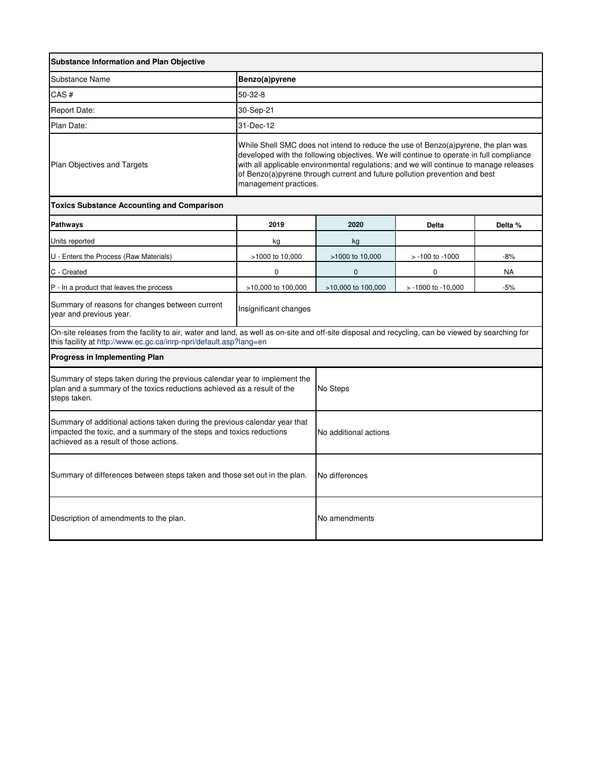| Substance Information and Plan Objective | |
|---|---|
| Substance Name | **Benzo(a)pyrene** |
| CAS # | 50-32-8 |
| Report Date: | 30-Sep-21 |
| Plan Date: | 31-Dec-12 |
| Plan Objectives and Targets | While Shell SMC does not intend to reduce the use of Benzo(a)pyrene, the plan was developed with the following objectives. We will continue to operate in full compliance with all applicable environmental regulations; and we will continue to manage releases of Benzo(a)pyrene through current and future pollution prevention and best management practices. |

**Toxics Substance Accounting and Comparison**

| Pathways | 2019 | 2020 | Delta | Delta % |
|---|---|---|---|---|
| Units reported | kg | kg | | |
| U - Enters the Process (Raw Materials) | >1000 to 10,000 | >1000 to 10,000 | > -100 to -1000 | -8% |
| C - Created | 0 | 0 | 0 | NA |
| P - In a product that leaves the process | >10,000 to 100,000 | >10,000 to 100,000 | > -1000 to -10,000 | -5% |
| Summary of reasons for changes between current year and previous year. | Insignificant changes | | | |

On-site releases from the facility to air, water and land, as well as on-site and off-site disposal and recycling, can be viewed by searching for this facility at http://www.ec.gc.ca/inrp-npri/default.asp?lang=en

**Progress in Implementing Plan**

| | |
|---|---|
| Summary of steps taken during the previous calendar year to implement the plan and a summary of the toxics reductions achieved as a result of the steps taken. | No Steps |
| Summary of additional actions taken during the previous calendar year that impacted the toxic, and a summary of the steps and toxics reductions achieved as a result of those actions. | No additional actions |
| Summary of differences between steps taken and those set out in the plan. | No differences |
| Description of amendments to the plan. | No amendments |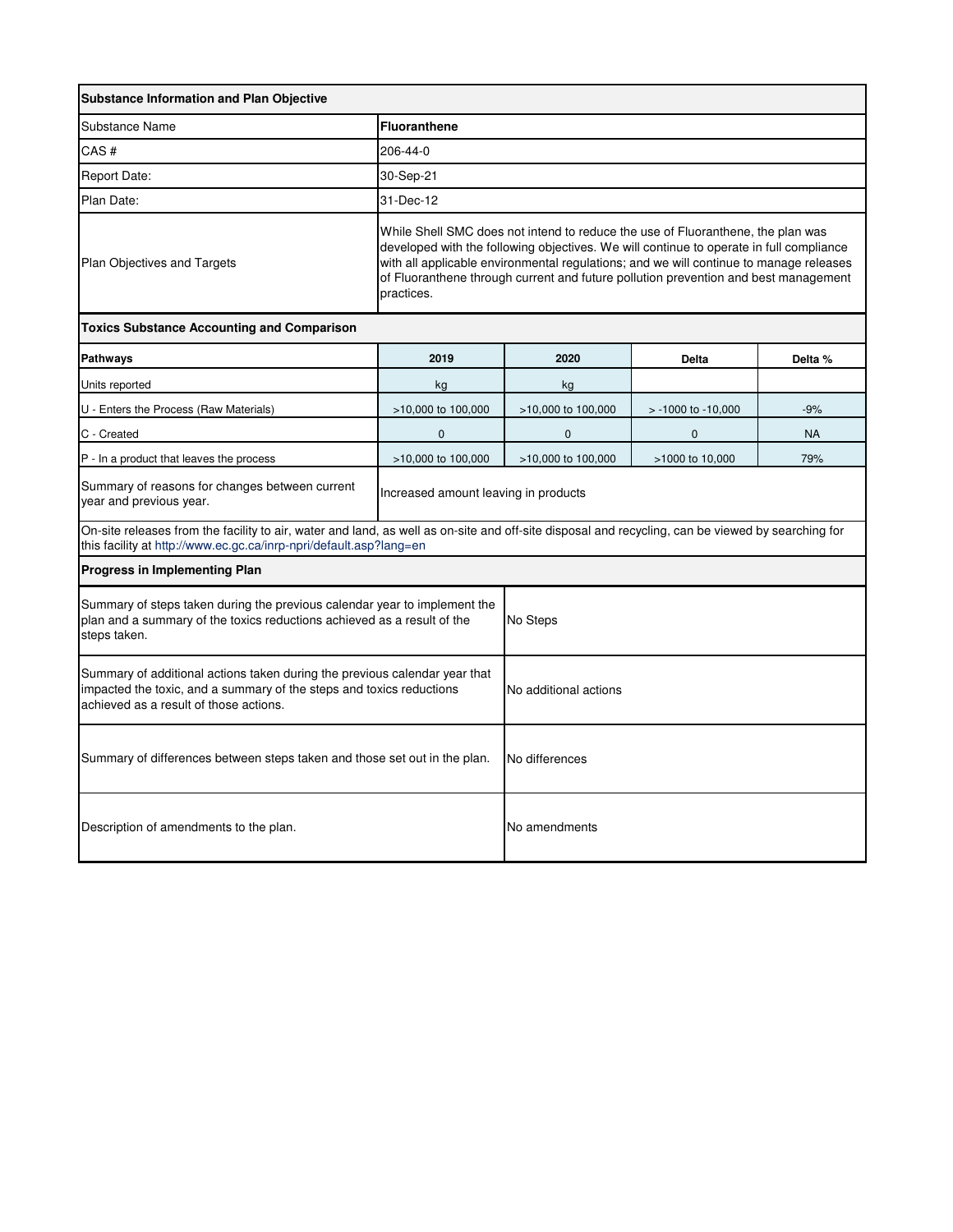| Substance Information and Plan Objective | |
|---|---|
| Substance Name | **Fluoranthene** |
| CAS # | 206-44-0 |
| Report Date: | 30-Sep-21 |
| Plan Date: | 31-Dec-12 |
| Plan Objectives and Targets | While Shell SMC does not intend to reduce the use of Fluoranthene, the plan was developed with the following objectives. We will continue to operate in full compliance with all applicable environmental regulations; and we will continue to manage releases of Fluoranthene through current and future pollution prevention and best management practices. |

**Toxics Substance Accounting and Comparison**

| Pathways | 2019 | 2020 | Delta | Delta % |
|---|---|---|---|---|
| Units reported | kg | kg | | |
| U - Enters the Process (Raw Materials) | >10,000 to 100,000 | >10,000 to 100,000 | > -1000 to -10,000 | -9% |
| C - Created | 0 | 0 | 0 | NA |
| P - In a product that leaves the process | >10,000 to 100,000 | >10,000 to 100,000 | >1000 to 10,000 | 79% |
| Summary of reasons for changes between current year and previous year. | Increased amount leaving in products | | | |

On-site releases from the facility to air, water and land, as well as on-site and off-site disposal and recycling, can be viewed by searching for this facility at http://www.ec.gc.ca/inrp-npri/default.asp?lang=en

**Progress in Implementing Plan**

| | |
|---|---|
| Summary of steps taken during the previous calendar year to implement the plan and a summary of the toxics reductions achieved as a result of the steps taken. | No Steps |
| Summary of additional actions taken during the previous calendar year that impacted the toxic, and a summary of the steps and toxics reductions achieved as a result of those actions. | No additional actions |
| Summary of differences between steps taken and those set out in the plan. | No differences |
| Description of amendments to the plan. | No amendments |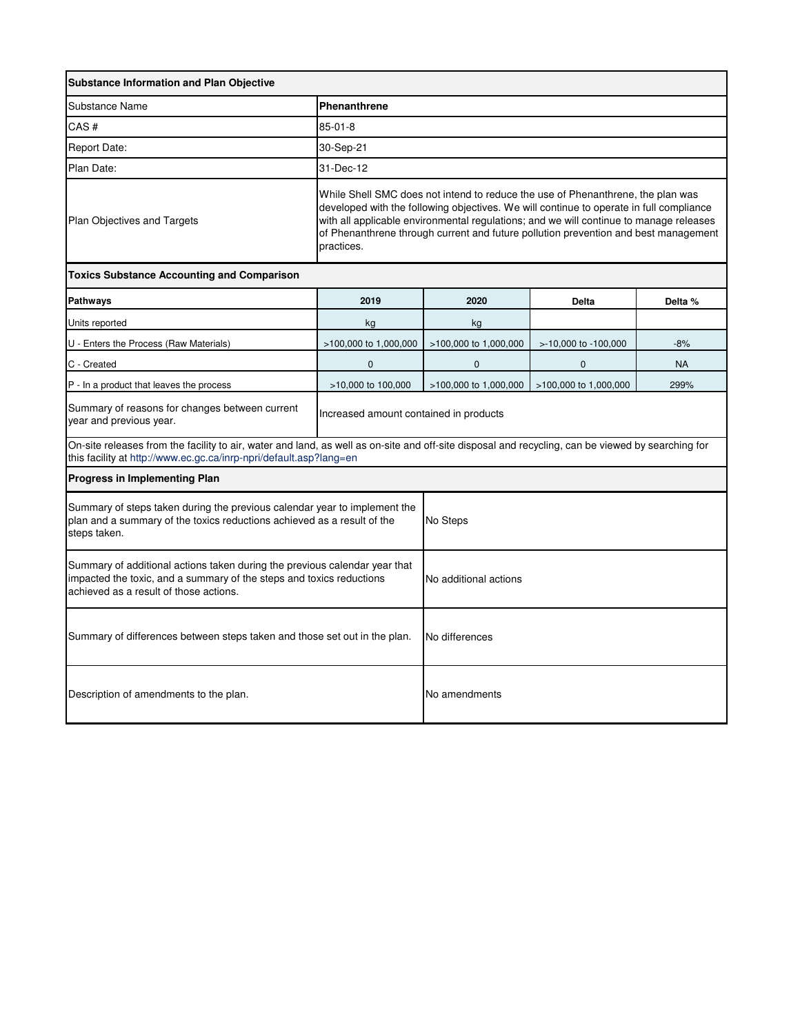| Substance Information and Plan Objective | | | | |
|---|---|---|---|---|
| Substance Name | **Phenanthrene** | | | |
| CAS # | 85-01-8 | | | |
| Report Date: | 30-Sep-21 | | | |
| Plan Date: | 31-Dec-12 | | | |
| Plan Objectives and Targets | While Shell SMC does not intend to reduce the use of Phenanthrene, the plan was developed with the following objectives. We will continue to operate in full compliance with all applicable environmental regulations; and we will continue to manage releases of Phenanthrene through current and future pollution prevention and best management practices. | | | |

**Toxics Substance Accounting and Comparison**

| Pathways | 2019 | 2020 | Delta | Delta % |
|---|---|---|---|---|
| Units reported | kg | kg | | |
| U - Enters the Process (Raw Materials) | >100,000 to 1,000,000 | >100,000 to 1,000,000 | >-10,000 to -100,000 | -8% |
| C - Created | 0 | 0 | 0 | NA |
| P - In a product that leaves the process | >10,000 to 100,000 | >100,000 to 1,000,000 | >100,000 to 1,000,000 | 299% |
| Summary of reasons for changes between current year and previous year. | Increased amount contained in products | | | |

On-site releases from the facility to air, water and land, as well as on-site and off-site disposal and recycling, can be viewed by searching for this facility at http://www.ec.gc.ca/inrp-npri/default.asp?lang=en

**Progress in Implementing Plan**

| | |
|---|---|
| Summary of steps taken during the previous calendar year to implement the plan and a summary of the toxics reductions achieved as a result of the steps taken. | No Steps |
| Summary of additional actions taken during the previous calendar year that impacted the toxic, and a summary of the steps and toxics reductions achieved as a result of those actions. | No additional actions |
| Summary of differences between steps taken and those set out in the plan. | No differences |
| Description of amendments to the plan. | No amendments |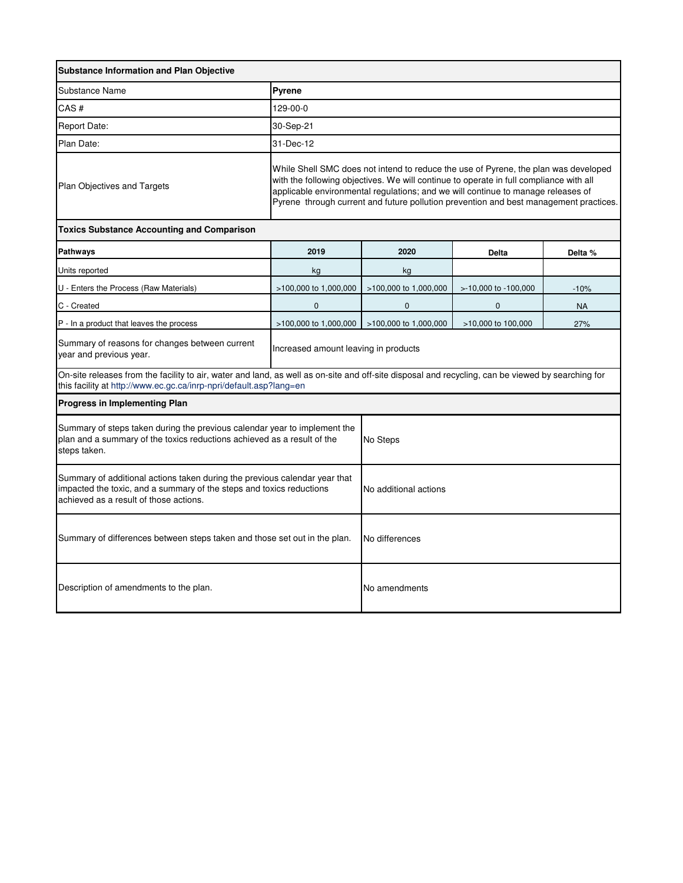| Substance Information and Plan Objective | | | | |
|---|---|---|---|---|
| Substance Name | **Pyrene** | | | |
| CAS # | 129-00-0 | | | |
| Report Date: | 30-Sep-21 | | | |
| Plan Date: | 31-Dec-12 | | | |
| Plan Objectives and Targets | While Shell SMC does not intend to reduce the use of Pyrene, the plan was developed with the following objectives. We will continue to operate in full compliance with all applicable environmental regulations; and we will continue to manage releases of Pyrene through current and future pollution prevention and best management practices. | | | |
| **Toxics Substance Accounting and Comparison** | | | | |
| **Pathways** | **2019** | **2020** | **Delta** | **Delta %** |
| Units reported | kg | kg | | |
| U - Enters the Process (Raw Materials) | >100,000 to 1,000,000 | >100,000 to 1,000,000 | >-10,000 to -100,000 | -10% |
| C - Created | 0 | 0 | 0 | NA |
| P - In a product that leaves the process | >100,000 to 1,000,000 | >100,000 to 1,000,000 | >10,000 to 100,000 | 27% |
| Summary of reasons for changes between current year and previous year. | Increased amount leaving in products | | | |

On-site releases from the facility to air, water and land, as well as on-site and off-site disposal and recycling, can be viewed by searching for this facility at http://www.ec.gc.ca/inrp-npri/default.asp?lang=en

| Progress in Implementing Plan | |
|---|---|
| Summary of steps taken during the previous calendar year to implement the plan and a summary of the toxics reductions achieved as a result of the steps taken. | No Steps |
| Summary of additional actions taken during the previous calendar year that impacted the toxic, and a summary of the steps and toxics reductions achieved as a result of those actions. | No additional actions |
| Summary of differences between steps taken and those set out in the plan. | No differences |
| Description of amendments to the plan. | No amendments |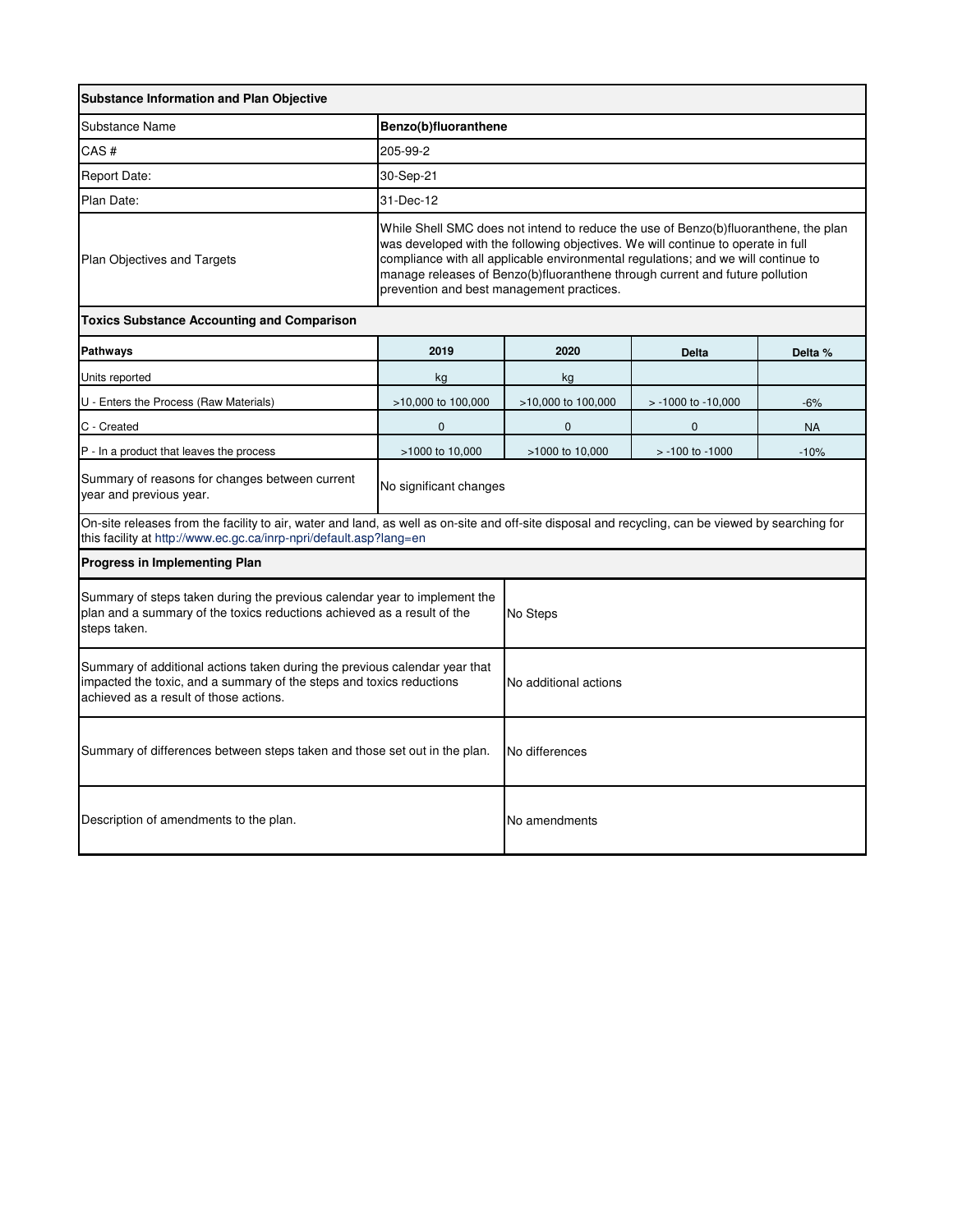| Substance Information and Plan Objective | | | | |
|---|---|---|---|---|
| Substance Name | **Benzo(b)fluoranthene** | | | |
| CAS # | 205-99-2 | | | |
| Report Date: | 30-Sep-21 | | | |
| Plan Date: | 31-Dec-12 | | | |
| Plan Objectives and Targets | While Shell SMC does not intend to reduce the use of Benzo(b)fluoranthene, the plan was developed with the following objectives. We will continue to operate in full compliance with all applicable environmental regulations; and we will continue to manage releases of Benzo(b)fluoranthene through current and future pollution prevention and best management practices. | | | |

**Toxics Substance Accounting and Comparison**

| Pathways | 2019 | 2020 | Delta | Delta % |
|---|---|---|---|---|
| Units reported | kg | kg | | |
| U - Enters the Process (Raw Materials) | >10,000 to 100,000 | >10,000 to 100,000 | > -1000 to -10,000 | -6% |
| C - Created | 0 | 0 | 0 | NA |
| P - In a product that leaves the process | >1000 to 10,000 | >1000 to 10,000 | > -100 to -1000 | -10% |
| Summary of reasons for changes between current year and previous year. | No significant changes | | | |

On-site releases from the facility to air, water and land, as well as on-site and off-site disposal and recycling, can be viewed by searching for this facility at http://www.ec.gc.ca/inrp-npri/default.asp?lang=en

**Progress in Implementing Plan**

| | |
|---|---|
| Summary of steps taken during the previous calendar year to implement the plan and a summary of the toxics reductions achieved as a result of the steps taken. | No Steps |
| Summary of additional actions taken during the previous calendar year that impacted the toxic, and a summary of the steps and toxics reductions achieved as a result of those actions. | No additional actions |
| Summary of differences between steps taken and those set out in the plan. | No differences |
| Description of amendments to the plan. | No amendments |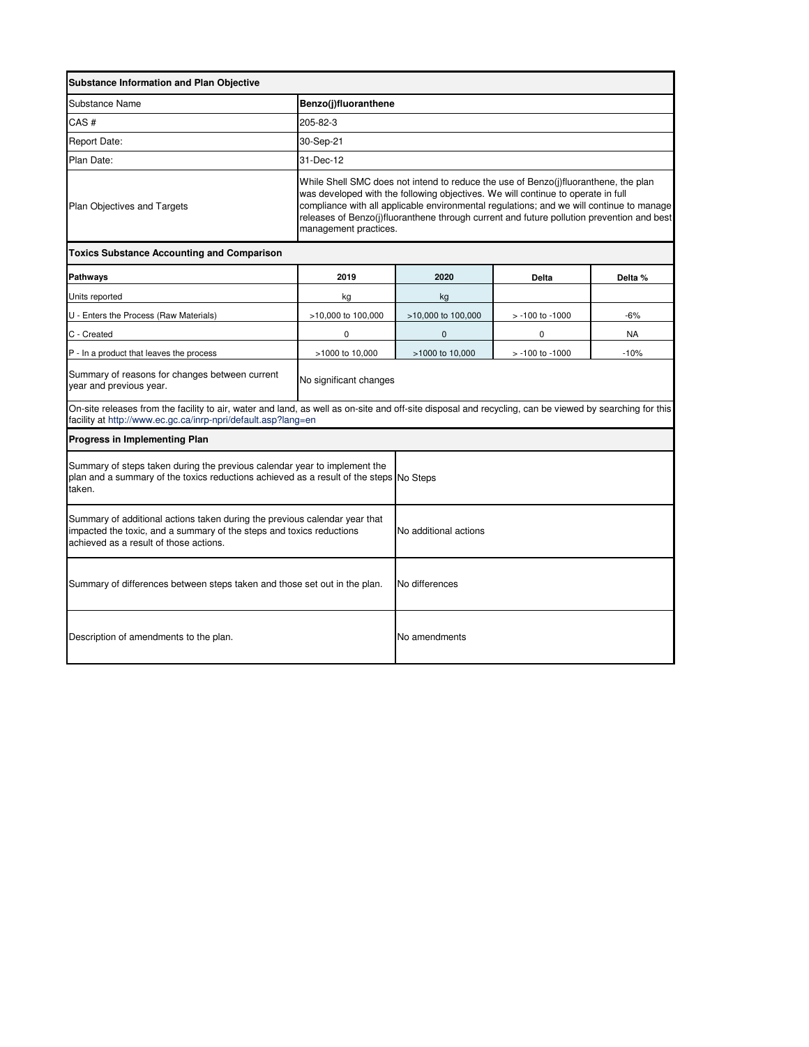| Substance Information and Plan Objective | | | | |
|---|---|---|---|---|
| Substance Name | **Benzo(j)fluoranthene** | | | |
| CAS # | 205-82-3 | | | |
| Report Date: | 30-Sep-21 | | | |
| Plan Date: | 31-Dec-12 | | | |
| Plan Objectives and Targets | While Shell SMC does not intend to reduce the use of Benzo(j)fluoranthene, the plan was developed with the following objectives. We will continue to operate in full compliance with all applicable environmental regulations; and we will continue to manage releases of Benzo(j)fluoranthene through current and future pollution prevention and best management practices. | | | |

**Toxics Substance Accounting and Comparison**

| Pathways | 2019 | 2020 | Delta | Delta % |
|---|---|---|---|---|
| Units reported | kg | kg | | |
| U - Enters the Process (Raw Materials) | >10,000 to 100,000 | >10,000 to 100,000 | > -100 to -1000 | -6% |
| C - Created | 0 | 0 | 0 | NA |
| P - In a product that leaves the process | >1000 to 10,000 | >1000 to 10,000 | > -100 to -1000 | -10% |
| Summary of reasons for changes between current year and previous year. | No significant changes | | | |

On-site releases from the facility to air, water and land, as well as on-site and off-site disposal and recycling, can be viewed by searching for this facility at http://www.ec.gc.ca/inrp-npri/default.asp?lang=en

**Progress in Implementing Plan**

| | |
|---|---|
| Summary of steps taken during the previous calendar year to implement the plan and a summary of the toxics reductions achieved as a result of the steps taken. | No Steps |
| Summary of additional actions taken during the previous calendar year that impacted the toxic, and a summary of the steps and toxics reductions achieved as a result of those actions. | No additional actions |
| Summary of differences between steps taken and those set out in the plan. | No differences |
| Description of amendments to the plan. | No amendments |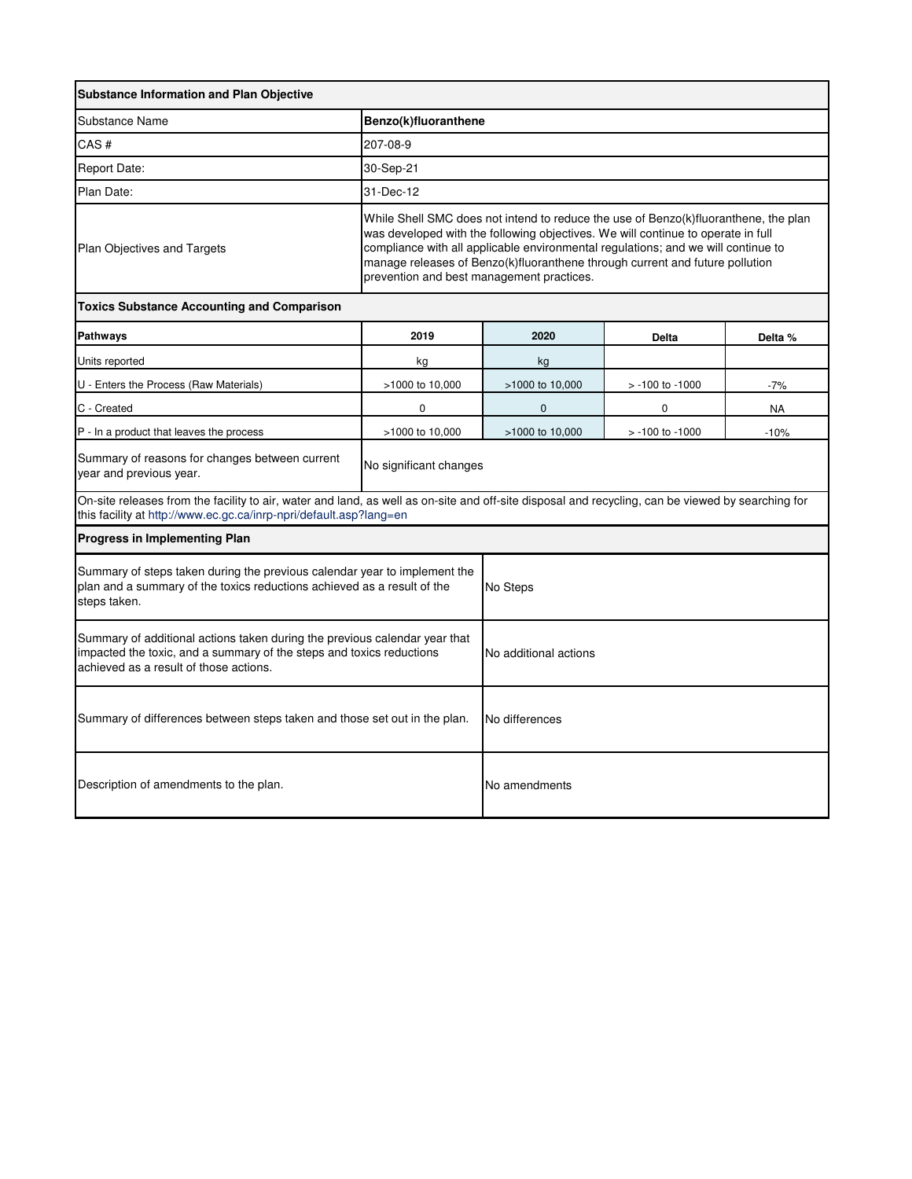| Substance Information and Plan Objective | | | | |
|---|---|---|---|---|
| Substance Name | **Benzo(k)fluoranthene** | | | |
| CAS # | 207-08-9 | | | |
| Report Date: | 30-Sep-21 | | | |
| Plan Date: | 31-Dec-12 | | | |
| Plan Objectives and Targets | While Shell SMC does not intend to reduce the use of Benzo(k)fluoranthene, the plan was developed with the following objectives. We will continue to operate in full compliance with all applicable environmental regulations; and we will continue to manage releases of Benzo(k)fluoranthene through current and future pollution prevention and best management practices. | | | |

**Toxics Substance Accounting and Comparison**

| Pathways | 2019 | 2020 | Delta | Delta % |
|---|---|---|---|---|
| Units reported | kg | kg | | |
| U - Enters the Process (Raw Materials) | >1000 to 10,000 | >1000 to 10,000 | > -100 to -1000 | -7% |
| C - Created | 0 | 0 | 0 | NA |
| P - In a product that leaves the process | >1000 to 10,000 | >1000 to 10,000 | > -100 to -1000 | -10% |
| Summary of reasons for changes between current year and previous year. | No significant changes | | | |

On-site releases from the facility to air, water and land, as well as on-site and off-site disposal and recycling, can be viewed by searching for this facility at http://www.ec.gc.ca/inrp-npri/default.asp?lang=en

**Progress in Implementing Plan**

| | |
|---|---|
| Summary of steps taken during the previous calendar year to implement the plan and a summary of the toxics reductions achieved as a result of the steps taken. | No Steps |
| Summary of additional actions taken during the previous calendar year that impacted the toxic, and a summary of the steps and toxics reductions achieved as a result of those actions. | No additional actions |
| Summary of differences between steps taken and those set out in the plan. | No differences |
| Description of amendments to the plan. | No amendments |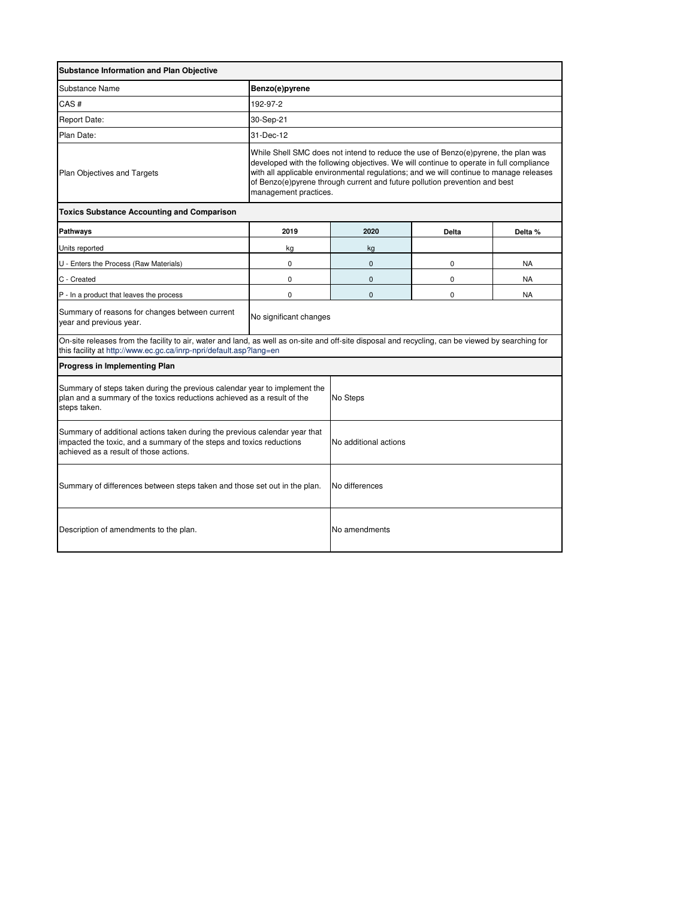| **Substance Information and Plan Objective** | | | | |
|---|---|---|---|---|
| Substance Name | **Benzo(e)pyrene** | | | |
| CAS # | 192-97-2 | | | |
| Report Date: | 30-Sep-21 | | | |
| Plan Date: | 31-Dec-12 | | | |
| Plan Objectives and Targets | While Shell SMC does not intend to reduce the use of Benzo(e)pyrene, the plan was developed with the following objectives. We will continue to operate in full compliance with all applicable environmental regulations; and we will continue to manage releases of Benzo(e)pyrene through current and future pollution prevention and best management practices. | | | |
| **Toxics Substance Accounting and Comparison** | | | | |
| **Pathways** | **2019** | **2020** | **Delta** | **Delta %** |
| Units reported | kg | kg | | |
| U - Enters the Process (Raw Materials) | 0 | 0 | 0 | NA |
| C - Created | 0 | 0 | 0 | NA |
| P - In a product that leaves the process | 0 | 0 | 0 | NA |
| Summary of reasons for changes between current year and previous year. | No significant changes | | | |

On-site releases from the facility to air, water and land, as well as on-site and off-site disposal and recycling, can be viewed by searching for this facility at http://www.ec.gc.ca/inrp-npri/default.asp?lang=en

| **Progress in Implementing Plan** | |
|---|---|
| Summary of steps taken during the previous calendar year to implement the plan and a summary of the toxics reductions achieved as a result of the steps taken. | No Steps |
| Summary of additional actions taken during the previous calendar year that impacted the toxic, and a summary of the steps and toxics reductions achieved as a result of those actions. | No additional actions |
| Summary of differences between steps taken and those set out in the plan. | No differences |
| Description of amendments to the plan. | No amendments |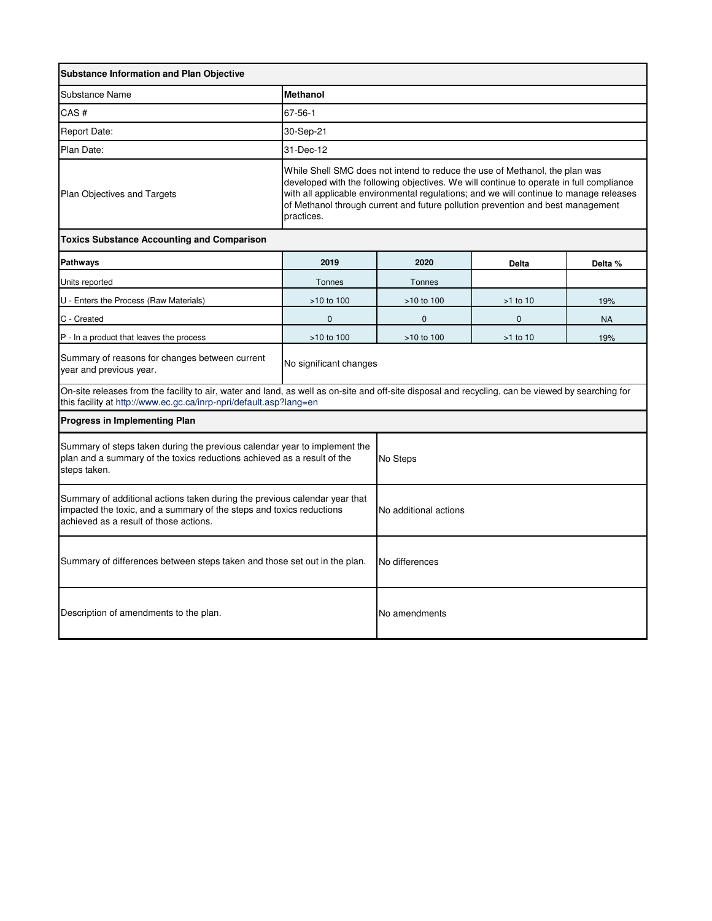| **Substance Information and Plan Objective** | | | | |
|---|---|---|---|---|
| Substance Name | **Methanol** | | | |
| CAS # | 67-56-1 | | | |
| Report Date: | 30-Sep-21 | | | |
| Plan Date: | 31-Dec-12 | | | |
| Plan Objectives and Targets | While Shell SMC does not intend to reduce the use of Methanol, the plan was developed with the following objectives. We will continue to operate in full compliance with all applicable environmental regulations; and we will continue to manage releases of Methanol through current and future pollution prevention and best management practices. | | | |
| **Toxics Substance Accounting and Comparison** | | | | |
| **Pathways** | **2019** | **2020** | **Delta** | **Delta %** |
| Units reported | Tonnes | Tonnes | | |
| U - Enters the Process (Raw Materials) | >10 to 100 | >10 to 100 | >1 to 10 | 19% |
| C - Created | 0 | 0 | 0 | NA |
| P - In a product that leaves the process | >10 to 100 | >10 to 100 | >1 to 10 | 19% |
| Summary of reasons for changes between current year and previous year. | No significant changes | | | |

On-site releases from the facility to air, water and land, as well as on-site and off-site disposal and recycling, can be viewed by searching for this facility at http://www.ec.gc.ca/inrp-npri/default.asp?lang=en

| **Progress in Implementing Plan** | |
|---|---|
| Summary of steps taken during the previous calendar year to implement the plan and a summary of the toxics reductions achieved as a result of the steps taken. | No Steps |
| Summary of additional actions taken during the previous calendar year that impacted the toxic, and a summary of the steps and toxics reductions achieved as a result of those actions. | No additional actions |
| Summary of differences between steps taken and those set out in the plan. | No differences |
| Description of amendments to the plan. | No amendments |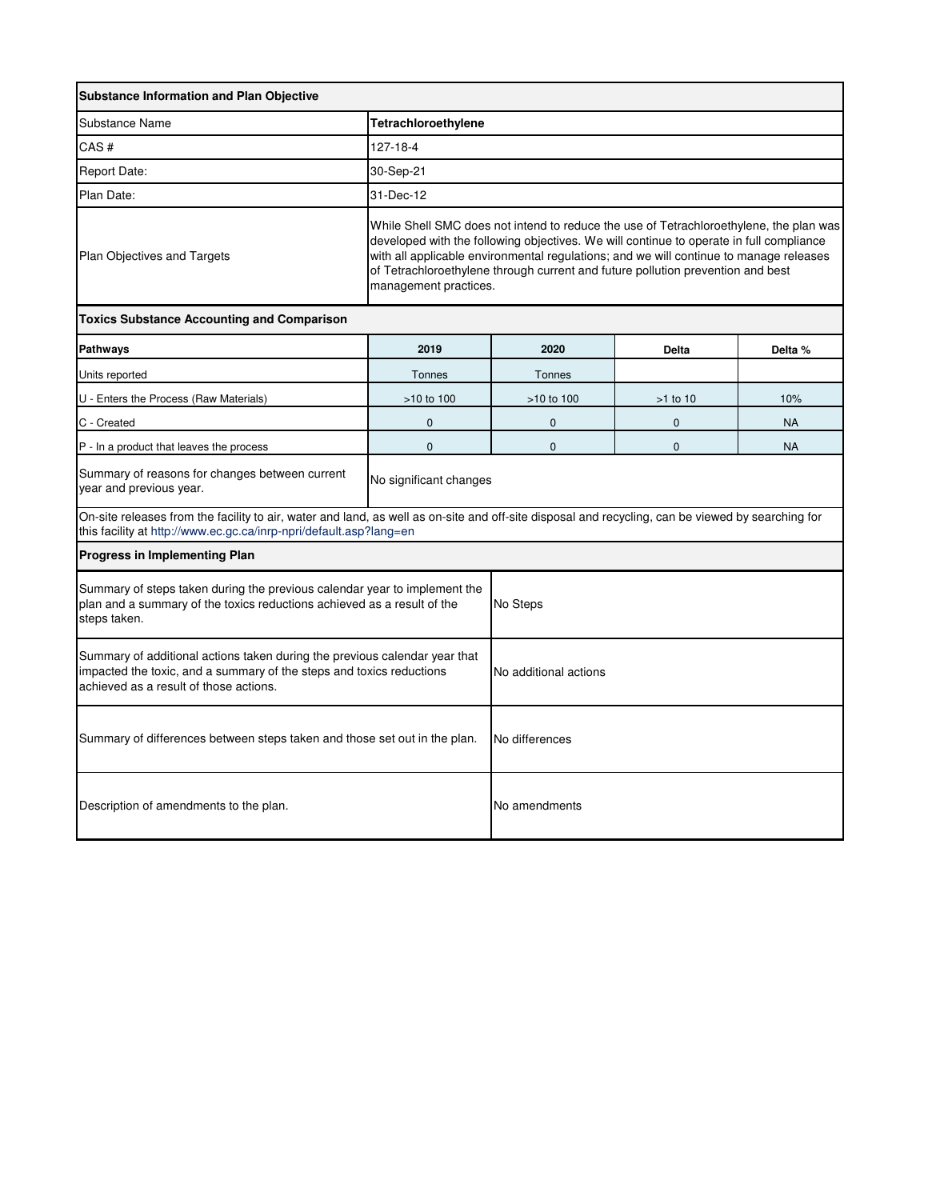| Substance Information and Plan Objective | |
|---|---|
| Substance Name | **Tetrachloroethylene** |
| CAS # | 127-18-4 |
| Report Date: | 30-Sep-21 |
| Plan Date: | 31-Dec-12 |
| Plan Objectives and Targets | While Shell SMC does not intend to reduce the use of Tetrachloroethylene, the plan was developed with the following objectives. We will continue to operate in full compliance with all applicable environmental regulations; and we will continue to manage releases of Tetrachloroethylene through current and future pollution prevention and best management practices. |

**Toxics Substance Accounting and Comparison**

| Pathways | 2019 | 2020 | Delta | Delta % |
|---|---|---|---|---|
| Units reported | Tonnes | Tonnes | | |
| U - Enters the Process (Raw Materials) | >10 to 100 | >10 to 100 | >1 to 10 | 10% |
| C - Created | 0 | 0 | 0 | NA |
| P - In a product that leaves the process | 0 | 0 | 0 | NA |
| Summary of reasons for changes between current year and previous year. | No significant changes | | | |

On-site releases from the facility to air, water and land, as well as on-site and off-site disposal and recycling, can be viewed by searching for this facility at http://www.ec.gc.ca/inrp-npri/default.asp?lang=en

**Progress in Implementing Plan**

| | |
|---|---|
| Summary of steps taken during the previous calendar year to implement the plan and a summary of the toxics reductions achieved as a result of the steps taken. | No Steps |
| Summary of additional actions taken during the previous calendar year that impacted the toxic, and a summary of the steps and toxics reductions achieved as a result of those actions. | No additional actions |
| Summary of differences between steps taken and those set out in the plan. | No differences |
| Description of amendments to the plan. | No amendments |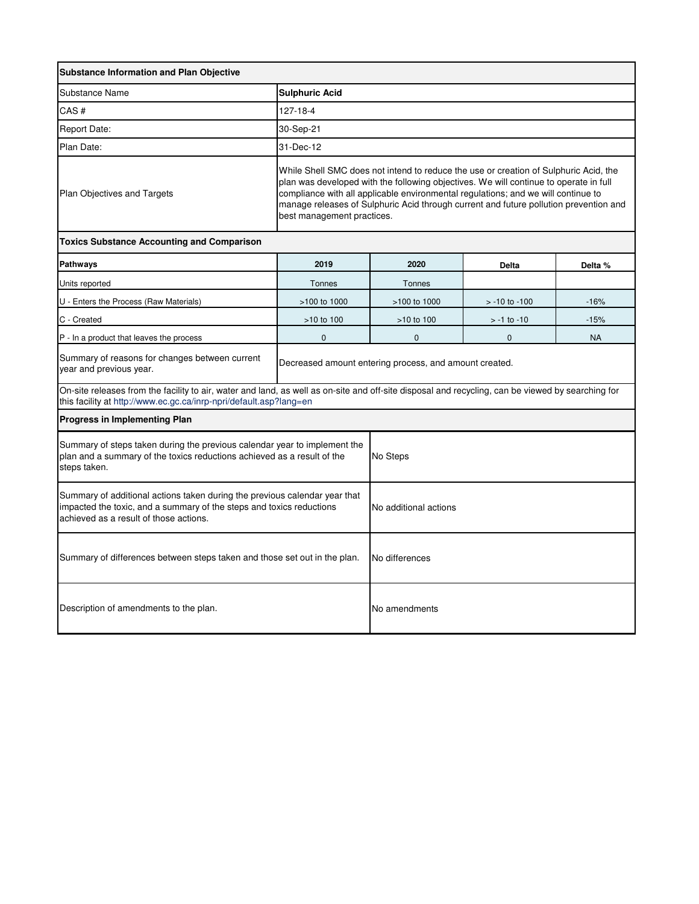| Substance Information and Plan Objective | | | | |
|---|---|---|---|---|
| Substance Name | **Sulphuric Acid** | | | |
| CAS # | 127-18-4 | | | |
| Report Date: | 30-Sep-21 | | | |
| Plan Date: | 31-Dec-12 | | | |
| Plan Objectives and Targets | While Shell SMC does not intend to reduce the use or creation of Sulphuric Acid, the plan was developed with the following objectives. We will continue to operate in full compliance with all applicable environmental regulations; and we will continue to manage releases of Sulphuric Acid through current and future pollution prevention and best management practices. | | | |

**Toxics Substance Accounting and Comparison**

| Pathways | 2019 | 2020 | Delta | Delta % |
|---|---|---|---|---|
| Units reported | Tonnes | Tonnes | | |
| U - Enters the Process (Raw Materials) | >100 to 1000 | >100 to 1000 | > -10 to -100 | -16% |
| C - Created | >10 to 100 | >10 to 100 | > -1 to -10 | -15% |
| P - In a product that leaves the process | 0 | 0 | 0 | NA |
| Summary of reasons for changes between current year and previous year. | Decreased amount entering process, and amount created. | | | |

On-site releases from the facility to air, water and land, as well as on-site and off-site disposal and recycling, can be viewed by searching for this facility at http://www.ec.gc.ca/inrp-npri/default.asp?lang=en

**Progress in Implementing Plan**

| | |
|---|---|
| Summary of steps taken during the previous calendar year to implement the plan and a summary of the toxics reductions achieved as a result of the steps taken. | No Steps |
| Summary of additional actions taken during the previous calendar year that impacted the toxic, and a summary of the steps and toxics reductions achieved as a result of those actions. | No additional actions |
| Summary of differences between steps taken and those set out in the plan. | No differences |
| Description of amendments to the plan. | No amendments |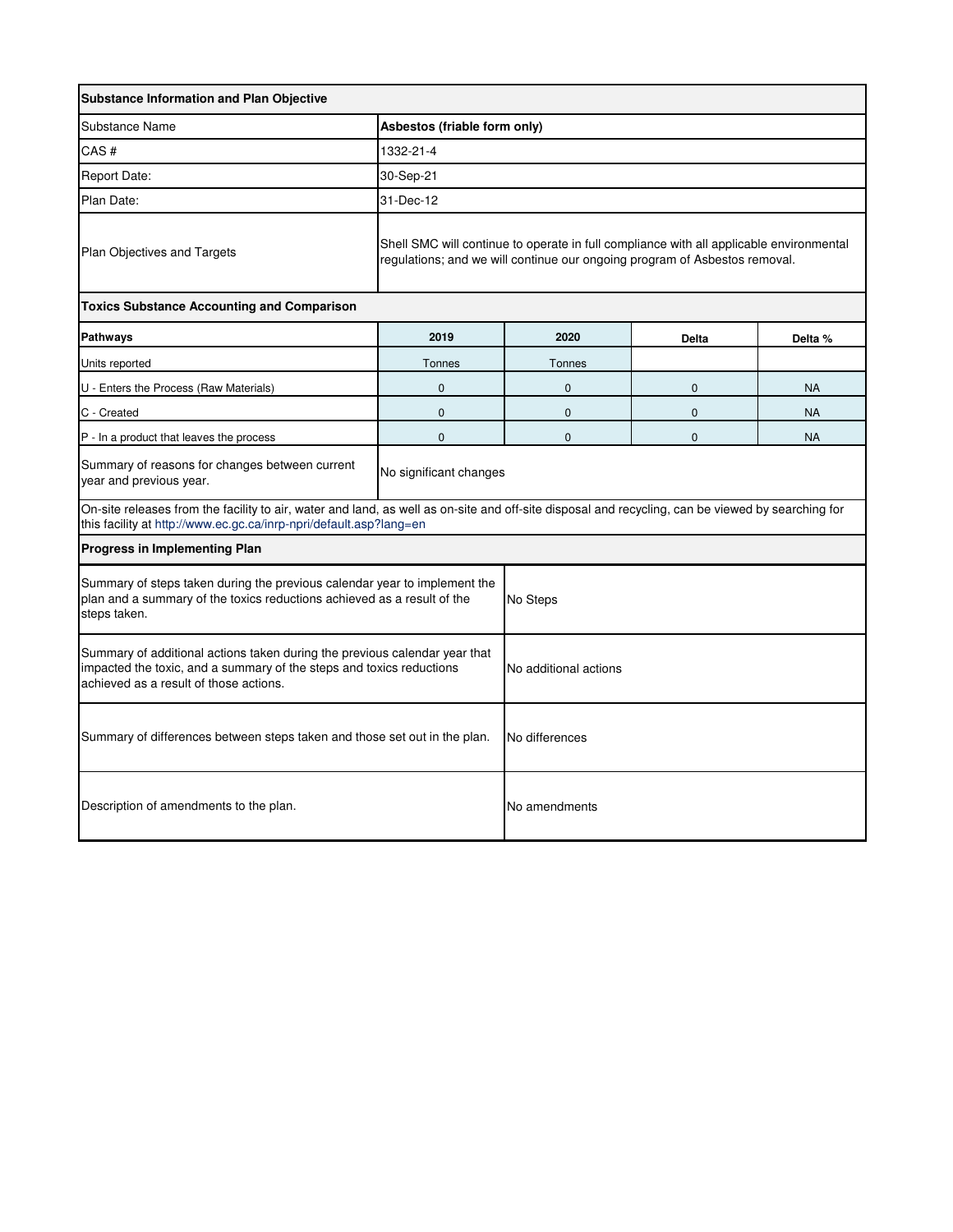| Substance Information and Plan Objective | | | | |
|---|---|---|---|---|
| Substance Name | **Asbestos (friable form only)** | | | |
| CAS # | 1332-21-4 | | | |
| Report Date: | 30-Sep-21 | | | |
| Plan Date: | 31-Dec-12 | | | |
| Plan Objectives and Targets | Shell SMC will continue to operate in full compliance with all applicable environmental regulations; and we will continue our ongoing program of Asbestos removal. | | | |

| Toxics Substance Accounting and Comparison | | | | |
|---|---|---|---|---|
| **Pathways** | **2019** | **2020** | **Delta** | **Delta %** |
| Units reported | Tonnes | Tonnes | | |
| U - Enters the Process (Raw Materials) | 0 | 0 | 0 | NA |
| C - Created | 0 | 0 | 0 | NA |
| P - In a product that leaves the process | 0 | 0 | 0 | NA |
| Summary of reasons for changes between current year and previous year. | No significant changes | | | |

On-site releases from the facility to air, water and land, as well as on-site and off-site disposal and recycling, can be viewed by searching for this facility at http://www.ec.gc.ca/inrp-npri/default.asp?lang=en

| Progress in Implementing Plan | |
|---|---|
| Summary of steps taken during the previous calendar year to implement the plan and a summary of the toxics reductions achieved as a result of the steps taken. | No Steps |
| Summary of additional actions taken during the previous calendar year that impacted the toxic, and a summary of the steps and toxics reductions achieved as a result of those actions. | No additional actions |
| Summary of differences between steps taken and those set out in the plan. | No differences |
| Description of amendments to the plan. | No amendments |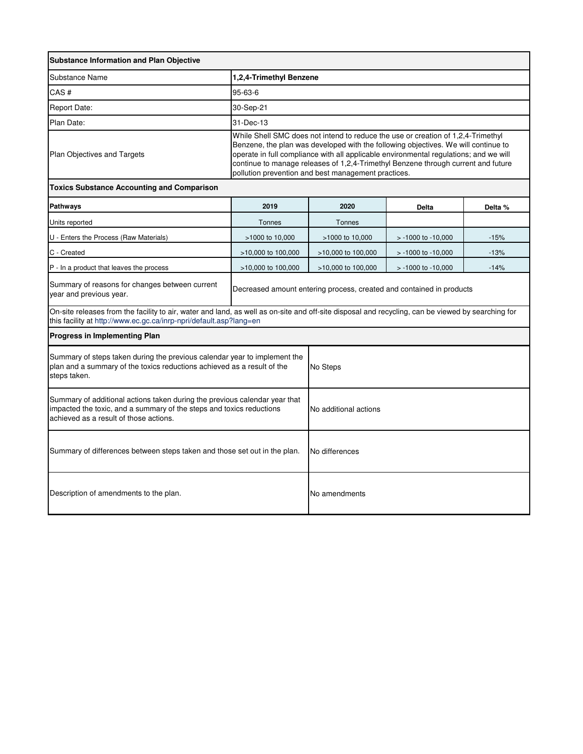| Substance Information and Plan Objective | | | | |
|---|---|---|---|---|
| Substance Name | **1,2,4-Trimethyl Benzene** | | | |
| CAS # | 95-63-6 | | | |
| Report Date: | 30-Sep-21 | | | |
| Plan Date: | 31-Dec-13 | | | |
| Plan Objectives and Targets | While Shell SMC does not intend to reduce the use or creation of 1,2,4-Trimethyl Benzene, the plan was developed with the following objectives. We will continue to operate in full compliance with all applicable environmental regulations; and we will continue to manage releases of 1,2,4-Trimethyl Benzene through current and future pollution prevention and best management practices. | | | |
| **Toxics Substance Accounting and Comparison** | | | | |
| **Pathways** | **2019** | **2020** | **Delta** | **Delta %** |
| Units reported | Tonnes | Tonnes | | |
| U - Enters the Process (Raw Materials) | >1000 to 10,000 | >1000 to 10,000 | > -1000 to -10,000 | -15% |
| C - Created | >10,000 to 100,000 | >10,000 to 100,000 | > -1000 to -10,000 | -13% |
| P - In a product that leaves the process | >10,000 to 100,000 | >10,000 to 100,000 | > -1000 to -10,000 | -14% |
| Summary of reasons for changes between current year and previous year. | Decreased amount entering process, created and contained in products | | | |

On-site releases from the facility to air, water and land, as well as on-site and off-site disposal and recycling, can be viewed by searching for this facility at http://www.ec.gc.ca/inrp-npri/default.asp?lang=en

| Progress in Implementing Plan | |
|---|---|
| Summary of steps taken during the previous calendar year to implement the plan and a summary of the toxics reductions achieved as a result of the steps taken. | No Steps |
| Summary of additional actions taken during the previous calendar year that impacted the toxic, and a summary of the steps and toxics reductions achieved as a result of those actions. | No additional actions |
| Summary of differences between steps taken and those set out in the plan. | No differences |
| Description of amendments to the plan. | No amendments |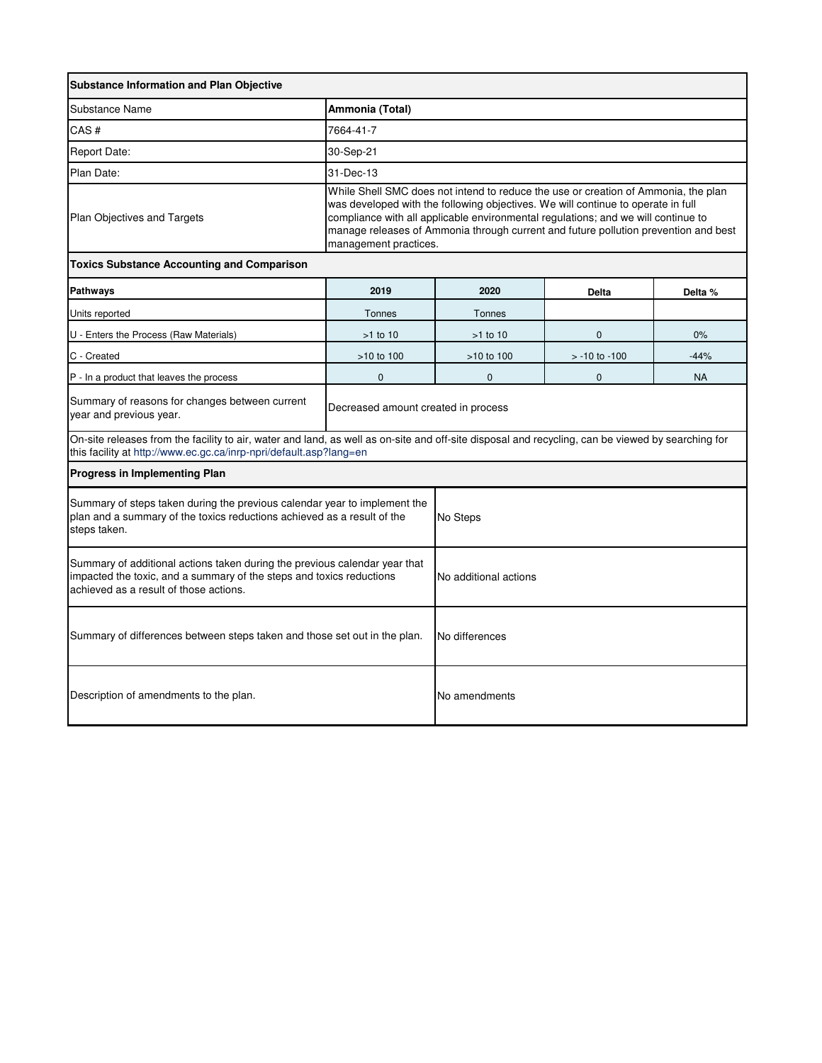| Substance Information and Plan Objective | | | | |
|---|---|---|---|---|
| Substance Name | **Ammonia (Total)** | | | |
| CAS # | 7664-41-7 | | | |
| Report Date: | 30-Sep-21 | | | |
| Plan Date: | 31-Dec-13 | | | |
| Plan Objectives and Targets | While Shell SMC does not intend to reduce the use or creation of Ammonia, the plan was developed with the following objectives. We will continue to operate in full compliance with all applicable environmental regulations; and we will continue to manage releases of Ammonia through current and future pollution prevention and best management practices. | | | |

**Toxics Substance Accounting and Comparison**

| Pathways | 2019 | 2020 | Delta | Delta % |
|---|---|---|---|---|
| Units reported | Tonnes | Tonnes | | |
| U - Enters the Process (Raw Materials) | >1 to 10 | >1 to 10 | 0 | 0% |
| C - Created | >10 to 100 | >10 to 100 | > -10 to -100 | -44% |
| P - In a product that leaves the process | 0 | 0 | 0 | NA |
| Summary of reasons for changes between current year and previous year. | Decreased amount created in process | | | |

On-site releases from the facility to air, water and land, as well as on-site and off-site disposal and recycling, can be viewed by searching for this facility at http://www.ec.gc.ca/inrp-npri/default.asp?lang=en

**Progress in Implementing Plan**

| | |
|---|---|
| Summary of steps taken during the previous calendar year to implement the plan and a summary of the toxics reductions achieved as a result of the steps taken. | No Steps |
| Summary of additional actions taken during the previous calendar year that impacted the toxic, and a summary of the steps and toxics reductions achieved as a result of those actions. | No additional actions |
| Summary of differences between steps taken and those set out in the plan. | No differences |
| Description of amendments to the plan. | No amendments |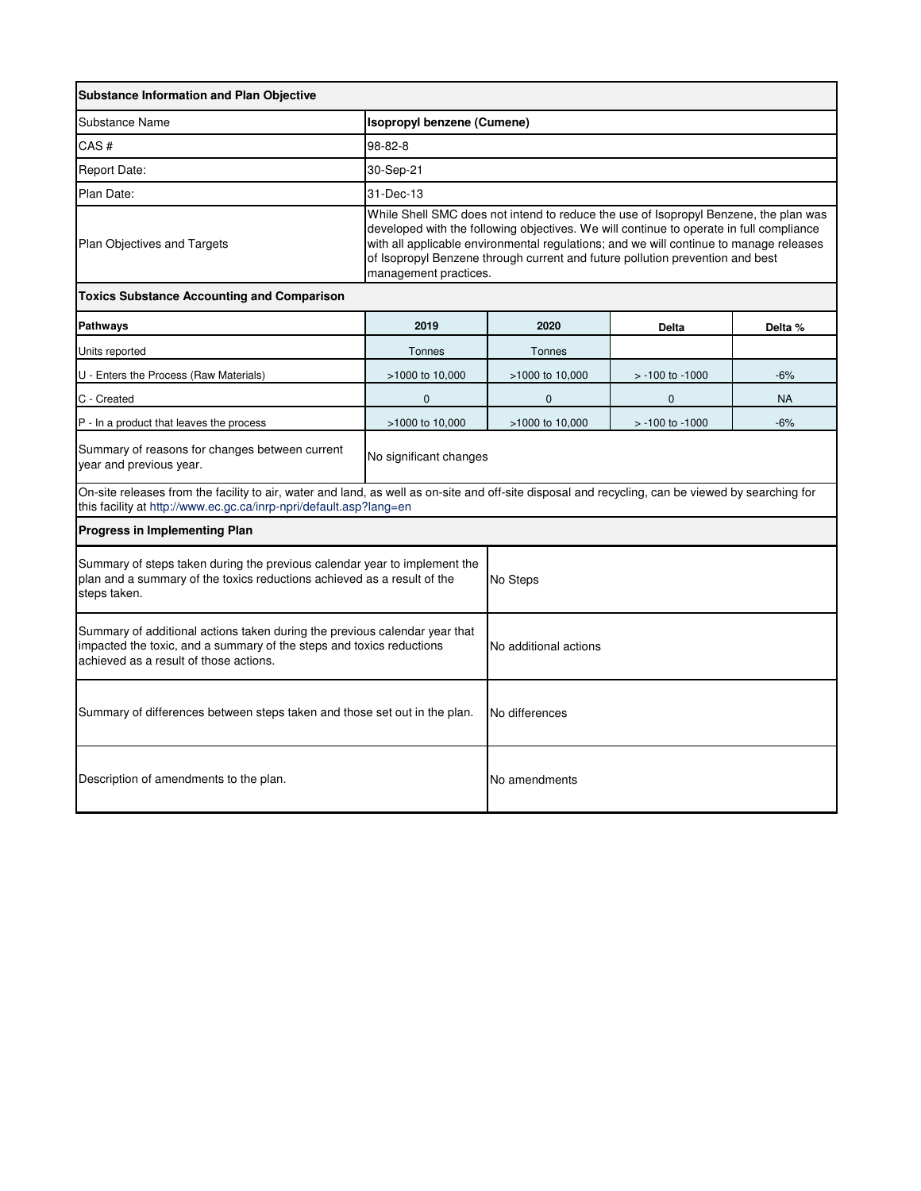| Substance Information and Plan Objective | |
|---|---|
| Substance Name | **Isopropyl benzene (Cumene)** |
| CAS # | 98-82-8 |
| Report Date: | 30-Sep-21 |
| Plan Date: | 31-Dec-13 |
| Plan Objectives and Targets | While Shell SMC does not intend to reduce the use of Isopropyl Benzene, the plan was developed with the following objectives. We will continue to operate in full compliance with all applicable environmental regulations; and we will continue to manage releases of Isopropyl Benzene through current and future pollution prevention and best management practices. |

**Toxics Substance Accounting and Comparison**

| Pathways | 2019 | 2020 | Delta | Delta % |
|---|---|---|---|---|
| Units reported | Tonnes | Tonnes | | |
| U - Enters the Process (Raw Materials) | >1000 to 10,000 | >1000 to 10,000 | > -100 to -1000 | -6% |
| C - Created | 0 | 0 | 0 | NA |
| P - In a product that leaves the process | >1000 to 10,000 | >1000 to 10,000 | > -100 to -1000 | -6% |
| Summary of reasons for changes between current year and previous year. | No significant changes | | | |

On-site releases from the facility to air, water and land, as well as on-site and off-site disposal and recycling, can be viewed by searching for this facility at http://www.ec.gc.ca/inrp-npri/default.asp?lang=en

**Progress in Implementing Plan**

| | |
|---|---|
| Summary of steps taken during the previous calendar year to implement the plan and a summary of the toxics reductions achieved as a result of the steps taken. | No Steps |
| Summary of additional actions taken during the previous calendar year that impacted the toxic, and a summary of the steps and toxics reductions achieved as a result of those actions. | No additional actions |
| Summary of differences between steps taken and those set out in the plan. | No differences |
| Description of amendments to the plan. | No amendments |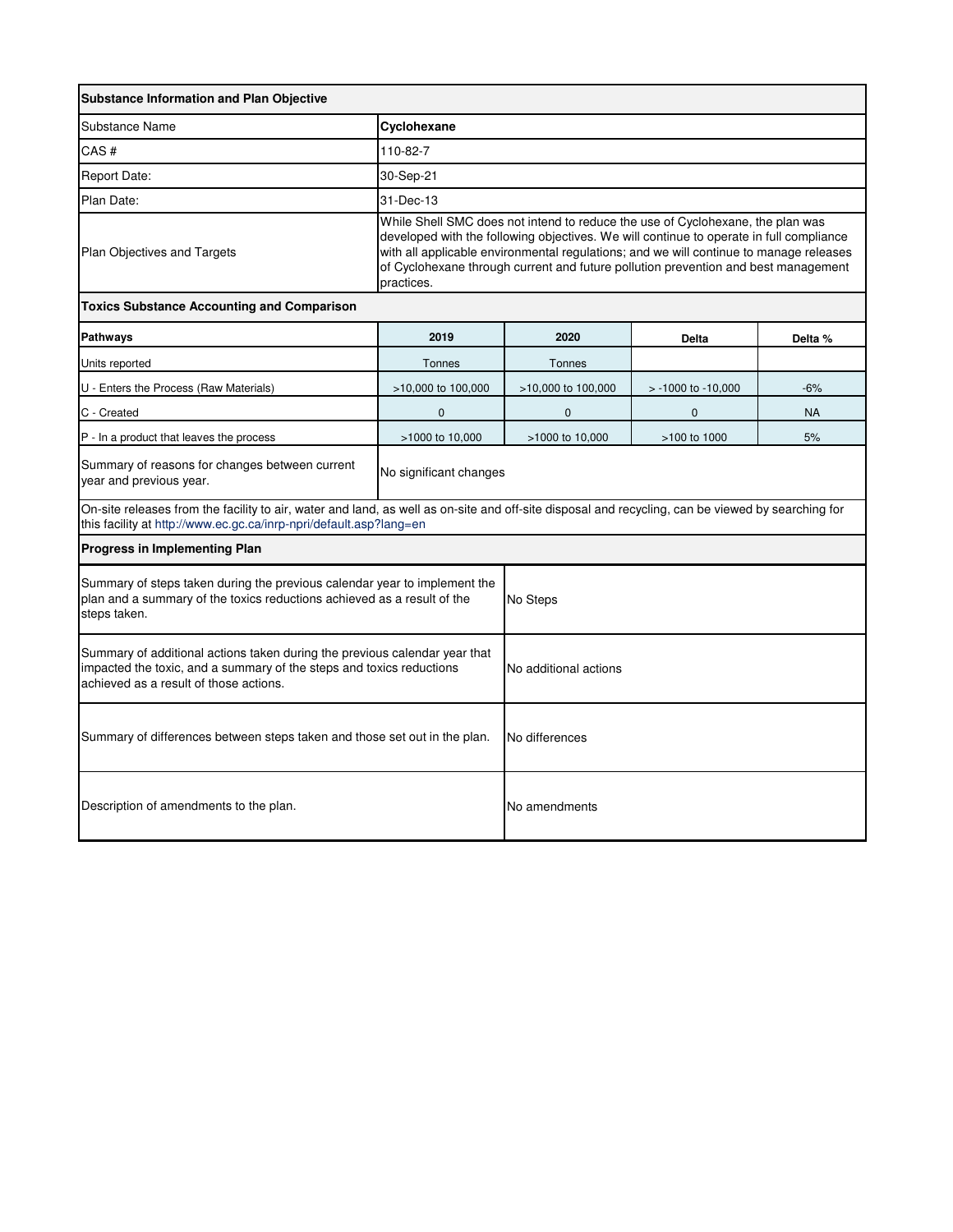| Substance Information and Plan Objective | | | | |
|---|---|---|---|---|
| Substance Name | **Cyclohexane** | | | |
| CAS # | 110-82-7 | | | |
| Report Date: | 30-Sep-21 | | | |
| Plan Date: | 31-Dec-13 | | | |
| Plan Objectives and Targets | While Shell SMC does not intend to reduce the use of Cyclohexane, the plan was developed with the following objectives. We will continue to operate in full compliance with all applicable environmental regulations; and we will continue to manage releases of Cyclohexane through current and future pollution prevention and best management practices. | | | |
| **Toxics Substance Accounting and Comparison** | | | | |
| **Pathways** | **2019** | **2020** | **Delta** | **Delta %** |
| Units reported | Tonnes | Tonnes | | |
| U - Enters the Process (Raw Materials) | >10,000 to 100,000 | >10,000 to 100,000 | > -1000 to -10,000 | -6% |
| C - Created | 0 | 0 | 0 | NA |
| P - In a product that leaves the process | >1000 to 10,000 | >1000 to 10,000 | >100 to 1000 | 5% |
| Summary of reasons for changes between current year and previous year. | No significant changes | | | |

On-site releases from the facility to air, water and land, as well as on-site and off-site disposal and recycling, can be viewed by searching for this facility at http://www.ec.gc.ca/inrp-npri/default.asp?lang=en

| Progress in Implementing Plan | |
|---|---|
| Summary of steps taken during the previous calendar year to implement the plan and a summary of the toxics reductions achieved as a result of the steps taken. | No Steps |
| Summary of additional actions taken during the previous calendar year that impacted the toxic, and a summary of the steps and toxics reductions achieved as a result of those actions. | No additional actions |
| Summary of differences between steps taken and those set out in the plan. | No differences |
| Description of amendments to the plan. | No amendments |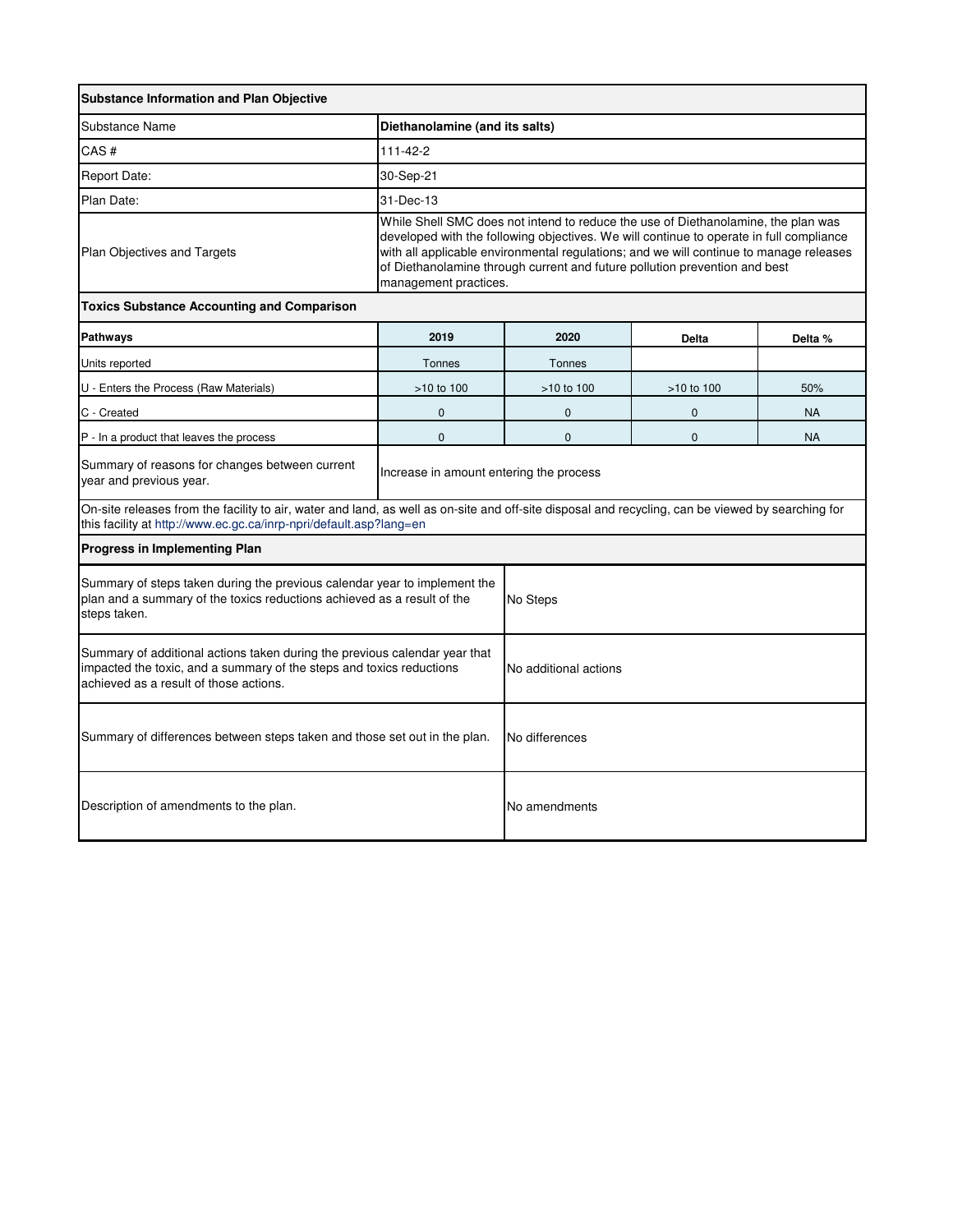| Substance Information and Plan Objective | | | | |
|---|---|---|---|---|
| Substance Name | **Diethanolamine (and its salts)** | | | |
| CAS # | 111-42-2 | | | |
| Report Date: | 30-Sep-21 | | | |
| Plan Date: | 31-Dec-13 | | | |
| Plan Objectives and Targets | While Shell SMC does not intend to reduce the use of Diethanolamine, the plan was developed with the following objectives. We will continue to operate in full compliance with all applicable environmental regulations; and we will continue to manage releases of Diethanolamine through current and future pollution prevention and best management practices. | | | |

| Toxics Substance Accounting and Comparison | | | | |
|---|---|---|---|---|
| **Pathways** | **2019** | **2020** | **Delta** | **Delta %** |
| Units reported | Tonnes | Tonnes | | |
| U - Enters the Process (Raw Materials) | >10 to 100 | >10 to 100 | >10 to 100 | 50% |
| C - Created | 0 | 0 | 0 | NA |
| P - In a product that leaves the process | 0 | 0 | 0 | NA |
| Summary of reasons for changes between current year and previous year. | Increase in amount entering the process | | | |

On-site releases from the facility to air, water and land, as well as on-site and off-site disposal and recycling, can be viewed by searching for this facility at http://www.ec.gc.ca/inrp-npri/default.asp?lang=en

| Progress in Implementing Plan | |
|---|---|
| Summary of steps taken during the previous calendar year to implement the plan and a summary of the toxics reductions achieved as a result of the steps taken. | No Steps |
| Summary of additional actions taken during the previous calendar year that impacted the toxic, and a summary of the steps and toxics reductions achieved as a result of those actions. | No additional actions |
| Summary of differences between steps taken and those set out in the plan. | No differences |
| Description of amendments to the plan. | No amendments |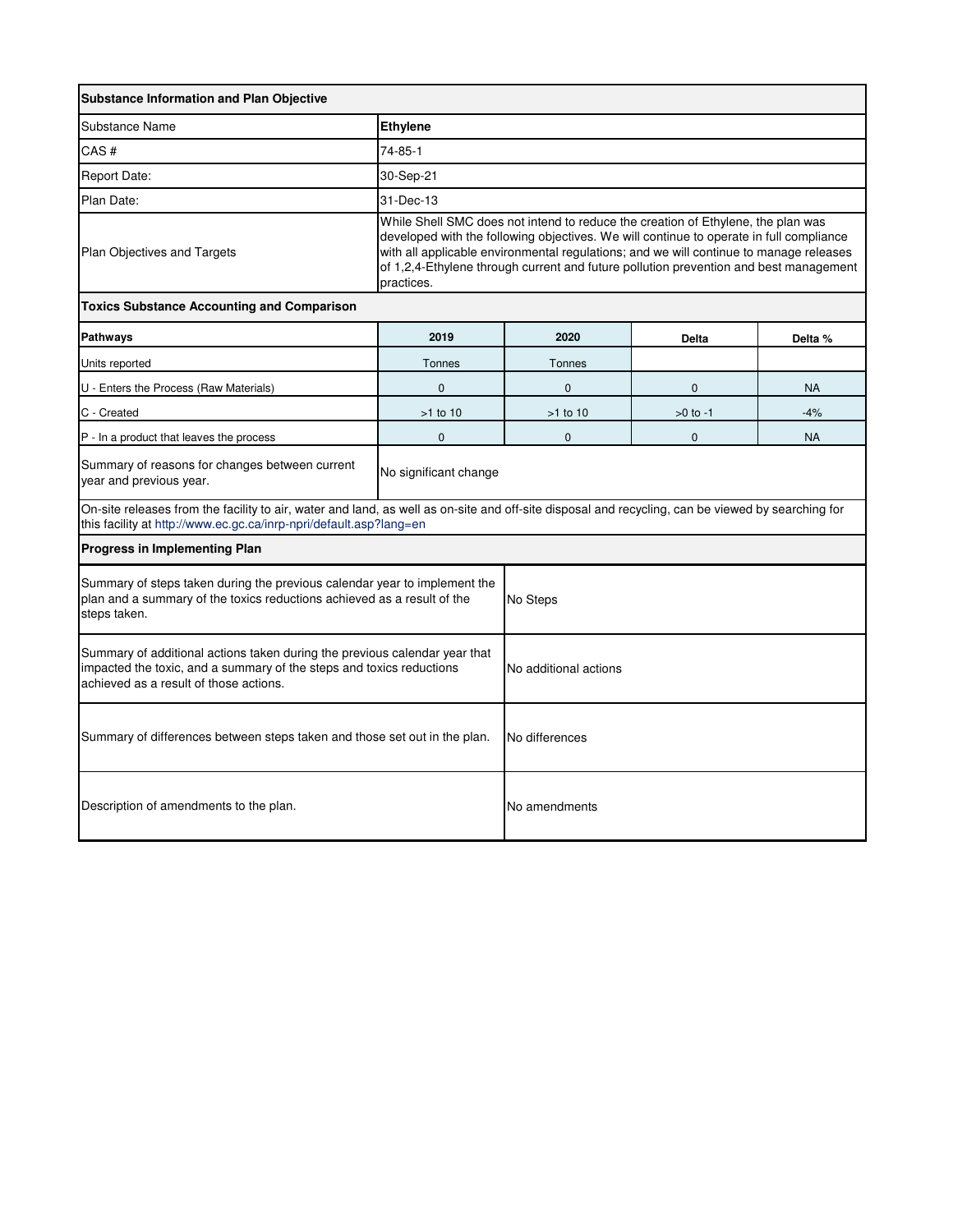| Substance Information and Plan Objective | | | | |
|---|---|---|---|---|
| Substance Name | **Ethylene** | | | |
| CAS # | 74-85-1 | | | |
| Report Date: | 30-Sep-21 | | | |
| Plan Date: | 31-Dec-13 | | | |
| Plan Objectives and Targets | While Shell SMC does not intend to reduce the creation of Ethylene, the plan was developed with the following objectives. We will continue to operate in full compliance with all applicable environmental regulations; and we will continue to manage releases of 1,2,4-Ethylene through current and future pollution prevention and best management practices. | | | |
| **Toxics Substance Accounting and Comparison** | | | | |
| **Pathways** | **2019** | **2020** | **Delta** | **Delta %** |
| Units reported | Tonnes | Tonnes | | |
| U - Enters the Process (Raw Materials) | 0 | 0 | 0 | NA |
| C - Created | >1 to 10 | >1 to 10 | >0 to -1 | -4% |
| P - In a product that leaves the process | 0 | 0 | 0 | NA |
| Summary of reasons for changes between current year and previous year. | No significant change | | | |

On-site releases from the facility to air, water and land, as well as on-site and off-site disposal and recycling, can be viewed by searching for this facility at http://www.ec.gc.ca/inrp-npri/default.asp?lang=en

| Progress in Implementing Plan | |
|---|---|
| Summary of steps taken during the previous calendar year to implement the plan and a summary of the toxics reductions achieved as a result of the steps taken. | No Steps |
| Summary of additional actions taken during the previous calendar year that impacted the toxic, and a summary of the steps and toxics reductions achieved as a result of those actions. | No additional actions |
| Summary of differences between steps taken and those set out in the plan. | No differences |
| Description of amendments to the plan. | No amendments |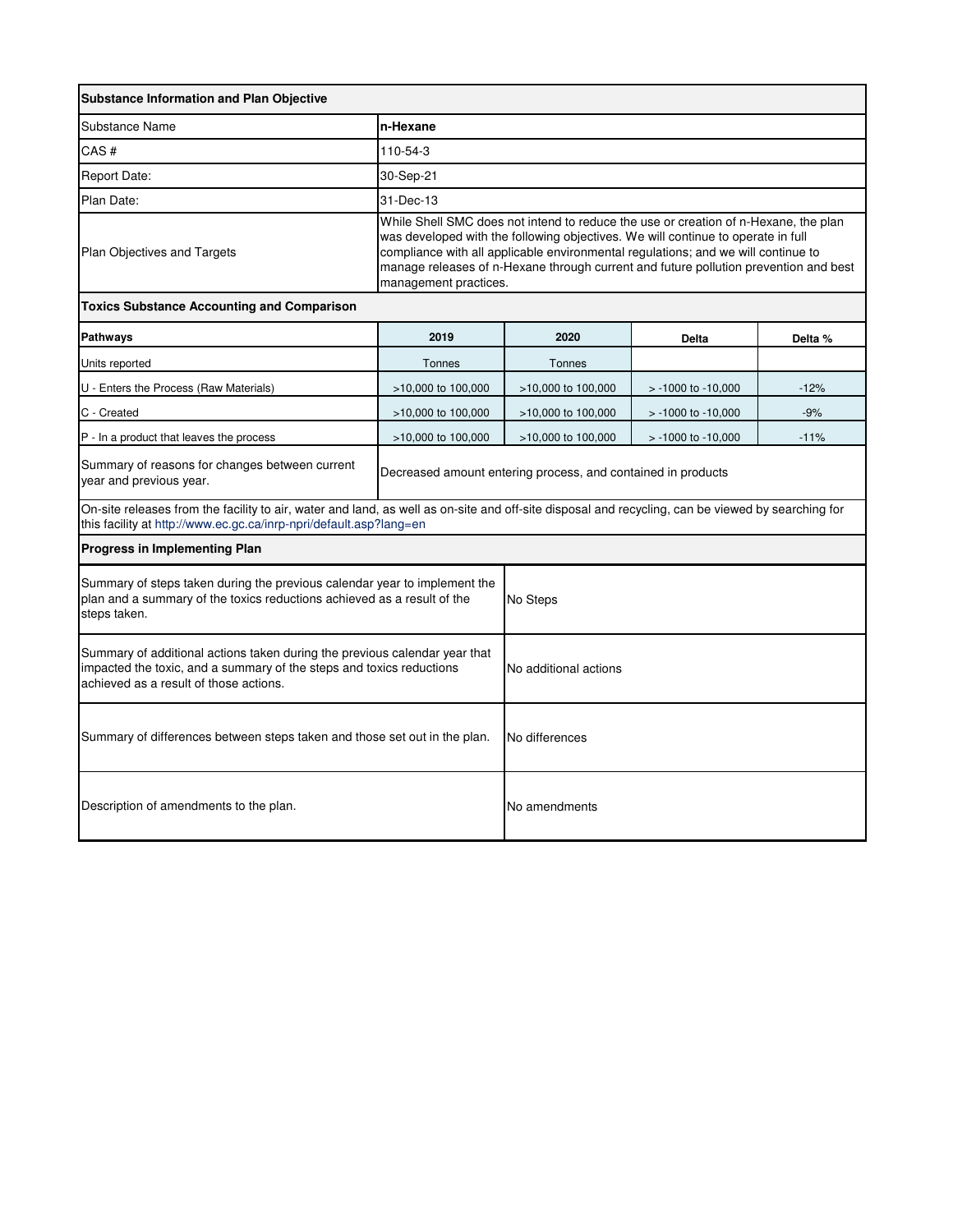| Substance Information and Plan Objective | |
|---|---|
| Substance Name | **n-Hexane** |
| CAS # | 110-54-3 |
| Report Date: | 30-Sep-21 |
| Plan Date: | 31-Dec-13 |
| Plan Objectives and Targets | While Shell SMC does not intend to reduce the use or creation of n-Hexane, the plan was developed with the following objectives. We will continue to operate in full compliance with all applicable environmental regulations; and we will continue to manage releases of n-Hexane through current and future pollution prevention and best management practices. |

**Toxics Substance Accounting and Comparison**

| Pathways | 2019 | 2020 | Delta | Delta % |
|---|---|---|---|---|
| Units reported | Tonnes | Tonnes | | |
| U - Enters the Process (Raw Materials) | >10,000 to 100,000 | >10,000 to 100,000 | > -1000 to -10,000 | -12% |
| C - Created | >10,000 to 100,000 | >10,000 to 100,000 | > -1000 to -10,000 | -9% |
| P - In a product that leaves the process | >10,000 to 100,000 | >10,000 to 100,000 | > -1000 to -10,000 | -11% |
| Summary of reasons for changes between current year and previous year. | Decreased amount entering process, and contained in products | | | |

On-site releases from the facility to air, water and land, as well as on-site and off-site disposal and recycling, can be viewed by searching for this facility at http://www.ec.gc.ca/inrp-npri/default.asp?lang=en

**Progress in Implementing Plan**

| | |
|---|---|
| Summary of steps taken during the previous calendar year to implement the plan and a summary of the toxics reductions achieved as a result of the steps taken. | No Steps |
| Summary of additional actions taken during the previous calendar year that impacted the toxic, and a summary of the steps and toxics reductions achieved as a result of those actions. | No additional actions |
| Summary of differences between steps taken and those set out in the plan. | No differences |
| Description of amendments to the plan. | No amendments |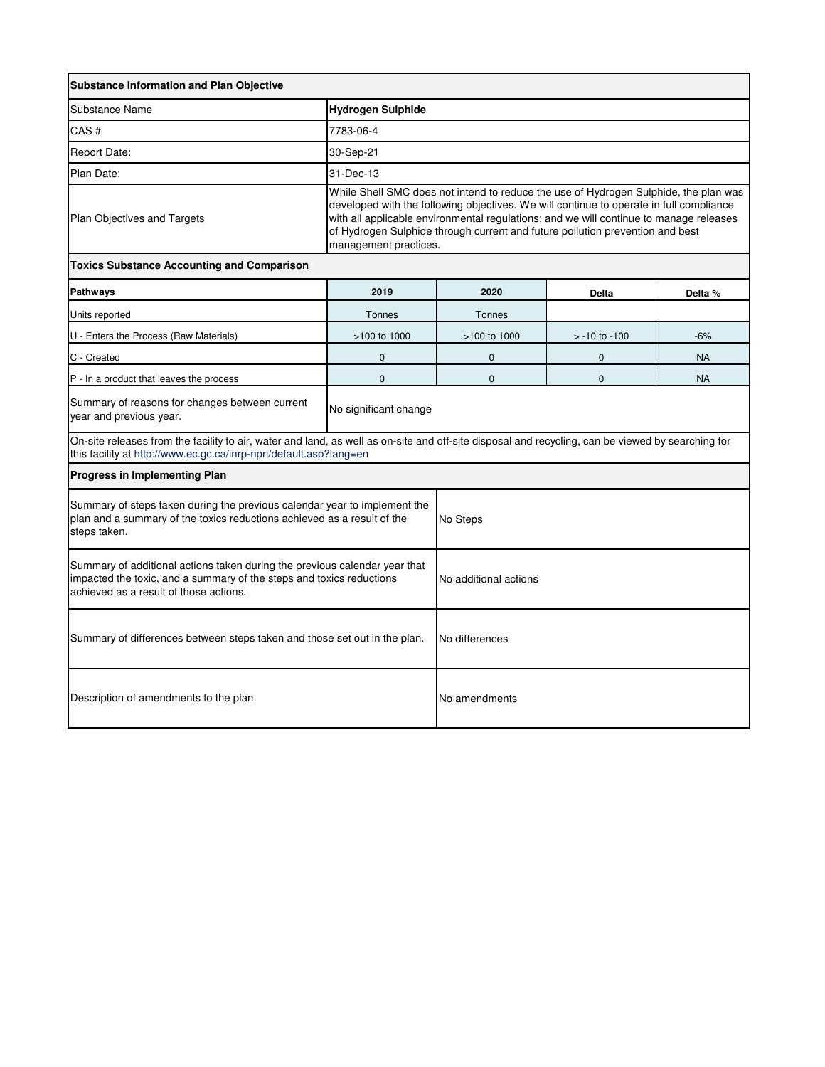| Substance Information and Plan Objective | |
| --- | --- |
| Substance Name | **Hydrogen Sulphide** |
| CAS # | 7783-06-4 |
| Report Date: | 30-Sep-21 |
| Plan Date: | 31-Dec-13 |
| Plan Objectives and Targets | While Shell SMC does not intend to reduce the use of Hydrogen Sulphide, the plan was developed with the following objectives. We will continue to operate in full compliance with all applicable environmental regulations; and we will continue to manage releases of Hydrogen Sulphide through current and future pollution prevention and best management practices. |

**Toxics Substance Accounting and Comparison**

| Pathways | 2019 | 2020 | Delta | Delta % |
| --- | --- | --- | --- | --- |
| Units reported | Tonnes | Tonnes | | |
| U - Enters the Process (Raw Materials) | >100 to 1000 | >100 to 1000 | > -10 to -100 | -6% |
| C - Created | 0 | 0 | 0 | NA |
| P - In a product that leaves the process | 0 | 0 | 0 | NA |
| Summary of reasons for changes between current year and previous year. | No significant change | | | |

On-site releases from the facility to air, water and land, as well as on-site and off-site disposal and recycling, can be viewed by searching for this facility at http://www.ec.gc.ca/inrp-npri/default.asp?lang=en

**Progress in Implementing Plan**

| | |
| --- | --- |
| Summary of steps taken during the previous calendar year to implement the plan and a summary of the toxics reductions achieved as a result of the steps taken. | No Steps |
| Summary of additional actions taken during the previous calendar year that impacted the toxic, and a summary of the steps and toxics reductions achieved as a result of those actions. | No additional actions |
| Summary of differences between steps taken and those set out in the plan. | No differences |
| Description of amendments to the plan. | No amendments |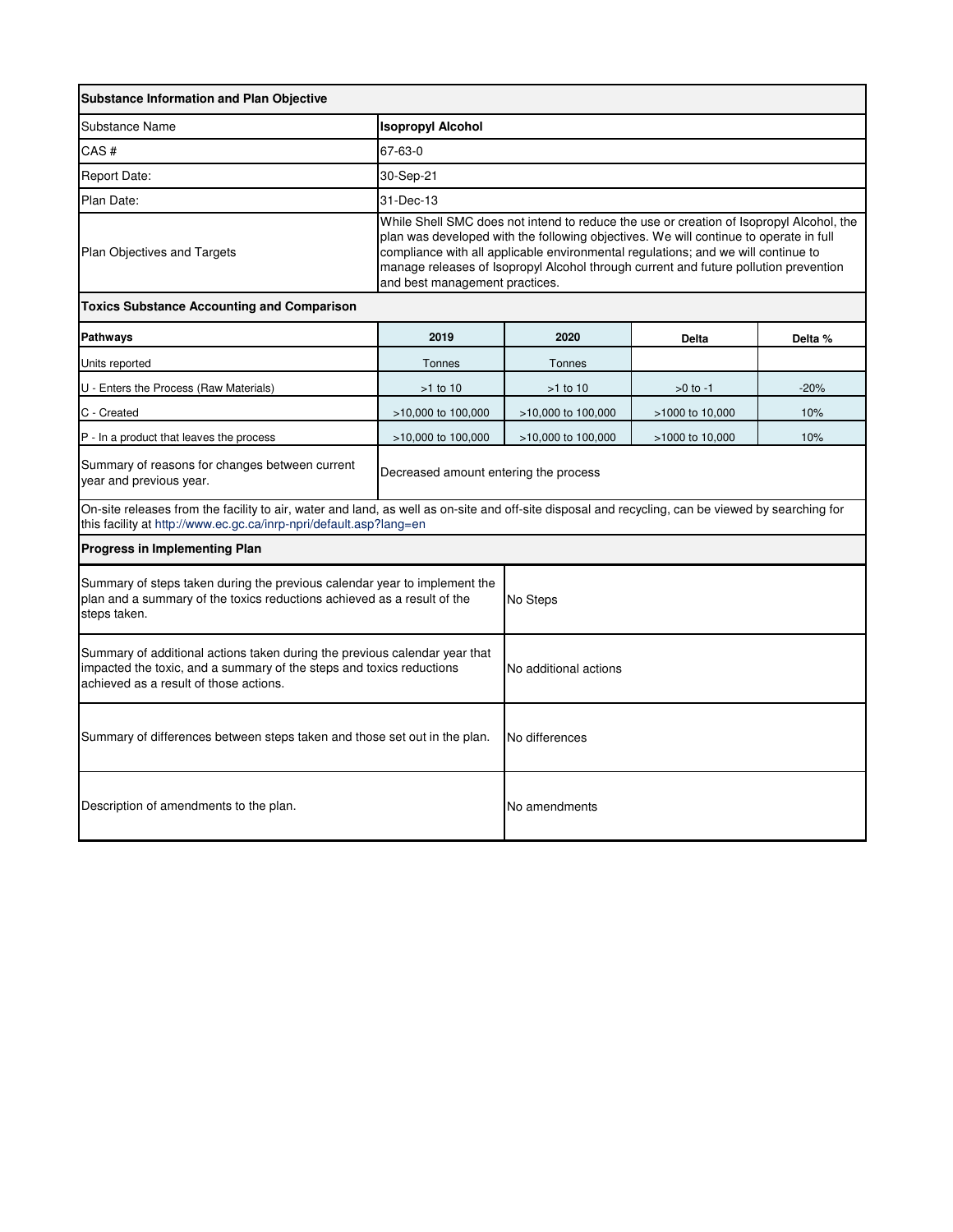| **Substance Information and Plan Objective** | | | | |
|---|---|---|---|---|
| Substance Name | **Isopropyl Alcohol** | | | |
| CAS # | 67-63-0 | | | |
| Report Date: | 30-Sep-21 | | | |
| Plan Date: | 31-Dec-13 | | | |
| Plan Objectives and Targets | While Shell SMC does not intend to reduce the use or creation of Isopropyl Alcohol, the plan was developed with the following objectives. We will continue to operate in full compliance with all applicable environmental regulations; and we will continue to manage releases of Isopropyl Alcohol through current and future pollution prevention and best management practices. | | | |
| **Toxics Substance Accounting and Comparison** | | | | |
| **Pathways** | **2019** | **2020** | **Delta** | **Delta %** |
| Units reported | Tonnes | Tonnes | | |
| U - Enters the Process (Raw Materials) | >1 to 10 | >1 to 10 | >0 to -1 | -20% |
| C - Created | >10,000 to 100,000 | >10,000 to 100,000 | >1000 to 10,000 | 10% |
| P - In a product that leaves the process | >10,000 to 100,000 | >10,000 to 100,000 | >1000 to 10,000 | 10% |
| Summary of reasons for changes between current year and previous year. | Decreased amount entering the process | | | |

On-site releases from the facility to air, water and land, as well as on-site and off-site disposal and recycling, can be viewed by searching for this facility at http://www.ec.gc.ca/inrp-npri/default.asp?lang=en

| **Progress in Implementing Plan** | |
|---|---|
| Summary of steps taken during the previous calendar year to implement the plan and a summary of the toxics reductions achieved as a result of the steps taken. | No Steps |
| Summary of additional actions taken during the previous calendar year that impacted the toxic, and a summary of the steps and toxics reductions achieved as a result of those actions. | No additional actions |
| Summary of differences between steps taken and those set out in the plan. | No differences |
| Description of amendments to the plan. | No amendments |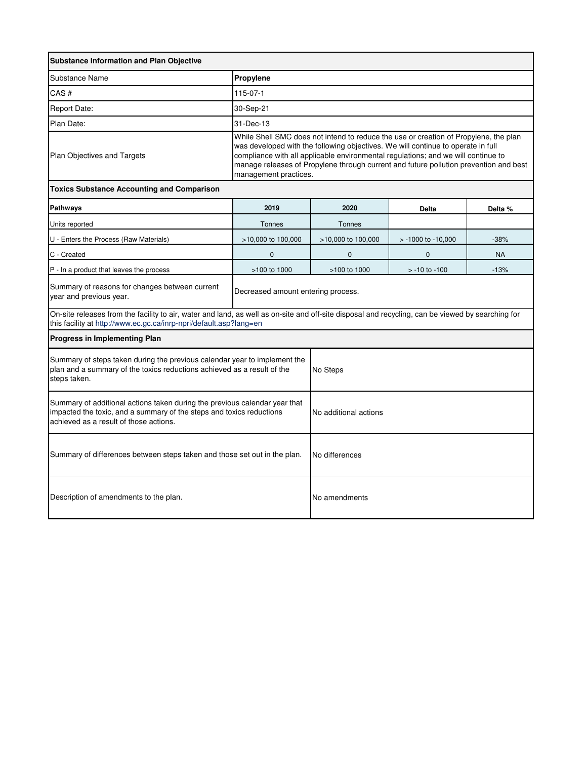| **Substance Information and Plan Objective** | | | | |
|---|---|---|---|---|
| Substance Name | **Propylene** | | | |
| CAS # | 115-07-1 | | | |
| Report Date: | 30-Sep-21 | | | |
| Plan Date: | 31-Dec-13 | | | |
| Plan Objectives and Targets | While Shell SMC does not intend to reduce the use or creation of Propylene, the plan was developed with the following objectives. We will continue to operate in full compliance with all applicable environmental regulations; and we will continue to manage releases of Propylene through current and future pollution prevention and best management practices. | | | |
| **Toxics Substance Accounting and Comparison** | | | | |
| **Pathways** | **2019** | **2020** | **Delta** | **Delta %** |
| Units reported | Tonnes | Tonnes | | |
| U - Enters the Process (Raw Materials) | >10,000 to 100,000 | >10,000 to 100,000 | > -1000 to -10,000 | -38% |
| C - Created | 0 | 0 | 0 | NA |
| P - In a product that leaves the process | >100 to 1000 | >100 to 1000 | > -10 to -100 | -13% |
| Summary of reasons for changes between current year and previous year. | Decreased amount entering process. | | | |

On-site releases from the facility to air, water and land, as well as on-site and off-site disposal and recycling, can be viewed by searching for this facility at http://www.ec.gc.ca/inrp-npri/default.asp?lang=en

| **Progress in Implementing Plan** | |
|---|---|
| Summary of steps taken during the previous calendar year to implement the plan and a summary of the toxics reductions achieved as a result of the steps taken. | No Steps |
| Summary of additional actions taken during the previous calendar year that impacted the toxic, and a summary of the steps and toxics reductions achieved as a result of those actions. | No additional actions |
| Summary of differences between steps taken and those set out in the plan. | No differences |
| Description of amendments to the plan. | No amendments |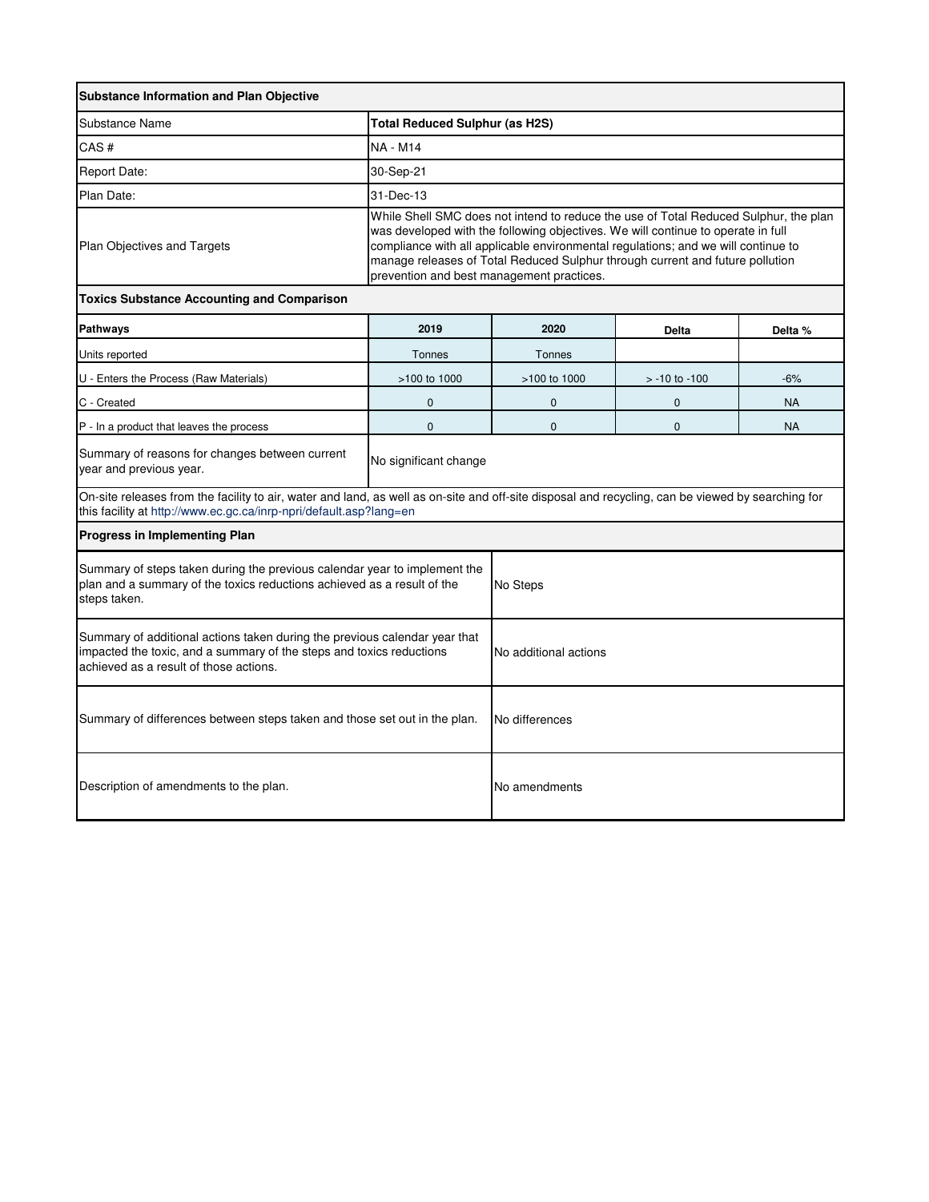| Substance Information and Plan Objective | | | | |
|---|---|---|---|---|
| Substance Name | **Total Reduced Sulphur (as H2S)** | | | |
| CAS # | NA - M14 | | | |
| Report Date: | 30-Sep-21 | | | |
| Plan Date: | 31-Dec-13 | | | |
| Plan Objectives and Targets | While Shell SMC does not intend to reduce the use of Total Reduced Sulphur, the plan was developed with the following objectives. We will continue to operate in full compliance with all applicable environmental regulations; and we will continue to manage releases of Total Reduced Sulphur through current and future pollution prevention and best management practices. | | | |
| **Toxics Substance Accounting and Comparison** | | | | |
| **Pathways** | **2019** | **2020** | **Delta** | **Delta %** |
| Units reported | Tonnes | Tonnes | | |
| U - Enters the Process (Raw Materials) | >100 to 1000 | >100 to 1000 | > -10 to -100 | -6% |
| C - Created | 0 | 0 | 0 | NA |
| P - In a product that leaves the process | 0 | 0 | 0 | NA |
| Summary of reasons for changes between current year and previous year. | No significant change | | | |

On-site releases from the facility to air, water and land, as well as on-site and off-site disposal and recycling, can be viewed by searching for this facility at http://www.ec.gc.ca/inrp-npri/default.asp?lang=en

| Progress in Implementing Plan | |
|---|---|
| Summary of steps taken during the previous calendar year to implement the plan and a summary of the toxics reductions achieved as a result of the steps taken. | No Steps |
| Summary of additional actions taken during the previous calendar year that impacted the toxic, and a summary of the steps and toxics reductions achieved as a result of those actions. | No additional actions |
| Summary of differences between steps taken and those set out in the plan. | No differences |
| Description of amendments to the plan. | No amendments |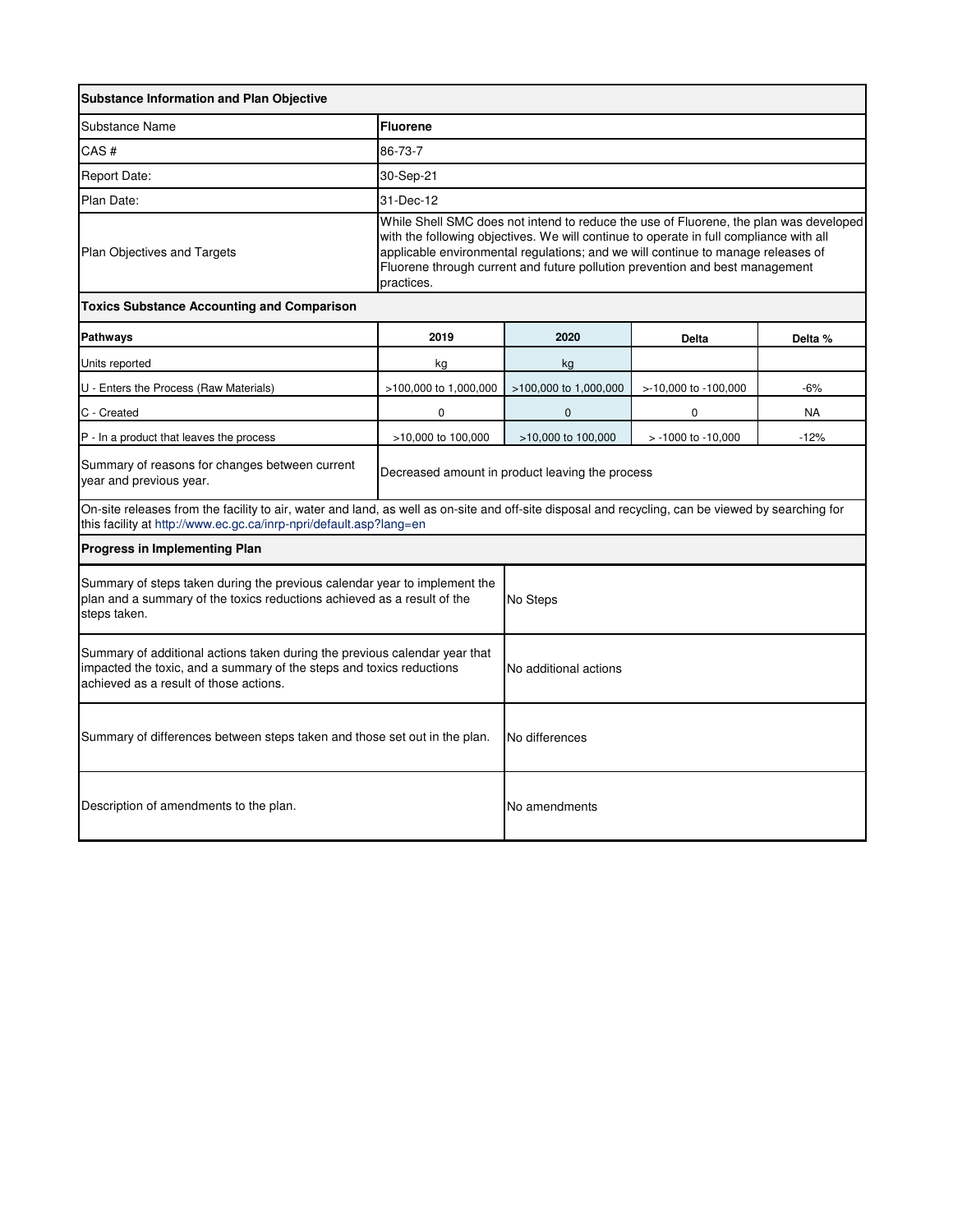| Substance Information and Plan Objective | | | | |
|---|---|---|---|---|
| Substance Name | **Fluorene** | | | |
| CAS # | 86-73-7 | | | |
| Report Date: | 30-Sep-21 | | | |
| Plan Date: | 31-Dec-12 | | | |
| Plan Objectives and Targets | While Shell SMC does not intend to reduce the use of Fluorene, the plan was developed with the following objectives. We will continue to operate in full compliance with all applicable environmental regulations; and we will continue to manage releases of Fluorene through current and future pollution prevention and best management practices. | | | |
| **Toxics Substance Accounting and Comparison** | | | | |
| **Pathways** | **2019** | **2020** | **Delta** | **Delta %** |
| Units reported | kg | kg | | |
| U - Enters the Process (Raw Materials) | >100,000 to 1,000,000 | >100,000 to 1,000,000 | >-10,000 to -100,000 | -6% |
| C - Created | 0 | 0 | 0 | NA |
| P - In a product that leaves the process | >10,000 to 100,000 | >10,000 to 100,000 | > -1000 to -10,000 | -12% |
| Summary of reasons for changes between current year and previous year. | Decreased amount in product leaving the process | | | |

On-site releases from the facility to air, water and land, as well as on-site and off-site disposal and recycling, can be viewed by searching for this facility at http://www.ec.gc.ca/inrp-npri/default.asp?lang=en

| Progress in Implementing Plan | |
|---|---|
| Summary of steps taken during the previous calendar year to implement the plan and a summary of the toxics reductions achieved as a result of the steps taken. | No Steps |
| Summary of additional actions taken during the previous calendar year that impacted the toxic, and a summary of the steps and toxics reductions achieved as a result of those actions. | No additional actions |
| Summary of differences between steps taken and those set out in the plan. | No differences |
| Description of amendments to the plan. | No amendments |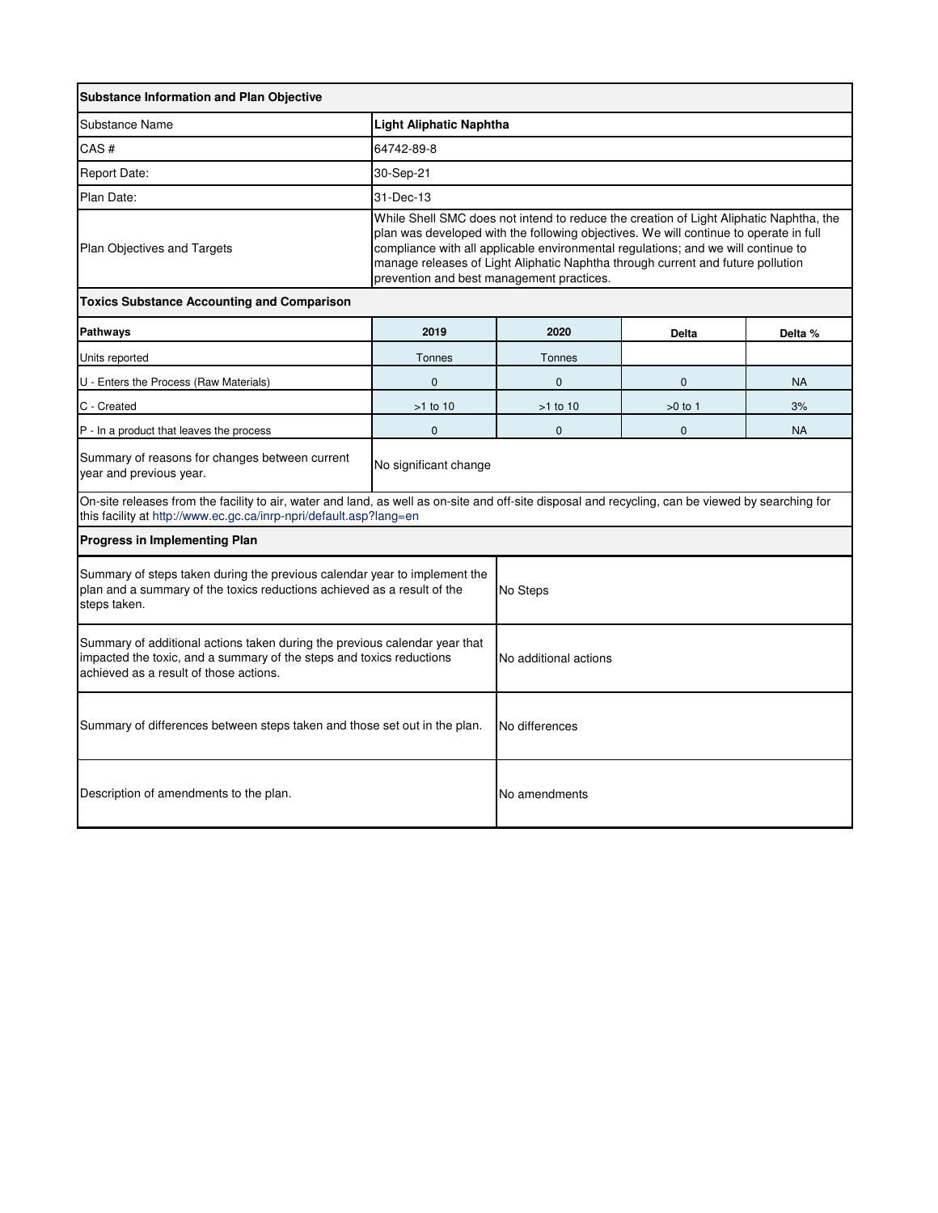| **Substance Information and Plan Objective** | | | | |
|---|---|---|---|---|
| Substance Name | **Light Aliphatic Naphtha** | | | |
| CAS # | 64742-89-8 | | | |
| Report Date: | 30-Sep-21 | | | |
| Plan Date: | 31-Dec-13 | | | |
| Plan Objectives and Targets | While Shell SMC does not intend to reduce the creation of Light Aliphatic Naphtha, the plan was developed with the following objectives. We will continue to operate in full compliance with all applicable environmental regulations; and we will continue to manage releases of Light Aliphatic Naphtha through current and future pollution prevention and best management practices. | | | |
| **Toxics Substance Accounting and Comparison** | | | | |
| **Pathways** | **2019** | **2020** | **Delta** | **Delta %** |
| Units reported | Tonnes | Tonnes | | |
| U - Enters the Process (Raw Materials) | 0 | 0 | 0 | NA |
| C - Created | >1 to 10 | >1 to 10 | >0 to 1 | 3% |
| P - In a product that leaves the process | 0 | 0 | 0 | NA |
| Summary of reasons for changes between current year and previous year. | No significant change | | | |

On-site releases from the facility to air, water and land, as well as on-site and off-site disposal and recycling, can be viewed by searching for this facility at http://www.ec.gc.ca/inrp-npri/default.asp?lang=en

| **Progress in Implementing Plan** | |
|---|---|
| Summary of steps taken during the previous calendar year to implement the plan and a summary of the toxics reductions achieved as a result of the steps taken. | No Steps |
| Summary of additional actions taken during the previous calendar year that impacted the toxic, and a summary of the steps and toxics reductions achieved as a result of those actions. | No additional actions |
| Summary of differences between steps taken and those set out in the plan. | No differences |
| Description of amendments to the plan. | No amendments |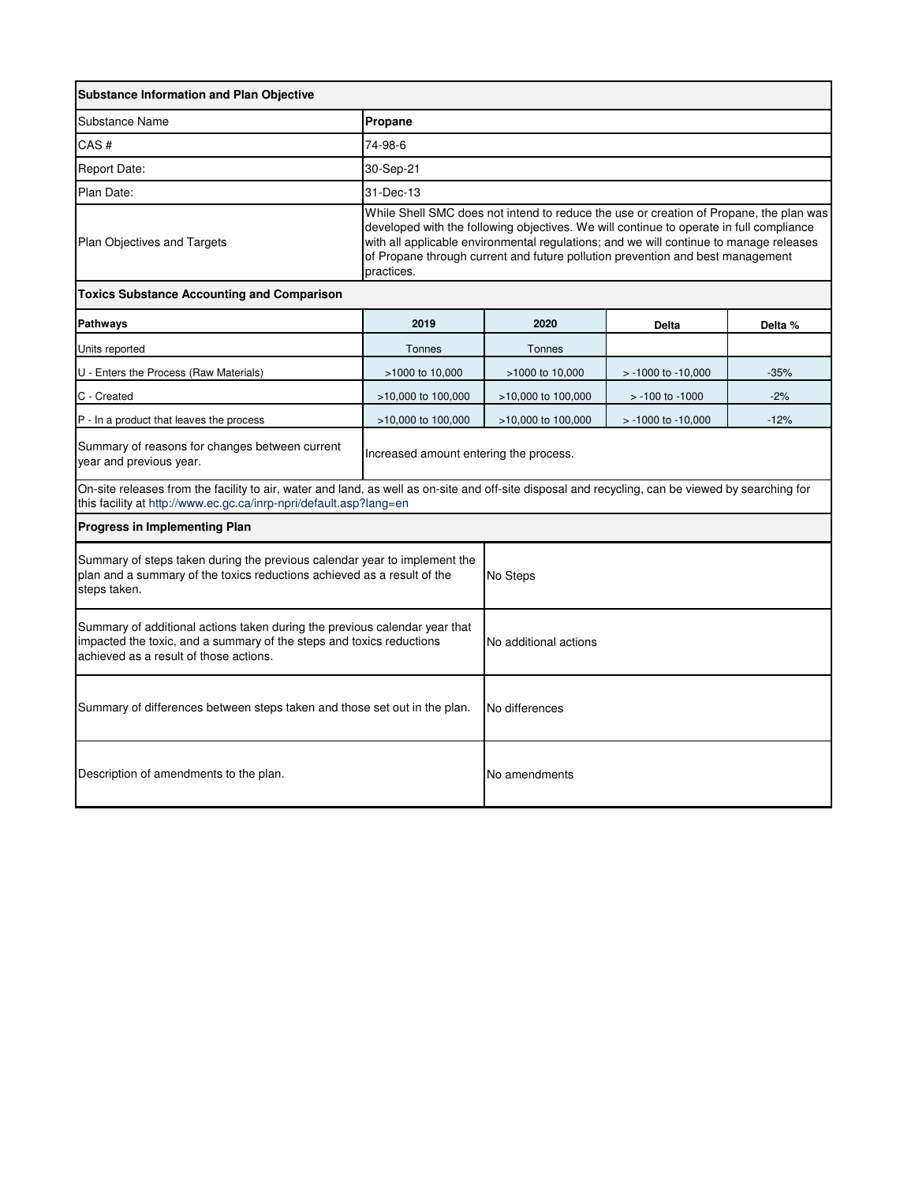| **Substance Information and Plan Objective** | | | | |
|---|---|---|---|---|
| Substance Name | **Propane** | | | |
| CAS # | 74-98-6 | | | |
| Report Date: | 30-Sep-21 | | | |
| Plan Date: | 31-Dec-13 | | | |
| Plan Objectives and Targets | While Shell SMC does not intend to reduce the use or creation of Propane, the plan was developed with the following objectives. We will continue to operate in full compliance with all applicable environmental regulations; and we will continue to manage releases of Propane through current and future pollution prevention and best management practices. | | | |
| **Toxics Substance Accounting and Comparison** | | | | |
| **Pathways** | **2019** | **2020** | **Delta** | **Delta %** |
| Units reported | Tonnes | Tonnes | | |
| U - Enters the Process (Raw Materials) | >1000 to 10,000 | >1000 to 10,000 | > -1000 to -10,000 | -35% |
| C - Created | >10,000 to 100,000 | >10,000 to 100,000 | > -100 to -1000 | -2% |
| P - In a product that leaves the process | >10,000 to 100,000 | >10,000 to 100,000 | > -1000 to -10,000 | -12% |
| Summary of reasons for changes between current year and previous year. | Increased amount entering the process. | | | |

On-site releases from the facility to air, water and land, as well as on-site and off-site disposal and recycling, can be viewed by searching for this facility at http://www.ec.gc.ca/inrp-npri/default.asp?lang=en

| **Progress in Implementing Plan** | |
|---|---|
| Summary of steps taken during the previous calendar year to implement the plan and a summary of the toxics reductions achieved as a result of the steps taken. | No Steps |
| Summary of additional actions taken during the previous calendar year that impacted the toxic, and a summary of the steps and toxics reductions achieved as a result of those actions. | No additional actions |
| Summary of differences between steps taken and those set out in the plan. | No differences |
| Description of amendments to the plan. | No amendments |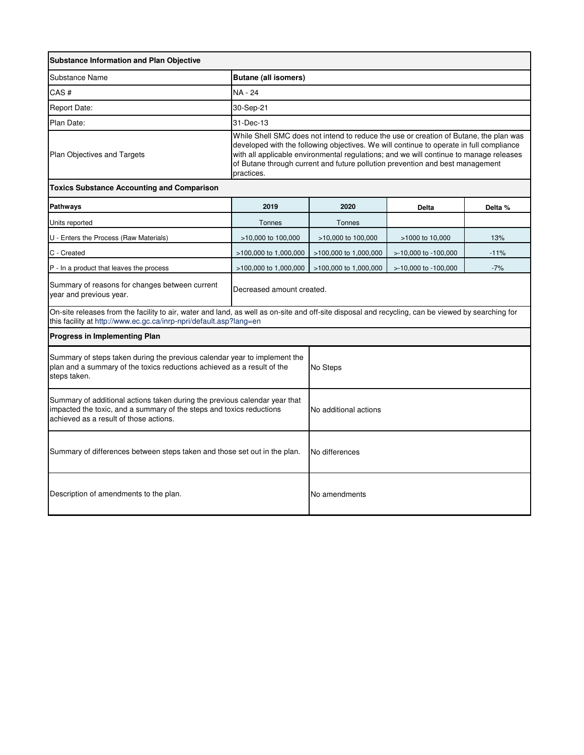| Substance Information and Plan Objective | | | | |
|---|---|---|---|---|
| Substance Name | **Butane (all isomers)** | | | |
| CAS # | NA - 24 | | | |
| Report Date: | 30-Sep-21 | | | |
| Plan Date: | 31-Dec-13 | | | |
| Plan Objectives and Targets | While Shell SMC does not intend to reduce the use or creation of Butane, the plan was developed with the following objectives. We will continue to operate in full compliance with all applicable environmental regulations; and we will continue to manage releases of Butane through current and future pollution prevention and best management practices. | | | |

| Toxics Substance Accounting and Comparison | | | | |
|---|---|---|---|---|
| **Pathways** | **2019** | **2020** | **Delta** | **Delta %** |
| Units reported | Tonnes | Tonnes | | |
| U - Enters the Process (Raw Materials) | >10,000 to 100,000 | >10,000 to 100,000 | >1000 to 10,000 | 13% |
| C - Created | >100,000 to 1,000,000 | >100,000 to 1,000,000 | >-10,000 to -100,000 | -11% |
| P - In a product that leaves the process | >100,000 to 1,000,000 | >100,000 to 1,000,000 | >-10,000 to -100,000 | -7% |
| Summary of reasons for changes between current year and previous year. | Decreased amount created. | | | |

On-site releases from the facility to air, water and land, as well as on-site and off-site disposal and recycling, can be viewed by searching for this facility at http://www.ec.gc.ca/inrp-npri/default.asp?lang=en

| Progress in Implementing Plan | |
|---|---|
| Summary of steps taken during the previous calendar year to implement the plan and a summary of the toxics reductions achieved as a result of the steps taken. | No Steps |
| Summary of additional actions taken during the previous calendar year that impacted the toxic, and a summary of the steps and toxics reductions achieved as a result of those actions. | No additional actions |
| Summary of differences between steps taken and those set out in the plan. | No differences |
| Description of amendments to the plan. | No amendments |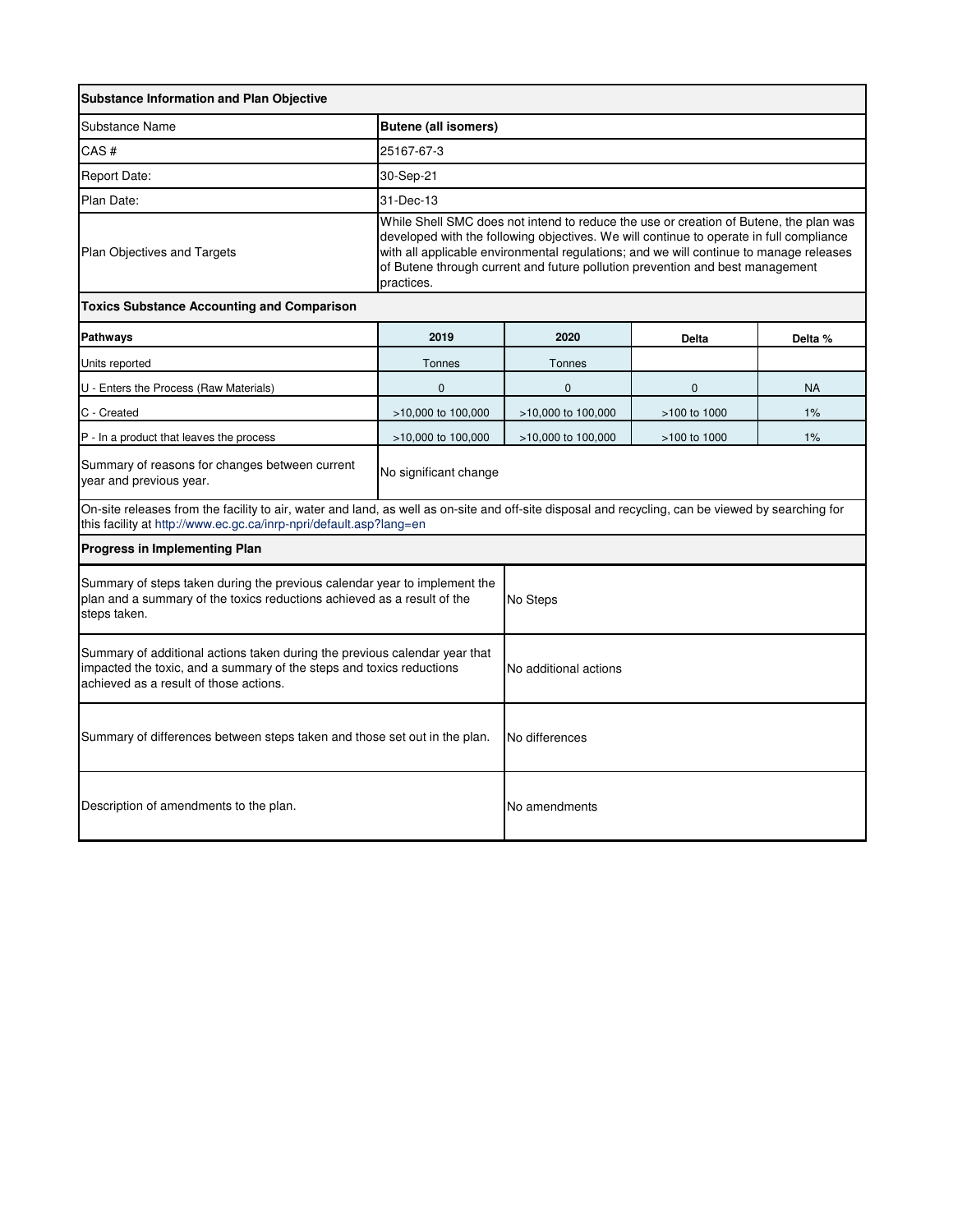| Substance Information and Plan Objective | |
|---|---|
| Substance Name | **Butene (all isomers)** |
| CAS # | 25167-67-3 |
| Report Date: | 30-Sep-21 |
| Plan Date: | 31-Dec-13 |
| Plan Objectives and Targets | While Shell SMC does not intend to reduce the use or creation of Butene, the plan was developed with the following objectives. We will continue to operate in full compliance with all applicable environmental regulations; and we will continue to manage releases of Butene through current and future pollution prevention and best management practices. |

**Toxics Substance Accounting and Comparison**

| Pathways | 2019 | 2020 | Delta | Delta % |
|---|---|---|---|---|
| Units reported | Tonnes | Tonnes | | |
| U - Enters the Process (Raw Materials) | 0 | 0 | 0 | NA |
| C - Created | >10,000 to 100,000 | >10,000 to 100,000 | >100 to 1000 | 1% |
| P - In a product that leaves the process | >10,000 to 100,000 | >10,000 to 100,000 | >100 to 1000 | 1% |
| Summary of reasons for changes between current year and previous year. | No significant change | | | |

On-site releases from the facility to air, water and land, as well as on-site and off-site disposal and recycling, can be viewed by searching for this facility at http://www.ec.gc.ca/inrp-npri/default.asp?lang=en

**Progress in Implementing Plan**

| | |
|---|---|
| Summary of steps taken during the previous calendar year to implement the plan and a summary of the toxics reductions achieved as a result of the steps taken. | No Steps |
| Summary of additional actions taken during the previous calendar year that impacted the toxic, and a summary of the steps and toxics reductions achieved as a result of those actions. | No additional actions |
| Summary of differences between steps taken and those set out in the plan. | No differences |
| Description of amendments to the plan. | No amendments |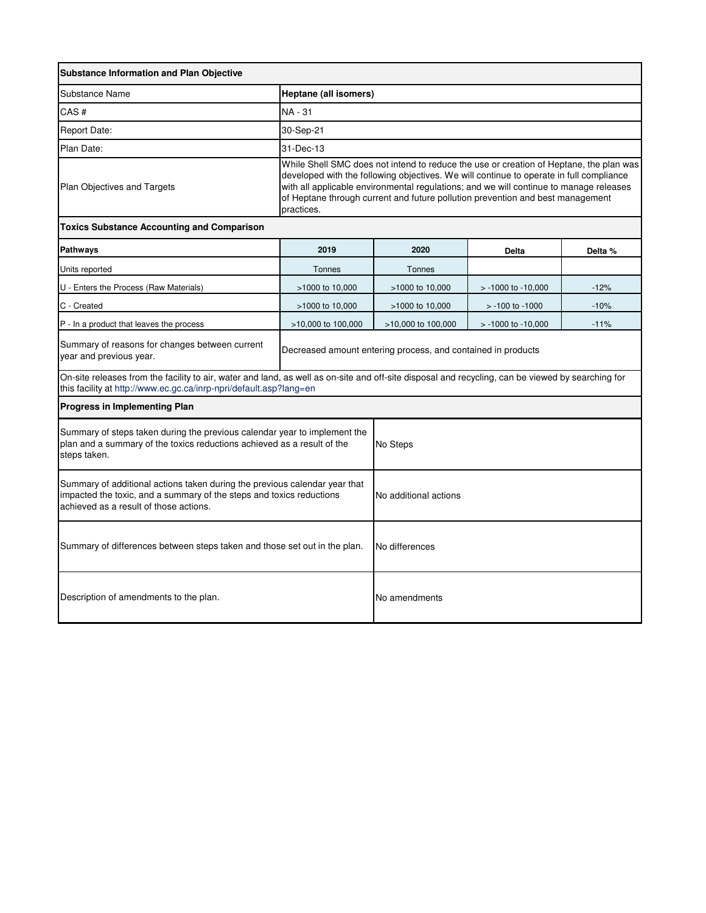| Substance Information and Plan Objective | |
|---|---|
| Substance Name | **Heptane (all isomers)** |
| CAS # | NA - 31 |
| Report Date: | 30-Sep-21 |
| Plan Date: | 31-Dec-13 |
| Plan Objectives and Targets | While Shell SMC does not intend to reduce the use or creation of Heptane, the plan was developed with the following objectives. We will continue to operate in full compliance with all applicable environmental regulations; and we will continue to manage releases of Heptane through current and future pollution prevention and best management practices. |

**Toxics Substance Accounting and Comparison**

| Pathways | 2019 | 2020 | Delta | Delta % |
|---|---|---|---|---|
| Units reported | Tonnes | Tonnes | | |
| U - Enters the Process (Raw Materials) | >1000 to 10,000 | >1000 to 10,000 | > -1000 to -10,000 | -12% |
| C - Created | >1000 to 10,000 | >1000 to 10,000 | > -100 to -1000 | -10% |
| P - In a product that leaves the process | >10,000 to 100,000 | >10,000 to 100,000 | > -1000 to -10,000 | -11% |
| Summary of reasons for changes between current year and previous year. | Decreased amount entering process, and contained in products | | | |

On-site releases from the facility to air, water and land, as well as on-site and off-site disposal and recycling, can be viewed by searching for this facility at http://www.ec.gc.ca/inrp-npri/default.asp?lang=en

**Progress in Implementing Plan**

| | |
|---|---|
| Summary of steps taken during the previous calendar year to implement the plan and a summary of the toxics reductions achieved as a result of the steps taken. | No Steps |
| Summary of additional actions taken during the previous calendar year that impacted the toxic, and a summary of the steps and toxics reductions achieved as a result of those actions. | No additional actions |
| Summary of differences between steps taken and those set out in the plan. | No differences |
| Description of amendments to the plan. | No amendments |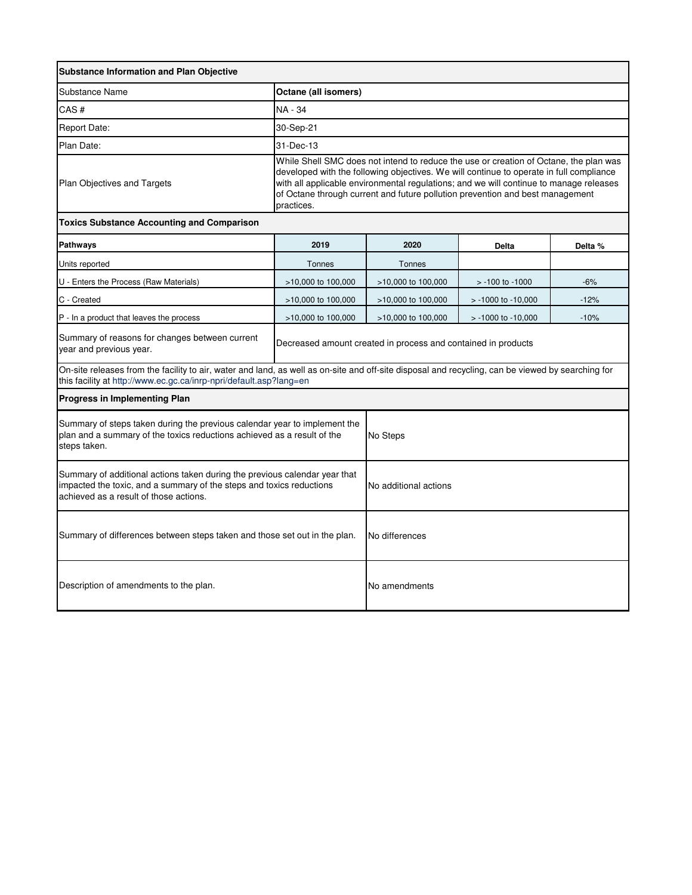| Substance Information and Plan Objective | |
|---|---|
| Substance Name | **Octane (all isomers)** |
| CAS # | NA - 34 |
| Report Date: | 30-Sep-21 |
| Plan Date: | 31-Dec-13 |
| Plan Objectives and Targets | While Shell SMC does not intend to reduce the use or creation of Octane, the plan was developed with the following objectives. We will continue to operate in full compliance with all applicable environmental regulations; and we will continue to manage releases of Octane through current and future pollution prevention and best management practices. |

**Toxics Substance Accounting and Comparison**

| Pathways | 2019 | 2020 | Delta | Delta % |
|---|---|---|---|---|
| Units reported | Tonnes | Tonnes | | |
| U - Enters the Process (Raw Materials) | >10,000 to 100,000 | >10,000 to 100,000 | > -100 to -1000 | -6% |
| C - Created | >10,000 to 100,000 | >10,000 to 100,000 | > -1000 to -10,000 | -12% |
| P - In a product that leaves the process | >10,000 to 100,000 | >10,000 to 100,000 | > -1000 to -10,000 | -10% |
| Summary of reasons for changes between current year and previous year. | Decreased amount created in process and contained in products | | | |

On-site releases from the facility to air, water and land, as well as on-site and off-site disposal and recycling, can be viewed by searching for this facility at http://www.ec.gc.ca/inrp-npri/default.asp?lang=en

**Progress in Implementing Plan**

| | |
|---|---|
| Summary of steps taken during the previous calendar year to implement the plan and a summary of the toxics reductions achieved as a result of the steps taken. | No Steps |
| Summary of additional actions taken during the previous calendar year that impacted the toxic, and a summary of the steps and toxics reductions achieved as a result of those actions. | No additional actions |
| Summary of differences between steps taken and those set out in the plan. | No differences |
| Description of amendments to the plan. | No amendments |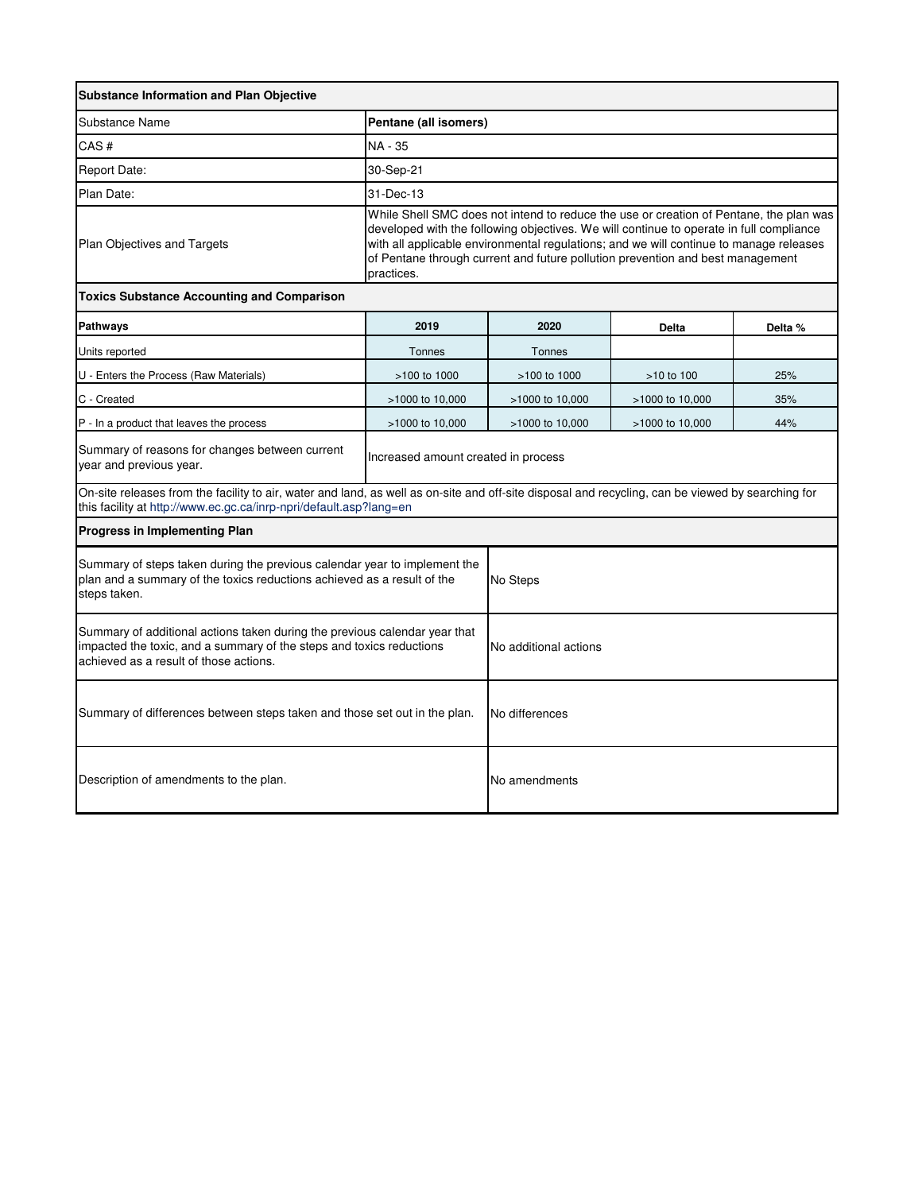| **Substance Information and Plan Objective** | | | | |
|---|---|---|---|---|
| Substance Name | **Pentane (all isomers)** | | | |
| CAS # | NA - 35 | | | |
| Report Date: | 30-Sep-21 | | | |
| Plan Date: | 31-Dec-13 | | | |
| Plan Objectives and Targets | While Shell SMC does not intend to reduce the use or creation of Pentane, the plan was developed with the following objectives. We will continue to operate in full compliance with all applicable environmental regulations; and we will continue to manage releases of Pentane through current and future pollution prevention and best management practices. | | | |
| **Toxics Substance Accounting and Comparison** | | | | |
| **Pathways** | **2019** | **2020** | **Delta** | **Delta %** |
| Units reported | Tonnes | Tonnes | | |
| U - Enters the Process (Raw Materials) | >100 to 1000 | >100 to 1000 | >10 to 100 | 25% |
| C - Created | >1000 to 10,000 | >1000 to 10,000 | >1000 to 10,000 | 35% |
| P - In a product that leaves the process | >1000 to 10,000 | >1000 to 10,000 | >1000 to 10,000 | 44% |
| Summary of reasons for changes between current year and previous year. | Increased amount created in process | | | |

On-site releases from the facility to air, water and land, as well as on-site and off-site disposal and recycling, can be viewed by searching for this facility at http://www.ec.gc.ca/inrp-npri/default.asp?lang=en

| **Progress in Implementing Plan** | |
|---|---|
| Summary of steps taken during the previous calendar year to implement the plan and a summary of the toxics reductions achieved as a result of the steps taken. | No Steps |
| Summary of additional actions taken during the previous calendar year that impacted the toxic, and a summary of the steps and toxics reductions achieved as a result of those actions. | No additional actions |
| Summary of differences between steps taken and those set out in the plan. | No differences |
| Description of amendments to the plan. | No amendments |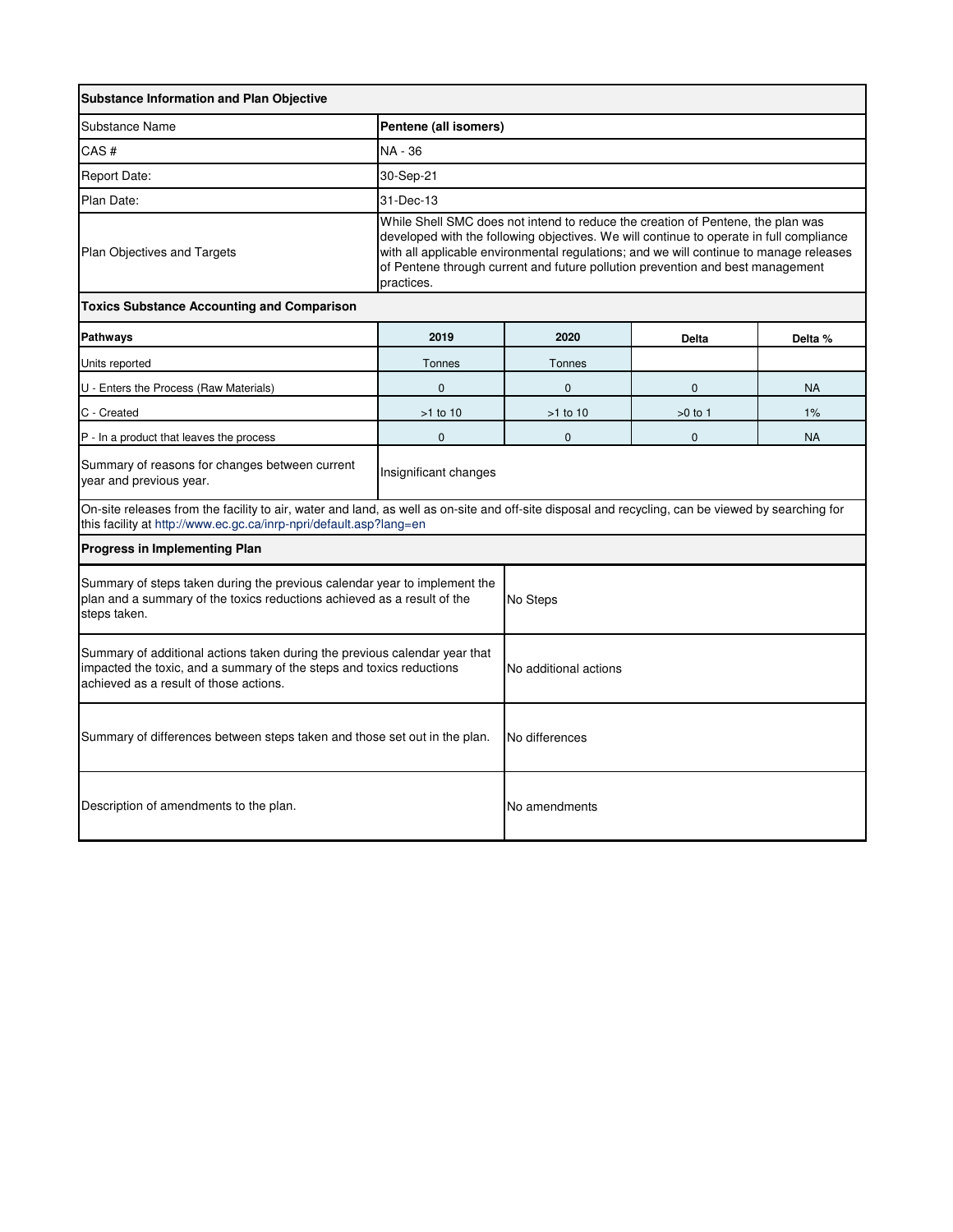| **Substance Information and Plan Objective** | | | | |
|---|---|---|---|---|
| Substance Name | **Pentene (all isomers)** | | | |
| CAS # | NA - 36 | | | |
| Report Date: | 30-Sep-21 | | | |
| Plan Date: | 31-Dec-13 | | | |
| Plan Objectives and Targets | While Shell SMC does not intend to reduce the creation of Pentene, the plan was developed with the following objectives. We will continue to operate in full compliance with all applicable environmental regulations; and we will continue to manage releases of Pentene through current and future pollution prevention and best management practices. | | | |
| **Toxics Substance Accounting and Comparison** | | | | |
| **Pathways** | **2019** | **2020** | **Delta** | **Delta %** |
| Units reported | Tonnes | Tonnes | | |
| U - Enters the Process (Raw Materials) | 0 | 0 | 0 | NA |
| C - Created | >1 to 10 | >1 to 10 | >0 to 1 | 1% |
| P - In a product that leaves the process | 0 | 0 | 0 | NA |
| Summary of reasons for changes between current year and previous year. | Insignificant changes | | | |

On-site releases from the facility to air, water and land, as well as on-site and off-site disposal and recycling, can be viewed by searching for this facility at http://www.ec.gc.ca/inrp-npri/default.asp?lang=en

| **Progress in Implementing Plan** | |
|---|---|
| Summary of steps taken during the previous calendar year to implement the plan and a summary of the toxics reductions achieved as a result of the steps taken. | No Steps |
| Summary of additional actions taken during the previous calendar year that impacted the toxic, and a summary of the steps and toxics reductions achieved as a result of those actions. | No additional actions |
| Summary of differences between steps taken and those set out in the plan. | No differences |
| Description of amendments to the plan. | No amendments |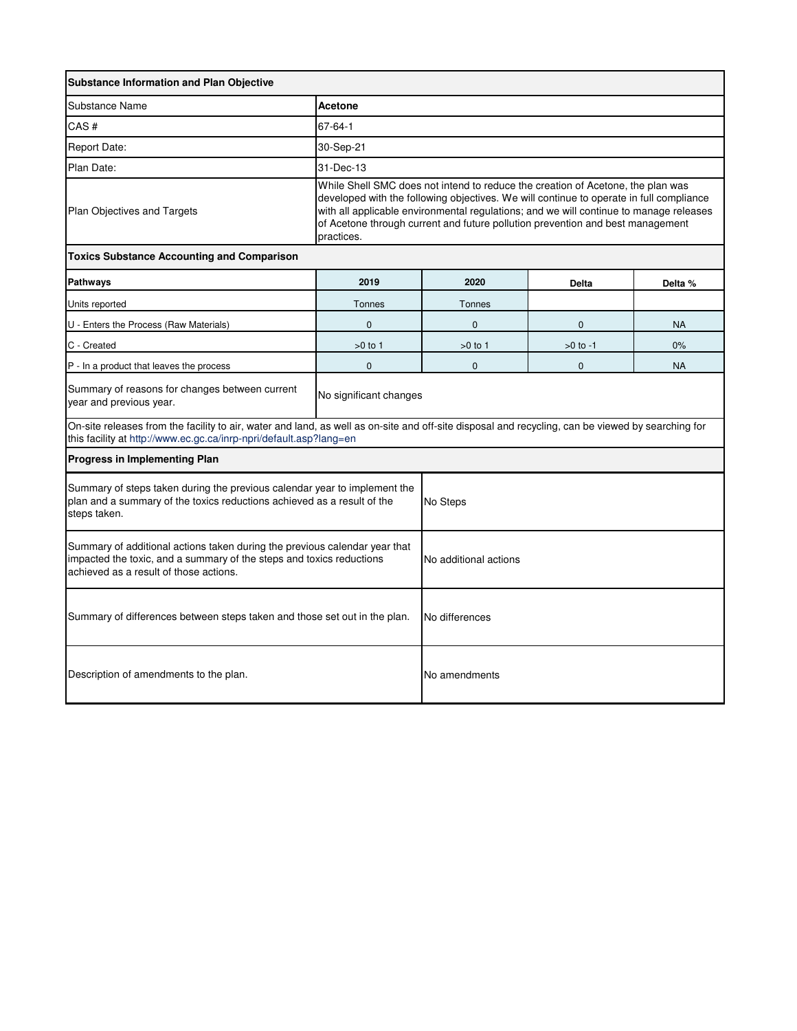| Substance Information and Plan Objective | | | | |
|---|---|---|---|---|
| Substance Name | **Acetone** | | | |
| CAS # | 67-64-1 | | | |
| Report Date: | 30-Sep-21 | | | |
| Plan Date: | 31-Dec-13 | | | |
| Plan Objectives and Targets | While Shell SMC does not intend to reduce the creation of Acetone, the plan was developed with the following objectives. We will continue to operate in full compliance with all applicable environmental regulations; and we will continue to manage releases of Acetone through current and future pollution prevention and best management practices. | | | |

| Toxics Substance Accounting and Comparison | | | | |
|---|---|---|---|---|
| **Pathways** | **2019** | **2020** | **Delta** | **Delta %** |
| Units reported | Tonnes | Tonnes | | |
| U - Enters the Process (Raw Materials) | 0 | 0 | 0 | NA |
| C - Created | >0 to 1 | >0 to 1 | >0 to -1 | 0% |
| P - In a product that leaves the process | 0 | 0 | 0 | NA |
| Summary of reasons for changes between current year and previous year. | No significant changes | | | |

On-site releases from the facility to air, water and land, as well as on-site and off-site disposal and recycling, can be viewed by searching for this facility at http://www.ec.gc.ca/inrp-npri/default.asp?lang=en

| Progress in Implementing Plan | |
|---|---|
| Summary of steps taken during the previous calendar year to implement the plan and a summary of the toxics reductions achieved as a result of the steps taken. | No Steps |
| Summary of additional actions taken during the previous calendar year that impacted the toxic, and a summary of the steps and toxics reductions achieved as a result of those actions. | No additional actions |
| Summary of differences between steps taken and those set out in the plan. | No differences |
| Description of amendments to the plan. | No amendments |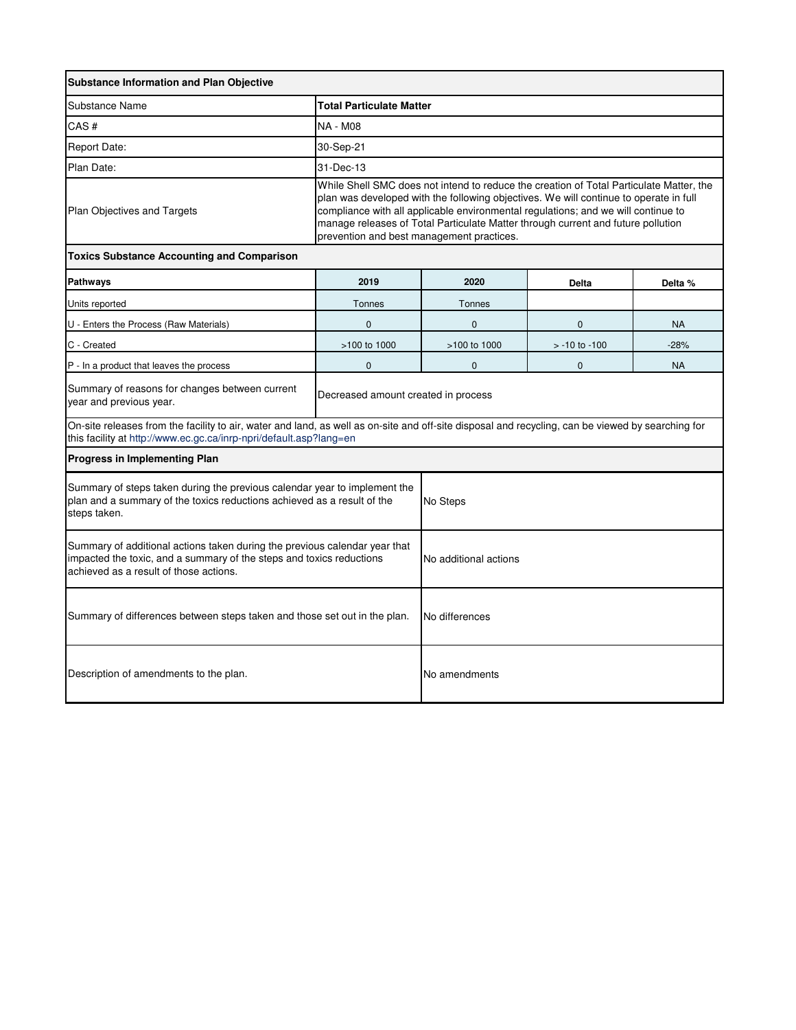| Substance Information and Plan Objective | | | | |
|---|---|---|---|---|
| Substance Name | **Total Particulate Matter** | | | |
| CAS # | NA - M08 | | | |
| Report Date: | 30-Sep-21 | | | |
| Plan Date: | 31-Dec-13 | | | |
| Plan Objectives and Targets | While Shell SMC does not intend to reduce the creation of Total Particulate Matter, the plan was developed with the following objectives. We will continue to operate in full compliance with all applicable environmental regulations; and we will continue to manage releases of Total Particulate Matter through current and future pollution prevention and best management practices. | | | |

| Toxics Substance Accounting and Comparison | | | | |
|---|---|---|---|---|
| **Pathways** | **2019** | **2020** | **Delta** | **Delta %** |
| Units reported | Tonnes | Tonnes | | |
| U - Enters the Process (Raw Materials) | 0 | 0 | 0 | NA |
| C - Created | >100 to 1000 | >100 to 1000 | > -10 to -100 | -28% |
| P - In a product that leaves the process | 0 | 0 | 0 | NA |
| Summary of reasons for changes between current year and previous year. | Decreased amount created in process | | | |

On-site releases from the facility to air, water and land, as well as on-site and off-site disposal and recycling, can be viewed by searching for this facility at http://www.ec.gc.ca/inrp-npri/default.asp?lang=en

| Progress in Implementing Plan | |
|---|---|
| Summary of steps taken during the previous calendar year to implement the plan and a summary of the toxics reductions achieved as a result of the steps taken. | No Steps |
| Summary of additional actions taken during the previous calendar year that impacted the toxic, and a summary of the steps and toxics reductions achieved as a result of those actions. | No additional actions |
| Summary of differences between steps taken and those set out in the plan. | No differences |
| Description of amendments to the plan. | No amendments |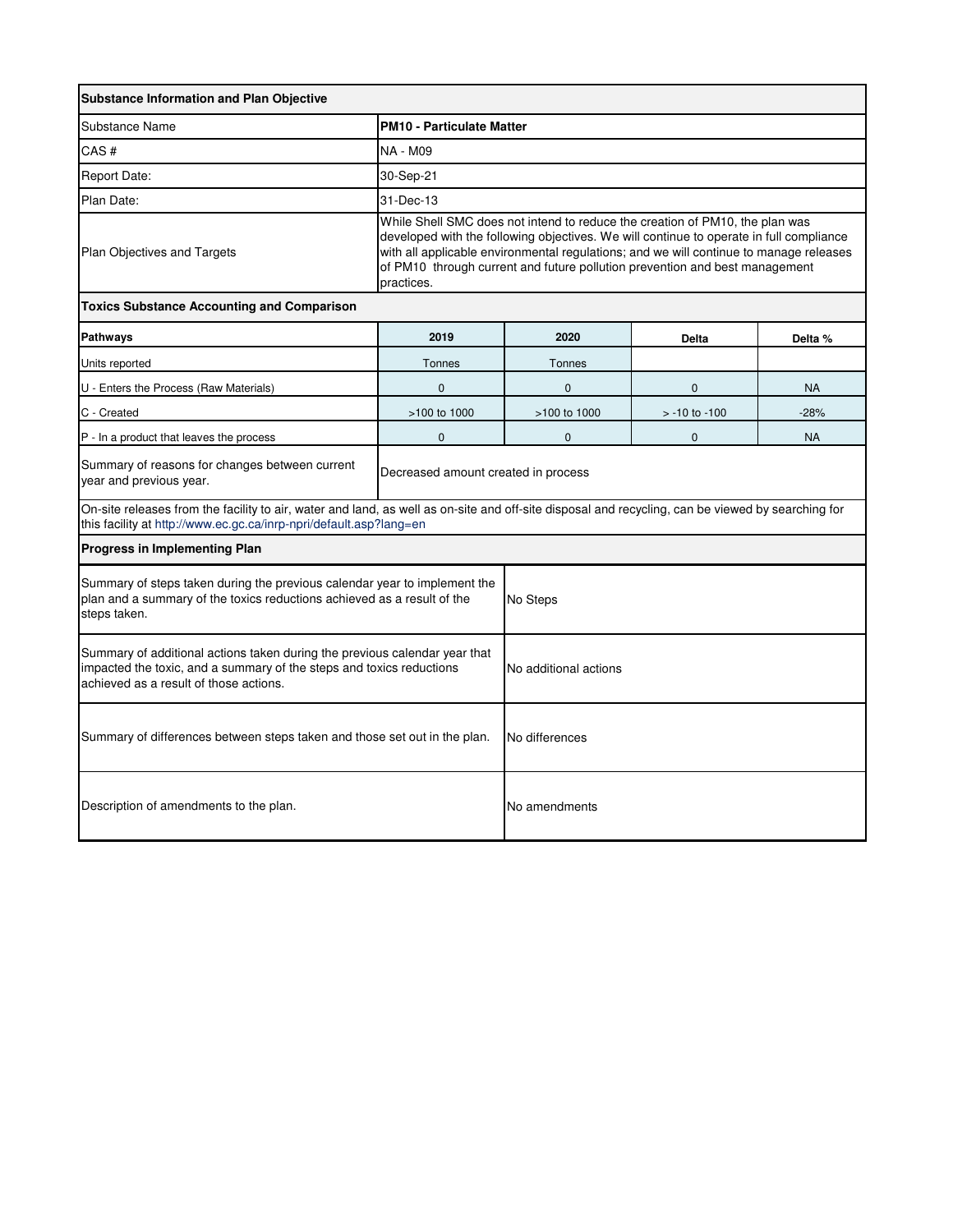## Substance Information and Plan Objective

| | |
|---|---|
| Substance Name | **PM10 - Particulate Matter** |
| CAS # | NA - M09 |
| Report Date: | 30-Sep-21 |
| Plan Date: | 31-Dec-13 |
| Plan Objectives and Targets | While Shell SMC does not intend to reduce the creation of PM10, the plan was developed with the following objectives. We will continue to operate in full compliance with all applicable environmental regulations; and we will continue to manage releases of PM10 through current and future pollution prevention and best management practices. |

## Toxics Substance Accounting and Comparison

| Pathways | 2019 | 2020 | Delta | Delta % |
|---|---|---|---|---|
| Units reported | Tonnes | Tonnes | | |
| U - Enters the Process (Raw Materials) | 0 | 0 | 0 | NA |
| C - Created | >100 to 1000 | >100 to 1000 | > -10 to -100 | -28% |
| P - In a product that leaves the process | 0 | 0 | 0 | NA |
| Summary of reasons for changes between current year and previous year. | Decreased amount created in process | | | |

On-site releases from the facility to air, water and land, as well as on-site and off-site disposal and recycling, can be viewed by searching for this facility at http://www.ec.gc.ca/inrp-npri/default.asp?lang=en

## Progress in Implementing Plan

| | |
|---|---|
| Summary of steps taken during the previous calendar year to implement the plan and a summary of the toxics reductions achieved as a result of the steps taken. | No Steps |
| Summary of additional actions taken during the previous calendar year that impacted the toxic, and a summary of the steps and toxics reductions achieved as a result of those actions. | No additional actions |
| Summary of differences between steps taken and those set out in the plan. | No differences |
| Description of amendments to the plan. | No amendments |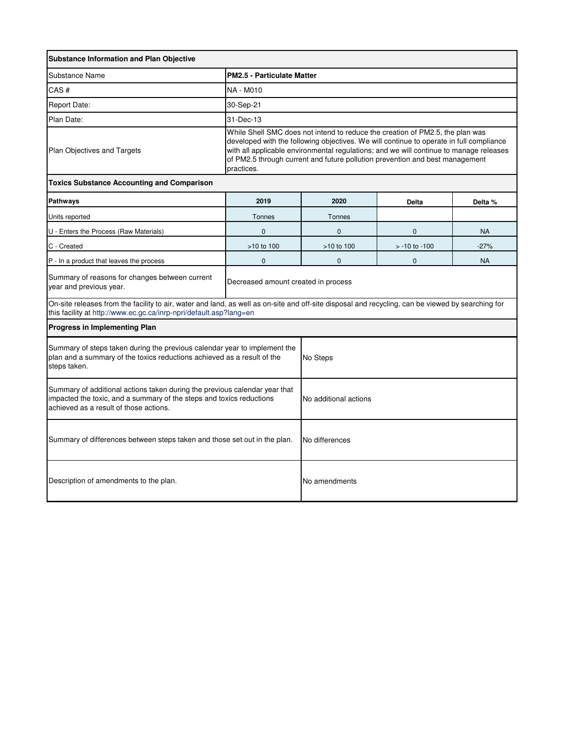| Substance Information and Plan Objective | | | | |
|---|---|---|---|---|
| Substance Name | **PM2.5 - Particulate Matter** | | | |
| CAS # | NA - M010 | | | |
| Report Date: | 30-Sep-21 | | | |
| Plan Date: | 31-Dec-13 | | | |
| Plan Objectives and Targets | While Shell SMC does not intend to reduce the creation of PM2.5, the plan was developed with the following objectives. We will continue to operate in full compliance with all applicable environmental regulations; and we will continue to manage releases of PM2.5 through current and future pollution prevention and best management practices. | | | |
| **Toxics Substance Accounting and Comparison** | | | | |
| **Pathways** | **2019** | **2020** | **Delta** | **Delta %** |
| Units reported | Tonnes | Tonnes | | |
| U - Enters the Process (Raw Materials) | 0 | 0 | 0 | NA |
| C - Created | >10 to 100 | >10 to 100 | > -10 to -100 | -27% |
| P - In a product that leaves the process | 0 | 0 | 0 | NA |
| Summary of reasons for changes between current year and previous year. | Decreased amount created in process | | | |

On-site releases from the facility to air, water and land, as well as on-site and off-site disposal and recycling, can be viewed by searching for this facility at http://www.ec.gc.ca/inrp-npri/default.asp?lang=en

| Progress in Implementing Plan | |
|---|---|
| Summary of steps taken during the previous calendar year to implement the plan and a summary of the toxics reductions achieved as a result of the steps taken. | No Steps |
| Summary of additional actions taken during the previous calendar year that impacted the toxic, and a summary of the steps and toxics reductions achieved as a result of those actions. | No additional actions |
| Summary of differences between steps taken and those set out in the plan. | No differences |
| Description of amendments to the plan. | No amendments |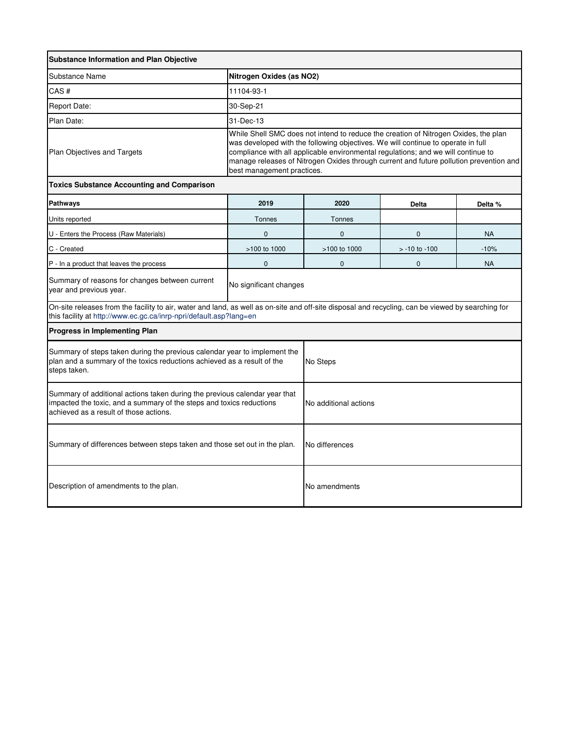| Substance Information and Plan Objective | |
|---|---|
| Substance Name | **Nitrogen Oxides (as NO2)** |
| CAS # | 11104-93-1 |
| Report Date: | 30-Sep-21 |
| Plan Date: | 31-Dec-13 |
| Plan Objectives and Targets | While Shell SMC does not intend to reduce the creation of Nitrogen Oxides, the plan was developed with the following objectives. We will continue to operate in full compliance with all applicable environmental regulations; and we will continue to manage releases of Nitrogen Oxides through current and future pollution prevention and best management practices. |

**Toxics Substance Accounting and Comparison**

| Pathways | 2019 | 2020 | Delta | Delta % |
|---|---|---|---|---|
| Units reported | Tonnes | Tonnes | | |
| U - Enters the Process (Raw Materials) | 0 | 0 | 0 | NA |
| C - Created | >100 to 1000 | >100 to 1000 | > -10 to -100 | -10% |
| P - In a product that leaves the process | 0 | 0 | 0 | NA |
| Summary of reasons for changes between current year and previous year. | No significant changes | | | |

On-site releases from the facility to air, water and land, as well as on-site and off-site disposal and recycling, can be viewed by searching for this facility at http://www.ec.gc.ca/inrp-npri/default.asp?lang=en

**Progress in Implementing Plan**

| | |
|---|---|
| Summary of steps taken during the previous calendar year to implement the plan and a summary of the toxics reductions achieved as a result of the steps taken. | No Steps |
| Summary of additional actions taken during the previous calendar year that impacted the toxic, and a summary of the steps and toxics reductions achieved as a result of those actions. | No additional actions |
| Summary of differences between steps taken and those set out in the plan. | No differences |
| Description of amendments to the plan. | No amendments |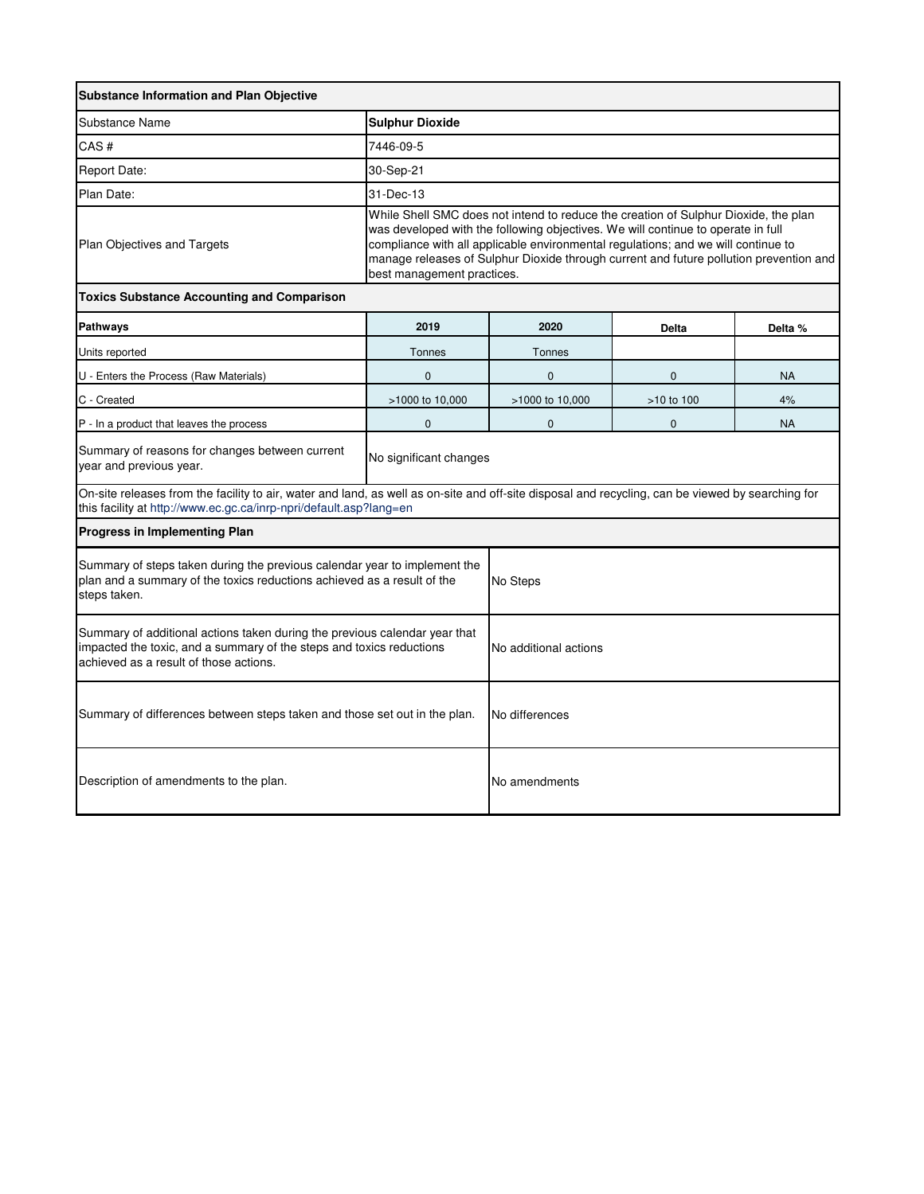| Substance Information and Plan Objective | | | | |
|---|---|---|---|---|
| Substance Name | **Sulphur Dioxide** | | | |
| CAS # | 7446-09-5 | | | |
| Report Date: | 30-Sep-21 | | | |
| Plan Date: | 31-Dec-13 | | | |
| Plan Objectives and Targets | While Shell SMC does not intend to reduce the creation of Sulphur Dioxide, the plan was developed with the following objectives. We will continue to operate in full compliance with all applicable environmental regulations; and we will continue to manage releases of Sulphur Dioxide through current and future pollution prevention and best management practices. | | | |

| Toxics Substance Accounting and Comparison | | | | |
|---|---|---|---|---|
| **Pathways** | **2019** | **2020** | **Delta** | **Delta %** |
| Units reported | Tonnes | Tonnes | | |
| U - Enters the Process (Raw Materials) | 0 | 0 | 0 | NA |
| C - Created | >1000 to 10,000 | >1000 to 10,000 | >10 to 100 | 4% |
| P - In a product that leaves the process | 0 | 0 | 0 | NA |
| Summary of reasons for changes between current year and previous year. | No significant changes | | | |

On-site releases from the facility to air, water and land, as well as on-site and off-site disposal and recycling, can be viewed by searching for this facility at http://www.ec.gc.ca/inrp-npri/default.asp?lang=en

| Progress in Implementing Plan | |
|---|---|
| Summary of steps taken during the previous calendar year to implement the plan and a summary of the toxics reductions achieved as a result of the steps taken. | No Steps |
| Summary of additional actions taken during the previous calendar year that impacted the toxic, and a summary of the steps and toxics reductions achieved as a result of those actions. | No additional actions |
| Summary of differences between steps taken and those set out in the plan. | No differences |
| Description of amendments to the plan. | No amendments |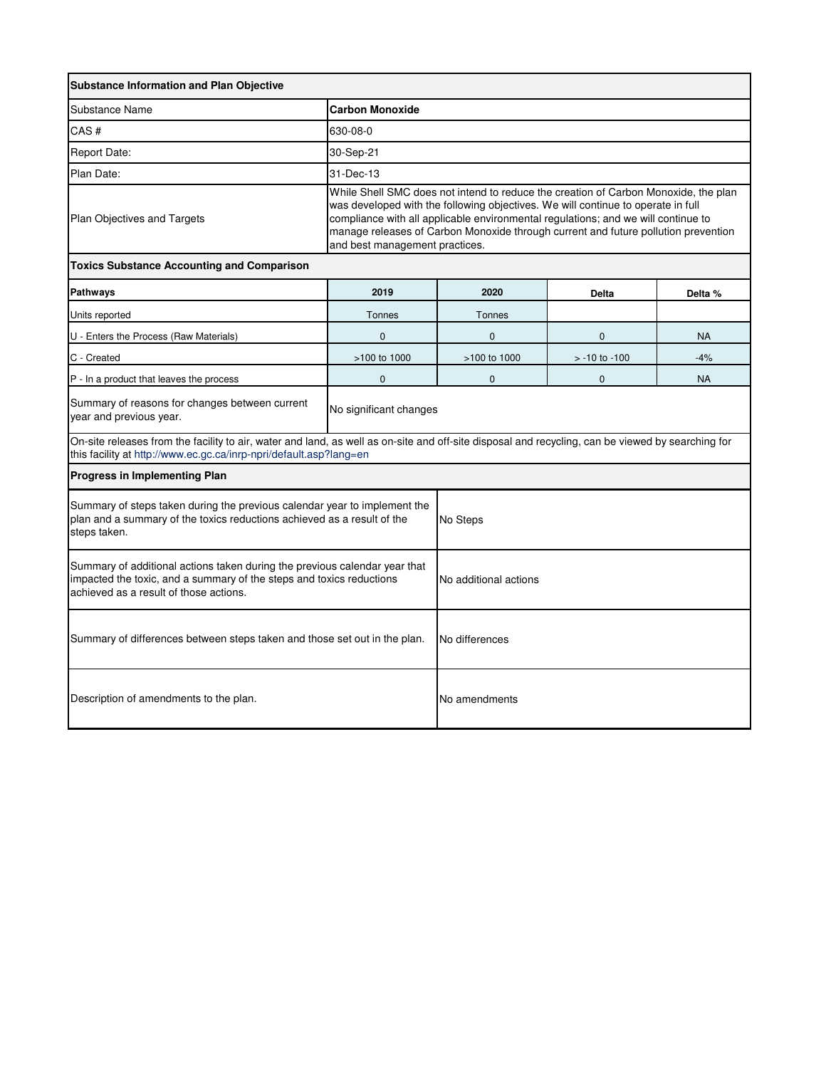| Substance Information and Plan Objective | | | | |
|---|---|---|---|---|
| Substance Name | **Carbon Monoxide** | | | |
| CAS # | 630-08-0 | | | |
| Report Date: | 30-Sep-21 | | | |
| Plan Date: | 31-Dec-13 | | | |
| Plan Objectives and Targets | While Shell SMC does not intend to reduce the creation of Carbon Monoxide, the plan was developed with the following objectives. We will continue to operate in full compliance with all applicable environmental regulations; and we will continue to manage releases of Carbon Monoxide through current and future pollution prevention and best management practices. | | | |

| Toxics Substance Accounting and Comparison | | | | |
|---|---|---|---|---|
| **Pathways** | **2019** | **2020** | **Delta** | **Delta %** |
| Units reported | Tonnes | Tonnes | | |
| U - Enters the Process (Raw Materials) | 0 | 0 | 0 | NA |
| C - Created | >100 to 1000 | >100 to 1000 | > -10 to -100 | -4% |
| P - In a product that leaves the process | 0 | 0 | 0 | NA |
| Summary of reasons for changes between current year and previous year. | No significant changes | | | |

On-site releases from the facility to air, water and land, as well as on-site and off-site disposal and recycling, can be viewed by searching for this facility at http://www.ec.gc.ca/inrp-npri/default.asp?lang=en

| Progress in Implementing Plan | |
|---|---|
| Summary of steps taken during the previous calendar year to implement the plan and a summary of the toxics reductions achieved as a result of the steps taken. | No Steps |
| Summary of additional actions taken during the previous calendar year that impacted the toxic, and a summary of the steps and toxics reductions achieved as a result of those actions. | No additional actions |
| Summary of differences between steps taken and those set out in the plan. | No differences |
| Description of amendments to the plan. | No amendments |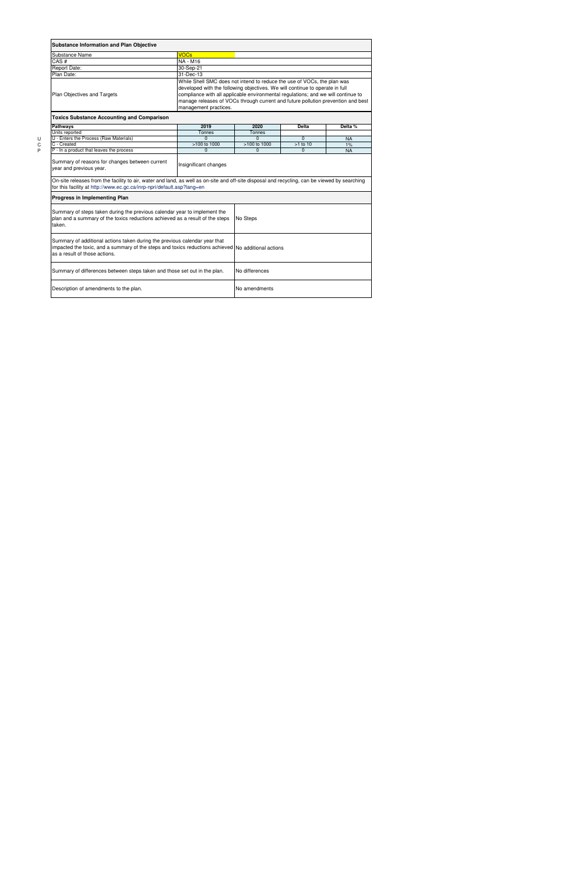## Substance Information and Plan Objective

| | |
|---|---|
| Substance Name | VOCs |
| CAS # | NA - M16 |
| Report Date: | 30-Sep-21 |
| Plan Date: | 31-Dec-13 |
| Plan Objectives and Targets | While Shell SMC does not intend to reduce the use of VOCs, the plan was developed with the following objectives. We will continue to operate in full compliance with all applicable environmental regulations; and we will continue to manage releases of VOCs through current and future pollution prevention and best management practices. |

## Toxics Substance Accounting and Comparison

| | Pathways | 2019 | 2020 | Delta | Delta % |
|---|---|---|---|---|---|
| | Units reported | Tonnes | Tonnes | | |
| U | U - Enters the Process (Raw Materials) | 0 | 0 | 0 | NA |
| C | C - Created | >100 to 1000 | >100 to 1000 | >1 to 10 | 1% |
| P | P - In a product that leaves the process | 0 | 0 | 0 | NA |

| | |
|---|---|
| Summary of reasons for changes between current year and previous year. | Insignificant changes |

On-site releases from the facility to air, water and land, as well as on-site and off-site disposal and recycling, can be viewed by searching for this facility at http://www.ec.gc.ca/inrp-npri/default.asp?lang=en

## Progress in Implementing Plan

| | |
|---|---|
| Summary of steps taken during the previous calendar year to implement the plan and a summary of the toxics reductions achieved as a result of the steps taken. | No Steps |
| Summary of additional actions taken during the previous calendar year that impacted the toxic, and a summary of the steps and toxics reductions achieved as a result of those actions. | No additional actions |
| Summary of differences between steps taken and those set out in the plan. | No differences |
| Description of amendments to the plan. | No amendments |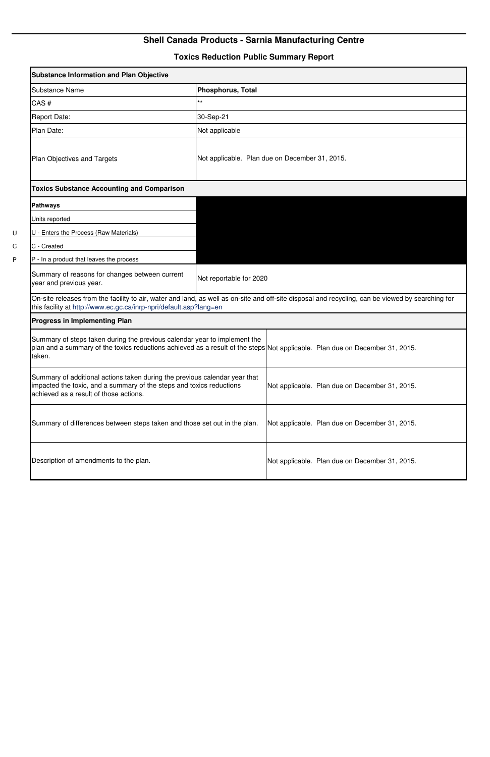# Shell Canada Products - Sarnia Manufacturing Centre

## Toxics Reduction Public Summary Report

| | |
|---|---|
| **Substance Information and Plan Objective** | |
| Substance Name | **Phosphorus, Total** |
| CAS # | ** |
| Report Date: | 30-Sep-21 |
| Plan Date: | Not applicable |
| Plan Objectives and Targets | Not applicable. Plan due on December 31, 2015. |
| **Toxics Substance Accounting and Comparison** | |
| **Pathways** | |
| Units reported | |
| U - Enters the Process (Raw Materials) | |
| C - Created | |
| P - In a product that leaves the process | |
| Summary of reasons for changes between current year and previous year. | Not reportable for 2020 |

On-site releases from the facility to air, water and land, as well as on-site and off-site disposal and recycling, can be viewed by searching for this facility at http://www.ec.gc.ca/inrp-npri/default.asp?lang=en

| | |
|---|---|
| **Progress in Implementing Plan** | |
| Summary of steps taken during the previous calendar year to implement the plan and a summary of the toxics reductions achieved as a result of the steps taken. | Not applicable. Plan due on December 31, 2015. |
| Summary of additional actions taken during the previous calendar year that impacted the toxic, and a summary of the steps and toxics reductions achieved as a result of those actions. | Not applicable. Plan due on December 31, 2015. |
| Summary of differences between steps taken and those set out in the plan. | Not applicable. Plan due on December 31, 2015. |
| Description of amendments to the plan. | Not applicable. Plan due on December 31, 2015. |